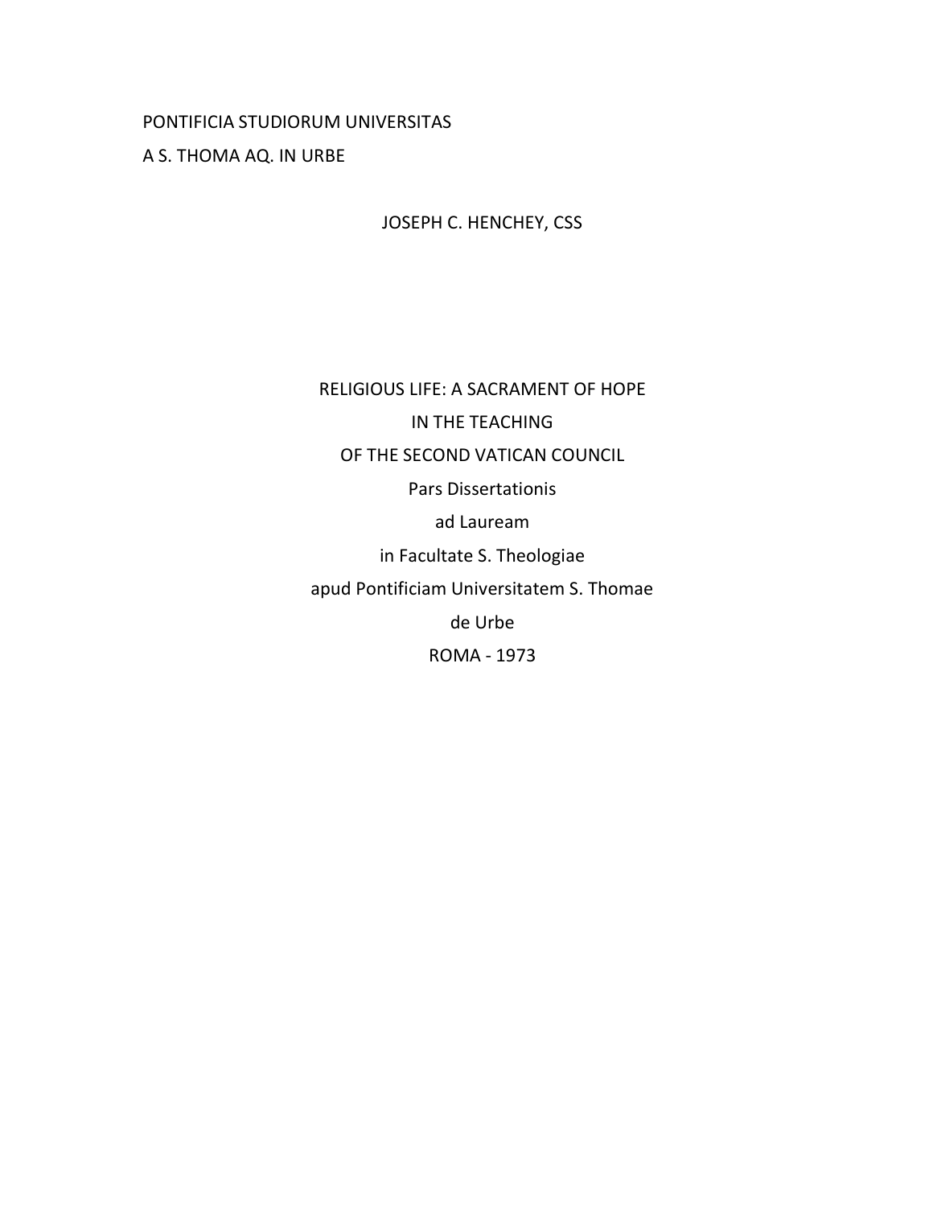PONTIFICIA STUDIORUM UNIVERSITAS

A S. THOMA AQ. IN URBE

JOSEPH C. HENCHEY, CSS

# RELIGIOUS LIFE: A SACRAMENT OF HOPE
# IN THE TEACHING
# OF THE SECOND VATICAN COUNCIL

Pars Dissertationis

ad Lauream

in Facultate S. Theologiae

apud Pontificiam Universitatem S. Thomae

de Urbe

ROMA - 1973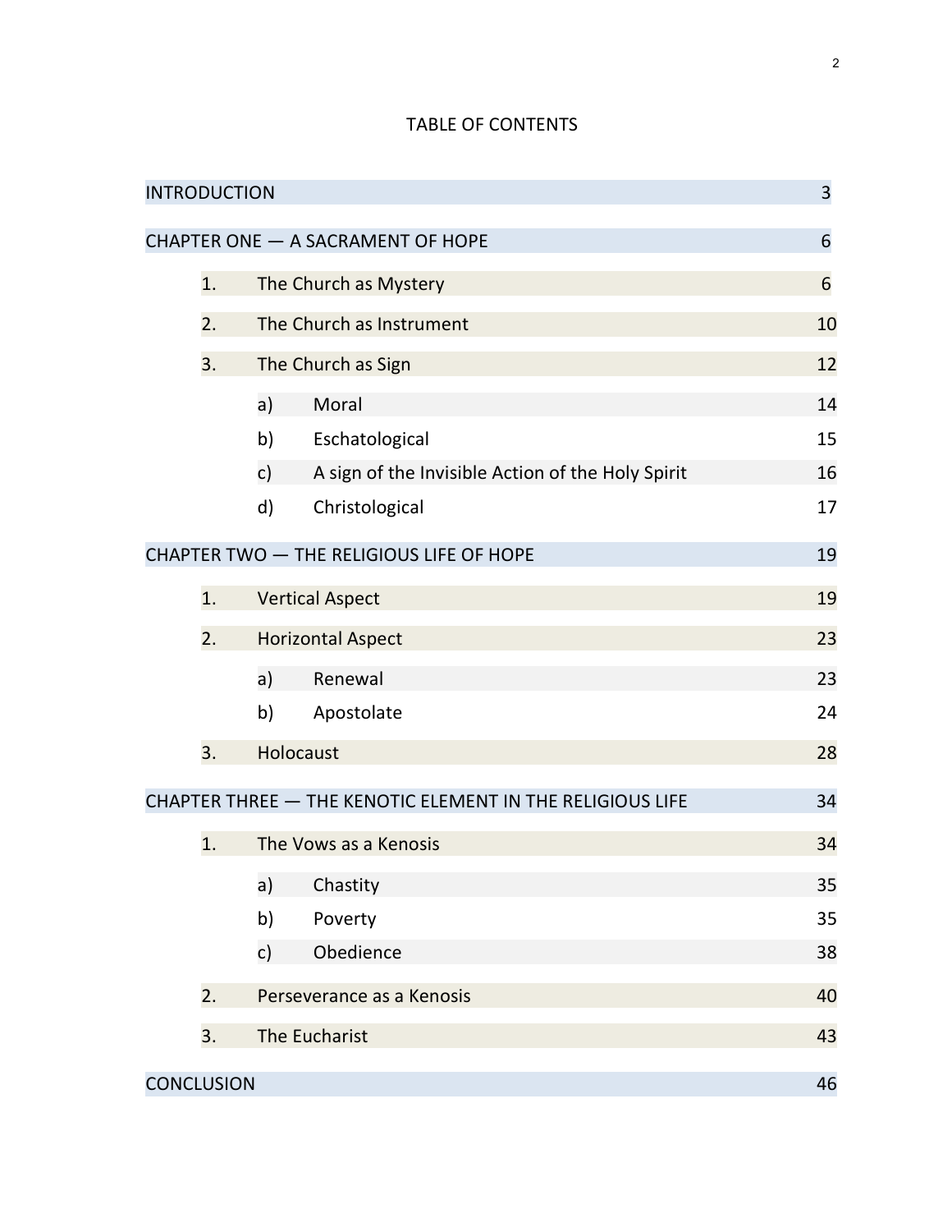# TABLE OF CONTENTS

| | | | |
|---|---|---|---|
| INTRODUCTION | | | 3 |
| CHAPTER ONE — A SACRAMENT OF HOPE | | | 6 |
| 1. | The Church as Mystery | | 6 |
| 2. | The Church as Instrument | | 10 |
| 3. | The Church as Sign | | 12 |
| | a) | Moral | 14 |
| | b) | Eschatological | 15 |
| | c) | A sign of the Invisible Action of the Holy Spirit | 16 |
| | d) | Christological | 17 |
| CHAPTER TWO — THE RELIGIOUS LIFE OF HOPE | | | 19 |
| 1. | Vertical Aspect | | 19 |
| 2. | Horizontal Aspect | | 23 |
| | a) | Renewal | 23 |
| | b) | Apostolate | 24 |
| 3. | Holocaust | | 28 |
| CHAPTER THREE — THE KENOTIC ELEMENT IN THE RELIGIOUS LIFE | | | 34 |
| 1. | The Vows as a Kenosis | | 34 |
| | a) | Chastity | 35 |
| | b) | Poverty | 35 |
| | c) | Obedience | 38 |
| 2. | Perseverance as a Kenosis | | 40 |
| 3. | The Eucharist | | 43 |
| CONCLUSION | | | 46 |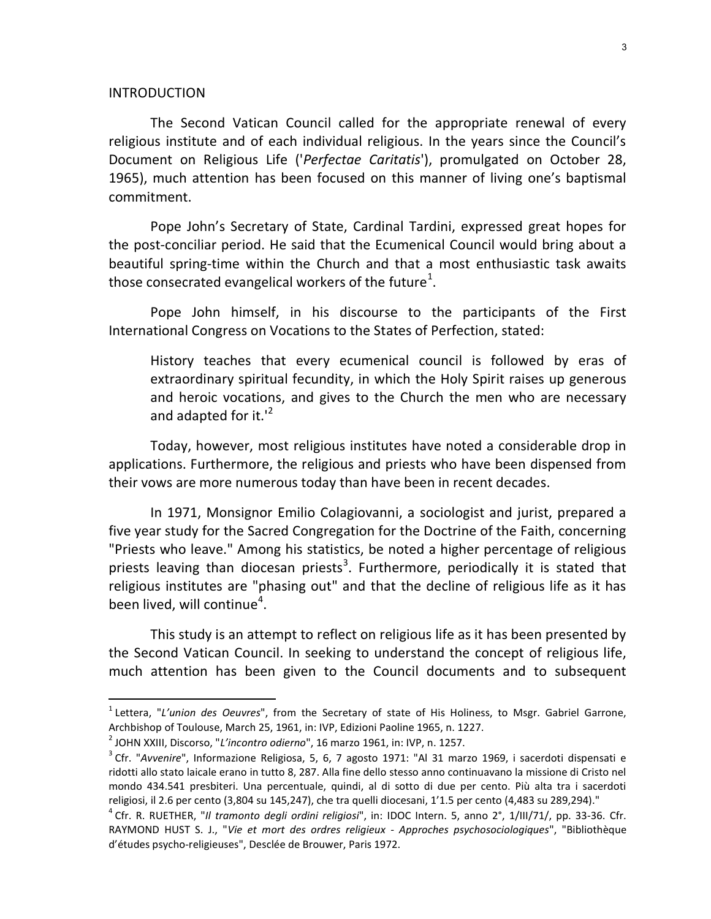INTRODUCTION

The Second Vatican Council called for the appropriate renewal of every religious institute and of each individual religious. In the years since the Council's Document on Religious Life ('*Perfectae Caritatis*'), promulgated on October 28, 1965), much attention has been focused on this manner of living one's baptismal commitment.

Pope John's Secretary of State, Cardinal Tardini, expressed great hopes for the post-conciliar period. He said that the Ecumenical Council would bring about a beautiful spring-time within the Church and that a most enthusiastic task awaits those consecrated evangelical workers of the future[1].

Pope John himself, in his discourse to the participants of the First International Congress on Vocations to the States of Perfection, stated:

> History teaches that every ecumenical council is followed by eras of extraordinary spiritual fecundity, in which the Holy Spirit raises up generous and heroic vocations, and gives to the Church the men who are necessary and adapted for it.'[2]

Today, however, most religious institutes have noted a considerable drop in applications. Furthermore, the religious and priests who have been dispensed from their vows are more numerous today than have been in recent decades.

In 1971, Monsignor Emilio Colagiovanni, a sociologist and jurist, prepared a five year study for the Sacred Congregation for the Doctrine of the Faith, concerning "Priests who leave." Among his statistics, be noted a higher percentage of religious priests leaving than diocesan priests[3]. Furthermore, periodically it is stated that religious institutes are "phasing out" and that the decline of religious life as it has been lived, will continue[4].

This study is an attempt to reflect on religious life as it has been presented by the Second Vatican Council. In seeking to understand the concept of religious life, much attention has been given to the Council documents and to subsequent

---

[1] Lettera, "*L'union des Oeuvres*", from the Secretary of state of His Holiness, to Msgr. Gabriel Garrone, Archbishop of Toulouse, March 25, 1961, in: IVP, Edizioni Paoline 1965, n. 1227.

[2] JOHN XXIII, Discorso, "*L'incontro odierno*", 16 marzo 1961, in: IVP, n. 1257.

[3] Cfr. "*Avvenire*", Informazione Religiosa, 5, 6, 7 agosto 1971: "Al 31 marzo 1969, i sacerdoti dispensati e ridotti allo stato laicale erano in tutto 8, 287. Alla fine dello stesso anno continuavano la missione di Cristo nel mondo 434.541 presbiteri. Una percentuale, quindi, al di sotto di due per cento. Più alta tra i sacerdoti religiosi, il 2.6 per cento (3,804 su 145,247), che tra quelli diocesani, 1'1.5 per cento (4,483 su 289,294)."

[4] Cfr. R. RUETHER, "*Il tramonto degli ordini religiosi*", in: IDOC Intern. 5, anno 2°, 1/III/71/, pp. 33-36. Cfr. RAYMOND HUST S. J., "*Vie et mort des ordres religieux - Approches psychosociologiques*", "Bibliothèque d'études psycho-religieuses", Desclée de Brouwer, Paris 1972.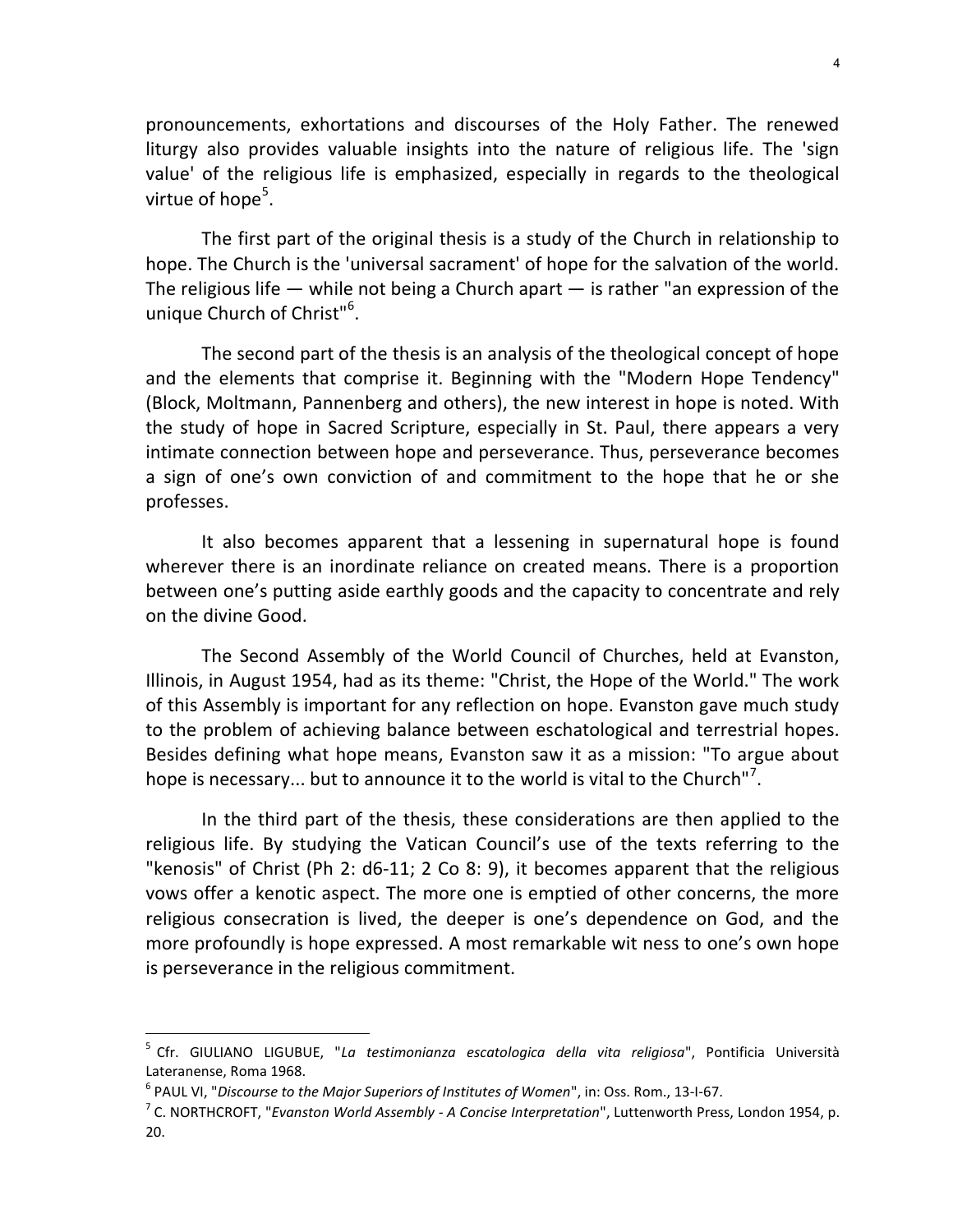pronouncements, exhortations and discourses of the Holy Father. The renewed liturgy also provides valuable insights into the nature of religious life. The 'sign value' of the religious life is emphasized, especially in regards to the theological virtue of hope[5].

The first part of the original thesis is a study of the Church in relationship to hope. The Church is the 'universal sacrament' of hope for the salvation of the world. The religious life — while not being a Church apart — is rather "an expression of the unique Church of Christ"[6].

The second part of the thesis is an analysis of the theological concept of hope and the elements that comprise it. Beginning with the "Modern Hope Tendency" (Block, Moltmann, Pannenberg and others), the new interest in hope is noted. With the study of hope in Sacred Scripture, especially in St. Paul, there appears a very intimate connection between hope and perseverance. Thus, perseverance becomes a sign of one's own conviction of and commitment to the hope that he or she professes.

It also becomes apparent that a lessening in supernatural hope is found wherever there is an inordinate reliance on created means. There is a proportion between one's putting aside earthly goods and the capacity to concentrate and rely on the divine Good.

The Second Assembly of the World Council of Churches, held at Evanston, Illinois, in August 1954, had as its theme: "Christ, the Hope of the World." The work of this Assembly is important for any reflection on hope. Evanston gave much study to the problem of achieving balance between eschatological and terrestrial hopes. Besides defining what hope means, Evanston saw it as a mission: "To argue about hope is necessary... but to announce it to the world is vital to the Church"[7].

In the third part of the thesis, these considerations are then applied to the religious life. By studying the Vatican Council's use of the texts referring to the "kenosis" of Christ (Ph 2: d6-11; 2 Co 8: 9), it becomes apparent that the religious vows offer a kenotic aspect. The more one is emptied of other concerns, the more religious consecration is lived, the deeper is one's dependence on God, and the more profoundly is hope expressed. A most remarkable wit ness to one's own hope is perseverance in the religious commitment.

---

[5] Cfr. GIULIANO LIGUBUE, "*La testimonianza escatologica della vita religiosa*", Pontificia Università Lateranense, Roma 1968.

[6] PAUL VI, "*Discourse to the Major Superiors of Institutes of Women*", in: Oss. Rom., 13-I-67.

[7] C. NORTHCROFT, "*Evanston World Assembly - A Concise Interpretation*", Luttenworth Press, London 1954, p. 20.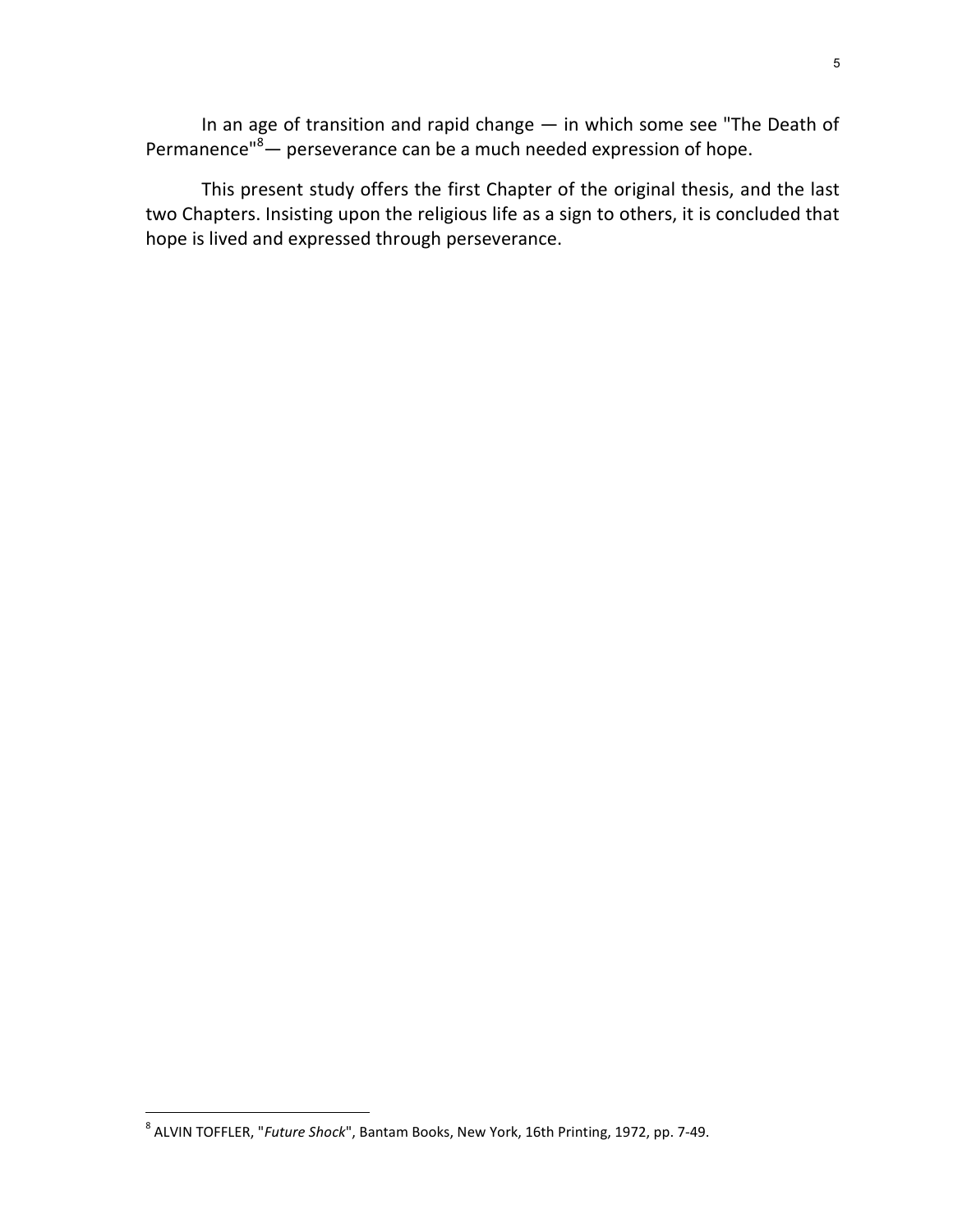In an age of transition and rapid change — in which some see "The Death of Permanence"[8]— perseverance can be a much needed expression of hope.

This present study offers the first Chapter of the original thesis, and the last two Chapters. Insisting upon the religious life as a sign to others, it is concluded that hope is lived and expressed through perseverance.

---

[8] ALVIN TOFFLER, "*Future Shock*", Bantam Books, New York, 16th Printing, 1972, pp. 7-49.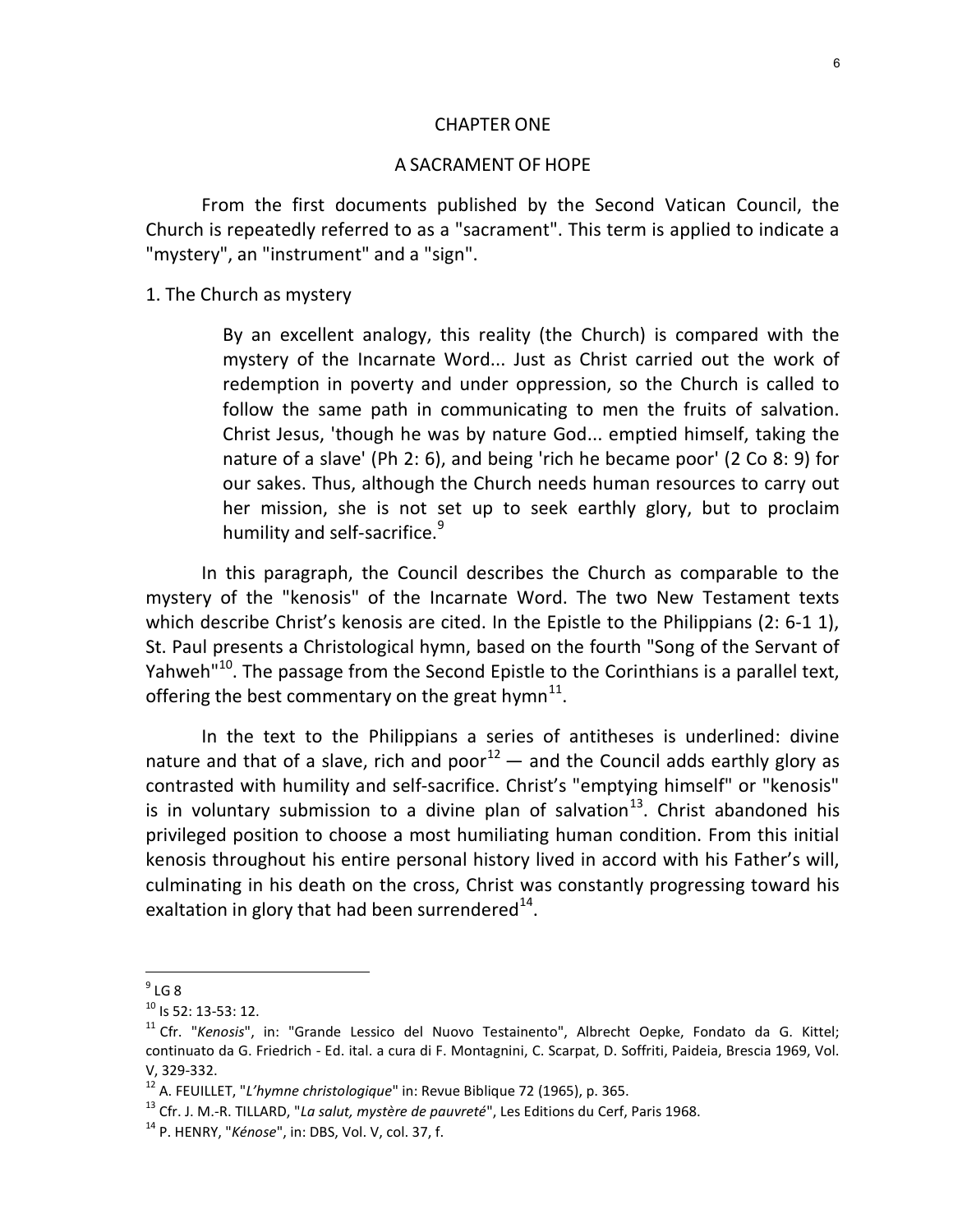# CHAPTER ONE

## A SACRAMENT OF HOPE

From the first documents published by the Second Vatican Council, the Church is repeatedly referred to as a "sacrament". This term is applied to indicate a "mystery", an "instrument" and a "sign".

### 1. The Church as mystery

> By an excellent analogy, this reality (the Church) is compared with the mystery of the Incarnate Word... Just as Christ carried out the work of redemption in poverty and under oppression, so the Church is called to follow the same path in communicating to men the fruits of salvation. Christ Jesus, 'though he was by nature God... emptied himself, taking the nature of a slave' (Ph 2: 6), and being 'rich he became poor' (2 Co 8: 9) for our sakes. Thus, although the Church needs human resources to carry out her mission, she is not set up to seek earthly glory, but to proclaim humility and self-sacrifice.[9]

In this paragraph, the Council describes the Church as comparable to the mystery of the "kenosis" of the Incarnate Word. The two New Testament texts which describe Christ's kenosis are cited. In the Epistle to the Philippians (2: 6-1 1), St. Paul presents a Christological hymn, based on the fourth "Song of the Servant of Yahweh"[10]. The passage from the Second Epistle to the Corinthians is a parallel text, offering the best commentary on the great hymn[11].

In the text to the Philippians a series of antitheses is underlined: divine nature and that of a slave, rich and poor[12] — and the Council adds earthly glory as contrasted with humility and self-sacrifice. Christ's "emptying himself" or "kenosis" is in voluntary submission to a divine plan of salvation[13]. Christ abandoned his privileged position to choose a most humiliating human condition. From this initial kenosis throughout his entire personal history lived in accord with his Father's will, culminating in his death on the cross, Christ was constantly progressing toward his exaltation in glory that had been surrendered[14].

---

[9] LG 8

[10] Is 52: 13-53: 12.

[11] Cfr. "*Kenosis*", in: "Grande Lessico del Nuovo Testainento", Albrecht Oepke, Fondato da G. Kittel; continuato da G. Friedrich - Ed. ital. a cura di F. Montagnini, C. Scarpat, D. Soffriti, Paideia, Brescia 1969, Vol. V, 329-332.

[12] A. FEUILLET, "*L'hymne christologique*" in: Revue Biblique 72 (1965), p. 365.

[13] Cfr. J. M.-R. TILLARD, "*La salut, mystère de pauvreté*", Les Editions du Cerf, Paris 1968.

[14] P. HENRY, "*Kénose*", in: DBS, Vol. V, col. 37, f.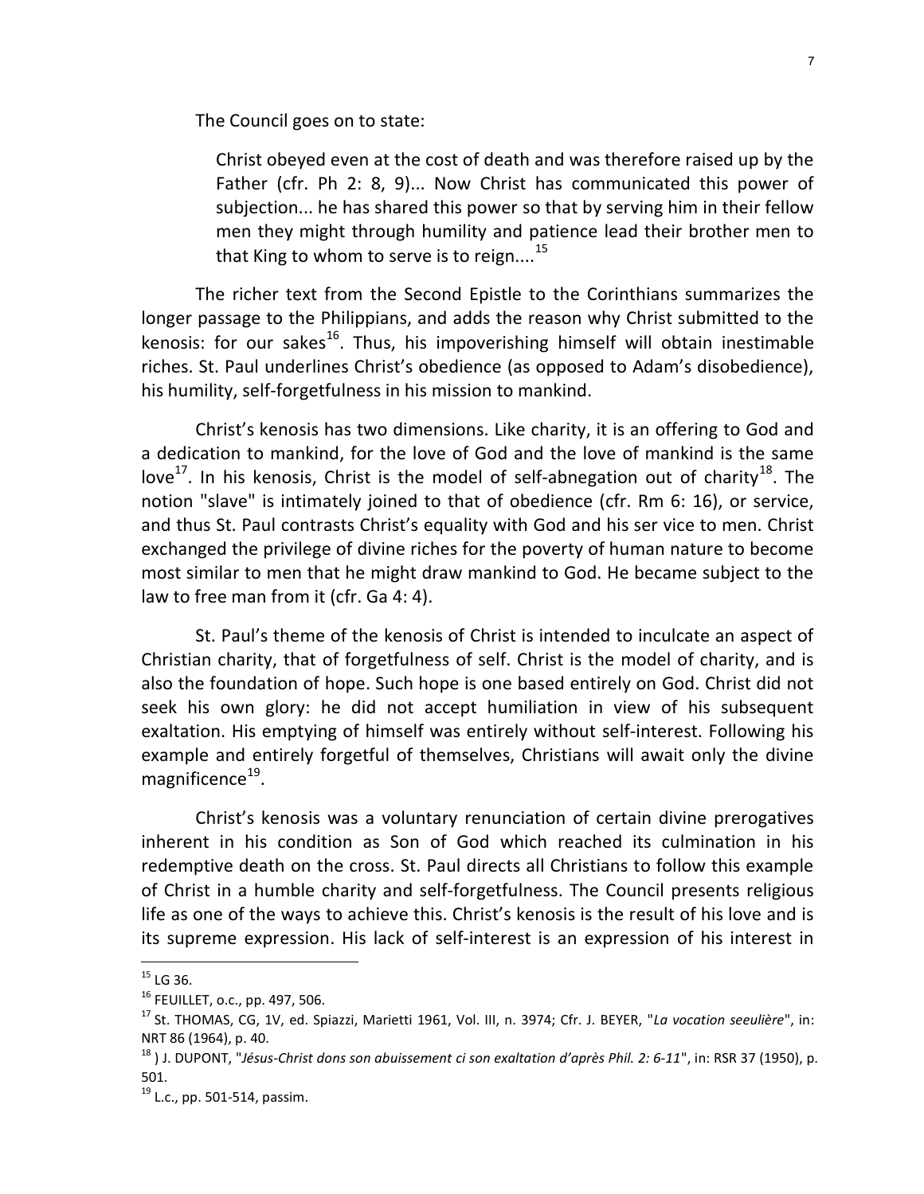The Council goes on to state:

> Christ obeyed even at the cost of death and was therefore raised up by the Father (cfr. Ph 2: 8, 9)... Now Christ has communicated this power of subjection... he has shared this power so that by serving him in their fellow men they might through humility and patience lead their brother men to that King to whom to serve is to reign....[15]

The richer text from the Second Epistle to the Corinthians summarizes the longer passage to the Philippians, and adds the reason why Christ submitted to the kenosis: for our sakes[16]. Thus, his impoverishing himself will obtain inestimable riches. St. Paul underlines Christ's obedience (as opposed to Adam's disobedience), his humility, self-forgetfulness in his mission to mankind.

Christ's kenosis has two dimensions. Like charity, it is an offering to God and a dedication to mankind, for the love of God and the love of mankind is the same love[17]. In his kenosis, Christ is the model of self-abnegation out of charity[18]. The notion "slave" is intimately joined to that of obedience (cfr. Rm 6: 16), or service, and thus St. Paul contrasts Christ's equality with God and his ser vice to men. Christ exchanged the privilege of divine riches for the poverty of human nature to become most similar to men that he might draw mankind to God. He became subject to the law to free man from it (cfr. Ga 4: 4).

St. Paul's theme of the kenosis of Christ is intended to inculcate an aspect of Christian charity, that of forgetfulness of self. Christ is the model of charity, and is also the foundation of hope. Such hope is one based entirely on God. Christ did not seek his own glory: he did not accept humiliation in view of his subsequent exaltation. His emptying of himself was entirely without self-interest. Following his example and entirely forgetful of themselves, Christians will await only the divine magnificence[19].

Christ's kenosis was a voluntary renunciation of certain divine prerogatives inherent in his condition as Son of God which reached its culmination in his redemptive death on the cross. St. Paul directs all Christians to follow this example of Christ in a humble charity and self-forgetfulness. The Council presents religious life as one of the ways to achieve this. Christ's kenosis is the result of his love and is its supreme expression. His lack of self-interest is an expression of his interest in

---

[15] LG 36.

[16] FEUILLET, o.c., pp. 497, 506.

[17] St. THOMAS, CG, 1V, ed. Spiazzi, Marietti 1961, Vol. III, n. 3974; Cfr. J. BEYER, "*La vocation seeulière*", in: NRT 86 (1964), p. 40.

[18] ) J. DUPONT, "*Jésus-Christ dons son abuissement ci son exaltation d'après Phil. 2: 6-11*", in: RSR 37 (1950), p. 501.

[19] L.c., pp. 501-514, passim.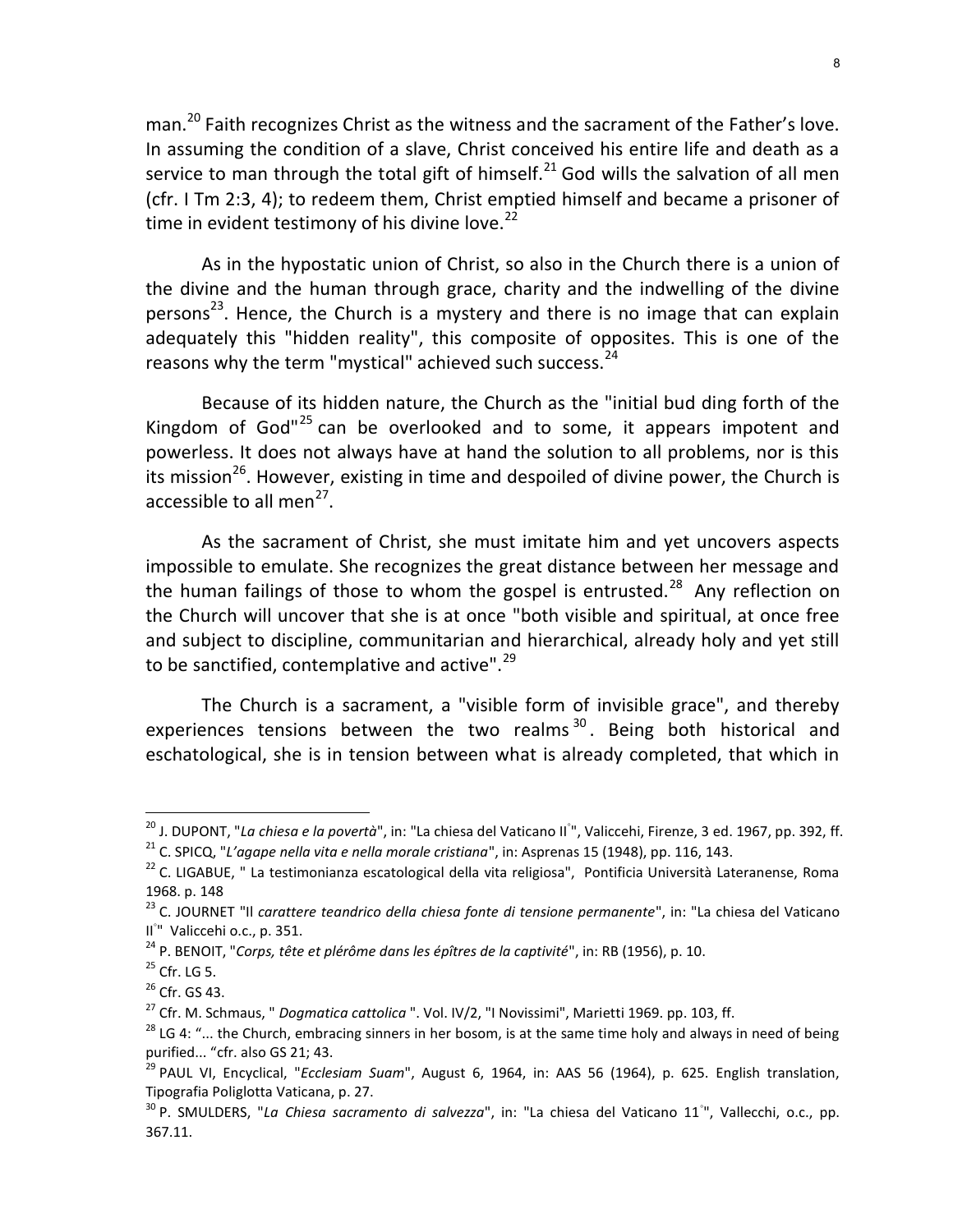man.[20] Faith recognizes Christ as the witness and the sacrament of the Father's love. In assuming the condition of a slave, Christ conceived his entire life and death as a service to man through the total gift of himself.[21] God wills the salvation of all men (cfr. I Tm 2:3, 4); to redeem them, Christ emptied himself and became a prisoner of time in evident testimony of his divine love.[22]

As in the hypostatic union of Christ, so also in the Church there is a union of the divine and the human through grace, charity and the indwelling of the divine persons[23]. Hence, the Church is a mystery and there is no image that can explain adequately this "hidden reality", this composite of opposites. This is one of the reasons why the term "mystical" achieved such success.[24]

Because of its hidden nature, the Church as the "initial bud ding forth of the Kingdom of God"[25] can be overlooked and to some, it appears impotent and powerless. It does not always have at hand the solution to all problems, nor is this its mission[26]. However, existing in time and despoiled of divine power, the Church is accessible to all men[27].

As the sacrament of Christ, she must imitate him and yet uncovers aspects impossible to emulate. She recognizes the great distance between her message and the human failings of those to whom the gospel is entrusted.[28] Any reflection on the Church will uncover that she is at once "both visible and spiritual, at once free and subject to discipline, communitarian and hierarchical, already holy and yet still to be sanctified, contemplative and active".[29]

The Church is a sacrament, a "visible form of invisible grace", and thereby experiences tensions between the two realms[30]. Being both historical and eschatological, she is in tension between what is already completed, that which in

---

[20] J. DUPONT, "*La chiesa e la povertà*", in: "La chiesa del Vaticano II°", Valiccehi, Firenze, 3 ed. 1967, pp. 392, ff.

[21] C. SPICQ, "*L'agape nella vita e nella morale cristiana*", in: Asprenas 15 (1948), pp. 116, 143.

[22] C. LIGABUE, " La testimonianza escatological della vita religiosa", Pontificia Università Lateranense, Roma 1968. p. 148

[23] C. JOURNET "Il *carattere teandrico della chiesa fonte di tensione permanente*", in: "La chiesa del Vaticano II°" Valiccehi o.c., p. 351.

[24] P. BENOIT, "*Corps, tête et plérôme dans les épîtres de la captivité*", in: RB (1956), p. 10.

[25] Cfr. LG 5.

[26] Cfr. GS 43.

[27] Cfr. M. Schmaus, " *Dogmatica cattolica* ". Vol. IV/2, "I Novissimi", Marietti 1969. pp. 103, ff.

[28] LG 4: "... the Church, embracing sinners in her bosom, is at the same time holy and always in need of being purified... "cfr. also GS 21; 43.

[29] PAUL VI, Encyclical, "*Ecclesiam Suam*", August 6, 1964, in: AAS 56 (1964), p. 625. English translation, Tipografia Poliglotta Vaticana, p. 27.

[30] P. SMULDERS, "*La Chiesa sacramento di salvezza*", in: "La chiesa del Vaticano 11°", Vallecchi, o.c., pp. 367.11.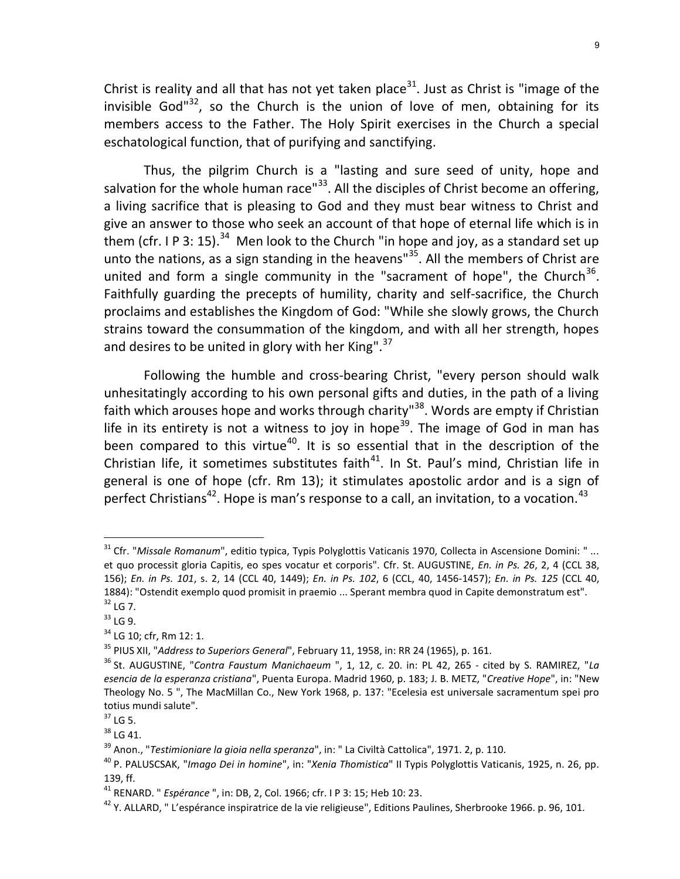Christ is reality and all that has not yet taken place[31]. Just as Christ is "image of the invisible God"[32], so the Church is the union of love of men, obtaining for its members access to the Father. The Holy Spirit exercises in the Church a special eschatological function, that of purifying and sanctifying.

Thus, the pilgrim Church is a "lasting and sure seed of unity, hope and salvation for the whole human race"[33]. All the disciples of Christ become an offering, a living sacrifice that is pleasing to God and they must bear witness to Christ and give an answer to those who seek an account of that hope of eternal life which is in them (cfr. I P 3: 15).[34] Men look to the Church "in hope and joy, as a standard set up unto the nations, as a sign standing in the heavens"[35]. All the members of Christ are united and form a single community in the "sacrament of hope", the Church[36]. Faithfully guarding the precepts of humility, charity and self-sacrifice, the Church proclaims and establishes the Kingdom of God: "While she slowly grows, the Church strains toward the consummation of the kingdom, and with all her strength, hopes and desires to be united in glory with her King".[37]

Following the humble and cross-bearing Christ, "every person should walk unhesitatingly according to his own personal gifts and duties, in the path of a living faith which arouses hope and works through charity"[38]. Words are empty if Christian life in its entirety is not a witness to joy in hope[39]. The image of God in man has been compared to this virtue[40]. It is so essential that in the description of the Christian life, it sometimes substitutes faith[41]. In St. Paul's mind, Christian life in general is one of hope (cfr. Rm 13); it stimulates apostolic ardor and is a sign of perfect Christians[42]. Hope is man's response to a call, an invitation, to a vocation.[43]

---

[31] Cfr. "*Missale Romanum*", editio typica, Typis Polyglottis Vaticanis 1970, Collecta in Ascensione Domini: " ... et quo processit gloria Capitis, eo spes vocatur et corporis". Cfr. St. AUGUSTINE, *En. in Ps. 26*, 2, 4 (CCL 38, 156); *En. in Ps. 101*, s. 2, 14 (CCL 40, 1449); *En. in Ps. 102*, 6 (CCL, 40, 1456-1457); *En. in Ps. 125* (CCL 40, 1884): "Ostendit exemplo quod promisit in praemio ... Sperant membra quod in Capite demonstratum est".

[32] LG 7.

[33] LG 9.

[34] LG 10; cfr, Rm 12: 1.

[35] PIUS XII, "*Address to Superiors General*", February 11, 1958, in: RR 24 (1965), p. 161.

[36] St. AUGUSTINE, "*Contra Faustum Manichaeum* ", 1, 12, c. 20. in: PL 42, 265 - cited by S. RAMIREZ, "*La esencia de la esperanza cristiana*", Puenta Europa. Madrid 1960, p. 183; J. B. METZ, "*Creative Hope*", in: "New Theology No. 5 ", The MacMillan Co., New York 1968, p. 137: "Ecelesia est universale sacramentum spei pro totius mundi salute".

[37] LG 5.

[38] LG 41.

[39] Anon., "*Testimioniare la gioia nella speranza*", in: " La Civiltà Cattolica", 1971. 2, p. 110.

[40] P. PALUSCSAK, "*Imago Dei in homine*", in: "*Xenia Thomistica*" II Typis Polyglottis Vaticanis, 1925, n. 26, pp. 139, ff.

[41] RENARD. " *Espérance* ", in: DB, 2, Col. 1966; cfr. I P 3: 15; Heb 10: 23.

[42] Y. ALLARD, " L'espérance inspiratrice de la vie religieuse", Editions Paulines, Sherbrooke 1966. p. 96, 101.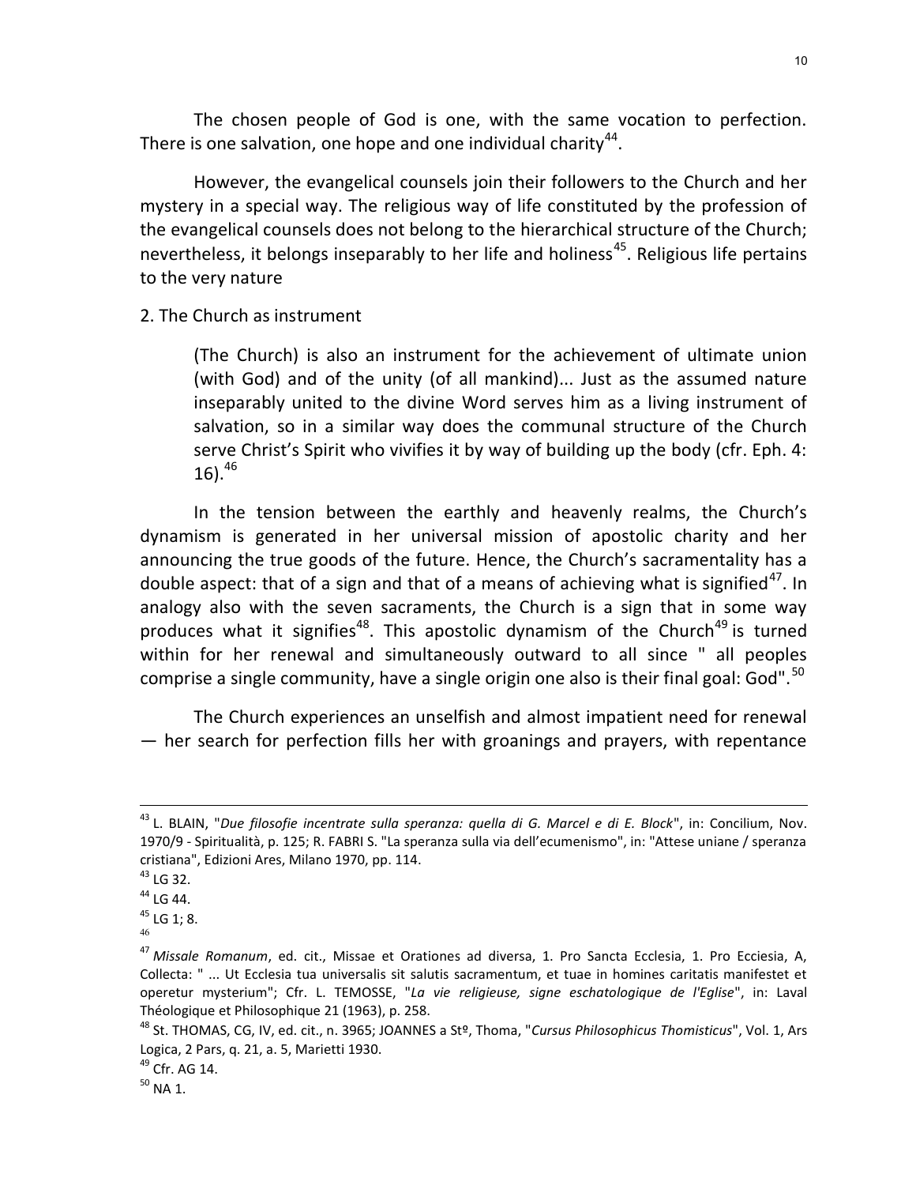The chosen people of God is one, with the same vocation to perfection. There is one salvation, one hope and one individual charity[44].

However, the evangelical counsels join their followers to the Church and her mystery in a special way. The religious way of life constituted by the profession of the evangelical counsels does not belong to the hierarchical structure of the Church; nevertheless, it belongs inseparably to her life and holiness[45]. Religious life pertains to the very nature

2. The Church as instrument

> (The Church) is also an instrument for the achievement of ultimate union (with God) and of the unity (of all mankind)... Just as the assumed nature inseparably united to the divine Word serves him as a living instrument of salvation, so in a similar way does the communal structure of the Church serve Christ's Spirit who vivifies it by way of building up the body (cfr. Eph. 4: 16).[46]

In the tension between the earthly and heavenly realms, the Church's dynamism is generated in her universal mission of apostolic charity and her announcing the true goods of the future. Hence, the Church's sacramentality has a double aspect: that of a sign and that of a means of achieving what is signified[47]. In analogy also with the seven sacraments, the Church is a sign that in some way produces what it signifies[48]. This apostolic dynamism of the Church[49] is turned within for her renewal and simultaneously outward to all since " all peoples comprise a single community, have a single origin one also is their final goal: God".[50]

The Church experiences an unselfish and almost impatient need for renewal — her search for perfection fills her with groanings and prayers, with repentance

---

[43] L. BLAIN, "*Due filosofie incentrate sulla speranza: quella di G. Marcel e di E. Block*", in: Concilium, Nov. 1970/9 - Spiritualità, p. 125; R. FABRI S. "La speranza sulla via dell'ecumenismo", in: "Attese uniane / speranza cristiana", Edizioni Ares, Milano 1970, pp. 114.

[43] LG 32.

[44] LG 44.

[45] LG 1; 8.

[46]

[47] *Missale Romanum*, ed. cit., Missae et Orationes ad diversa, 1. Pro Sancta Ecclesia, 1. Pro Ecciesia, A, Collecta: " ... Ut Ecclesia tua universalis sit salutis sacramentum, et tuae in homines caritatis manifestet et operetur mysterium"; Cfr. L. TEMOSSE, "*La vie religieuse, signe eschatologique de l'Eglise*", in: Laval Théologique et Philosophique 21 (1963), p. 258.

[48] St. THOMAS, CG, IV, ed. cit., n. 3965; JOANNES a Stº, Thoma, "*Cursus Philosophicus Thomisticus*", Vol. 1, Ars Logica, 2 Pars, q. 21, a. 5, Marietti 1930.

[49] Cfr. AG 14.

[50] NA 1.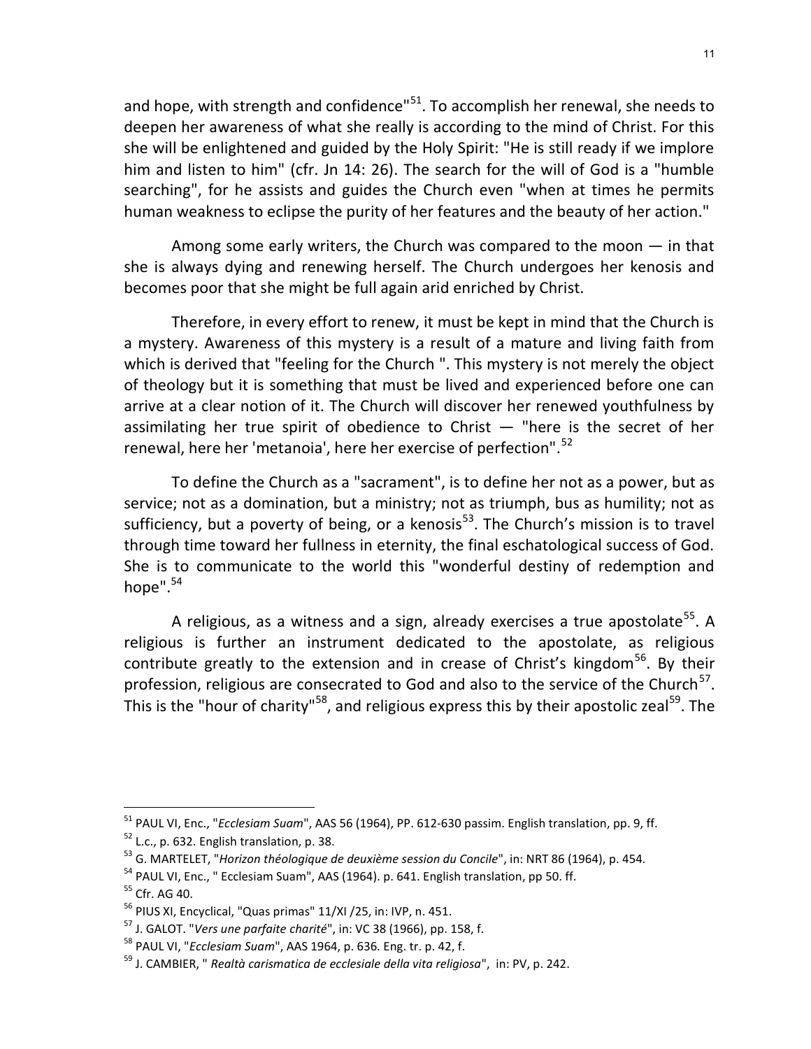and hope, with strength and confidence"[51]. To accomplish her renewal, she needs to deepen her awareness of what she really is according to the mind of Christ. For this she will be enlightened and guided by the Holy Spirit: "He is still ready if we implore him and listen to him" (cfr. Jn 14: 26). The search for the will of God is a "humble searching", for he assists and guides the Church even "when at times he permits human weakness to eclipse the purity of her features and the beauty of her action."

Among some early writers, the Church was compared to the moon — in that she is always dying and renewing herself. The Church undergoes her kenosis and becomes poor that she might be full again arid enriched by Christ.

Therefore, in every effort to renew, it must be kept in mind that the Church is a mystery. Awareness of this mystery is a result of a mature and living faith from which is derived that "feeling for the Church ". This mystery is not merely the object of theology but it is something that must be lived and experienced before one can arrive at a clear notion of it. The Church will discover her renewed youthfulness by assimilating her true spirit of obedience to Christ — "here is the secret of her renewal, here her 'metanoia', here her exercise of perfection".[52]

To define the Church as a "sacrament", is to define her not as a power, but as service; not as a domination, but a ministry; not as triumph, bus as humility; not as sufficiency, but a poverty of being, or a kenosis[53]. The Church's mission is to travel through time toward her fullness in eternity, the final eschatological success of God. She is to communicate to the world this "wonderful destiny of redemption and hope".[54]

A religious, as a witness and a sign, already exercises a true apostolate[55]. A religious is further an instrument dedicated to the apostolate, as religious contribute greatly to the extension and in crease of Christ's kingdom[56]. By their profession, religious are consecrated to God and also to the service of the Church[57]. This is the "hour of charity"[58], and religious express this by their apostolic zeal[59]. The

---

[51] PAUL VI, Enc., "*Ecclesiam Suam*", AAS 56 (1964), PP. 612-630 passim. English translation, pp. 9, ff.

[52] L.c., p. 632. English translation, p. 38.

[53] G. MARTELET, "*Horizon théologique de deuxième session du Concile*", in: NRT 86 (1964), p. 454.

[54] PAUL VI, Enc., " Ecclesiam Suam", AAS (1964). p. 641. English translation, pp 50. ff.

[55] Cfr. AG 40.

[56] PIUS XI, Encyclical, "Quas primas" 11/XI /25, in: IVP, n. 451.

[57] J. GALOT. "*Vers une parfaite charité*", in: VC 38 (1966), pp. 158, f.

[58] PAUL VI, "*Ecclesiam Suam*", AAS 1964, p. 636. Eng. tr. p. 42, f.

[59] J. CAMBIER, " *Realtà carismatica de ecclesiale della vita religiosa*", in: PV, p. 242.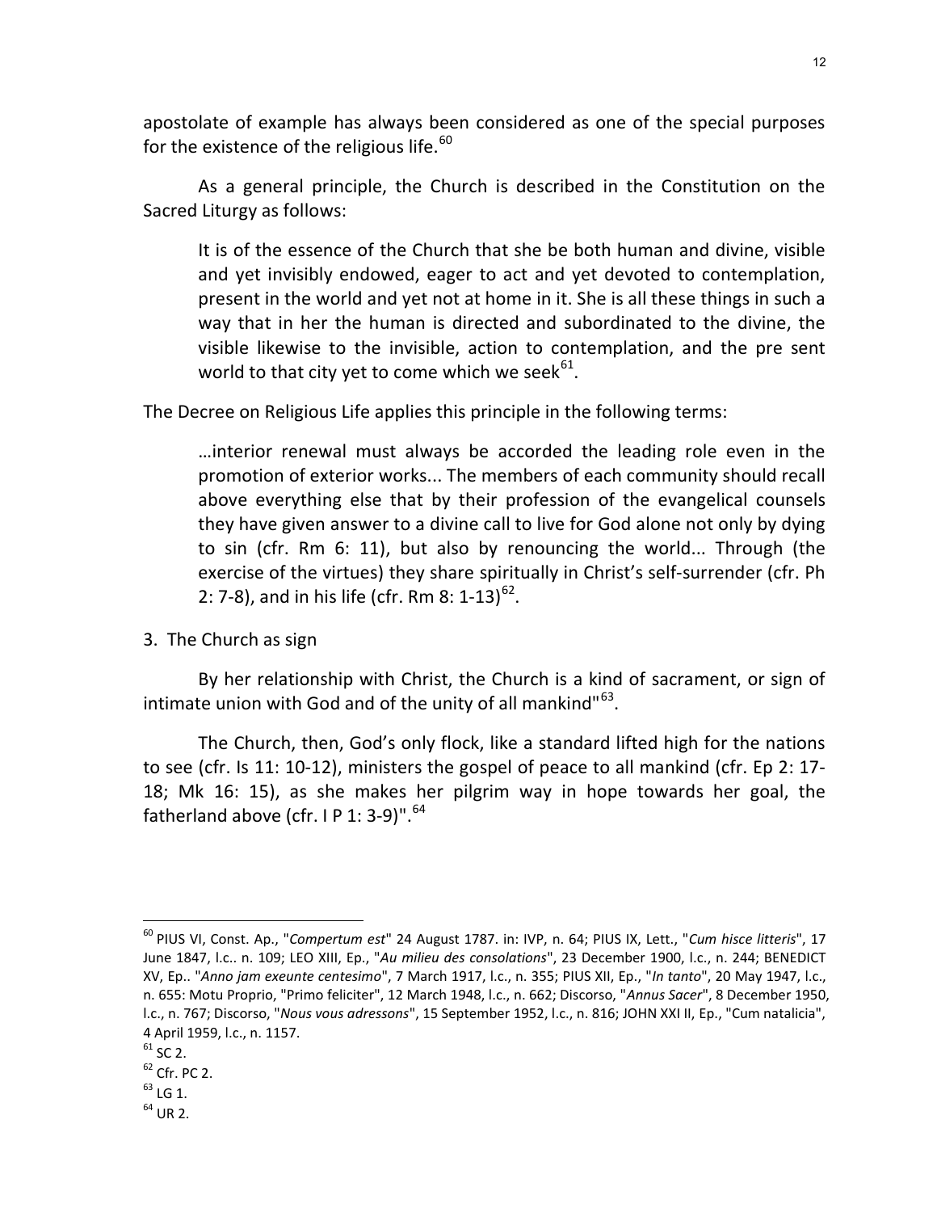apostolate of example has always been considered as one of the special purposes for the existence of the religious life.[60]

As a general principle, the Church is described in the Constitution on the Sacred Liturgy as follows:

> It is of the essence of the Church that she be both human and divine, visible and yet invisibly endowed, eager to act and yet devoted to contemplation, present in the world and yet not at home in it. She is all these things in such a way that in her the human is directed and subordinated to the divine, the visible likewise to the invisible, action to contemplation, and the pre sent world to that city yet to come which we seek[61].

The Decree on Religious Life applies this principle in the following terms:

> …interior renewal must always be accorded the leading role even in the promotion of exterior works... The members of each community should recall above everything else that by their profession of the evangelical counsels they have given answer to a divine call to live for God alone not only by dying to sin (cfr. Rm 6: 11), but also by renouncing the world... Through (the exercise of the virtues) they share spiritually in Christ's self-surrender (cfr. Ph 2: 7-8), and in his life (cfr. Rm 8: 1-13)[62].

3. The Church as sign

By her relationship with Christ, the Church is a kind of sacrament, or sign of intimate union with God and of the unity of all mankind"[63].

The Church, then, God's only flock, like a standard lifted high for the nations to see (cfr. Is 11: 10-12), ministers the gospel of peace to all mankind (cfr. Ep 2: 17-18; Mk 16: 15), as she makes her pilgrim way in hope towards her goal, the fatherland above (cfr. I P 1: 3-9)".[64]

---

[60] PIUS VI, Const. Ap., "*Compertum est*" 24 August 1787. in: IVP, n. 64; PIUS IX, Lett., "*Cum hisce litteris*", 17 June 1847, l.c.. n. 109; LEO XIII, Ep., "*Au milieu des consolations*", 23 December 1900, l.c., n. 244; BENEDICT XV, Ep.. "*Anno jam exeunte centesimo*", 7 March 1917, l.c., n. 355; PIUS XII, Ep., "*In tanto*", 20 May 1947, l.c., n. 655: Motu Proprio, "Primo feliciter", 12 March 1948, l.c., n. 662; Discorso, "*Annus Sacer*", 8 December 1950, l.c., n. 767; Discorso, "*Nous vous adressons*", 15 September 1952, l.c., n. 816; JOHN XXI II, Ep., "Cum natalicia", 4 April 1959, l.c., n. 1157.

[61] SC 2.

[62] Cfr. PC 2.

[63] LG 1.

[64] UR 2.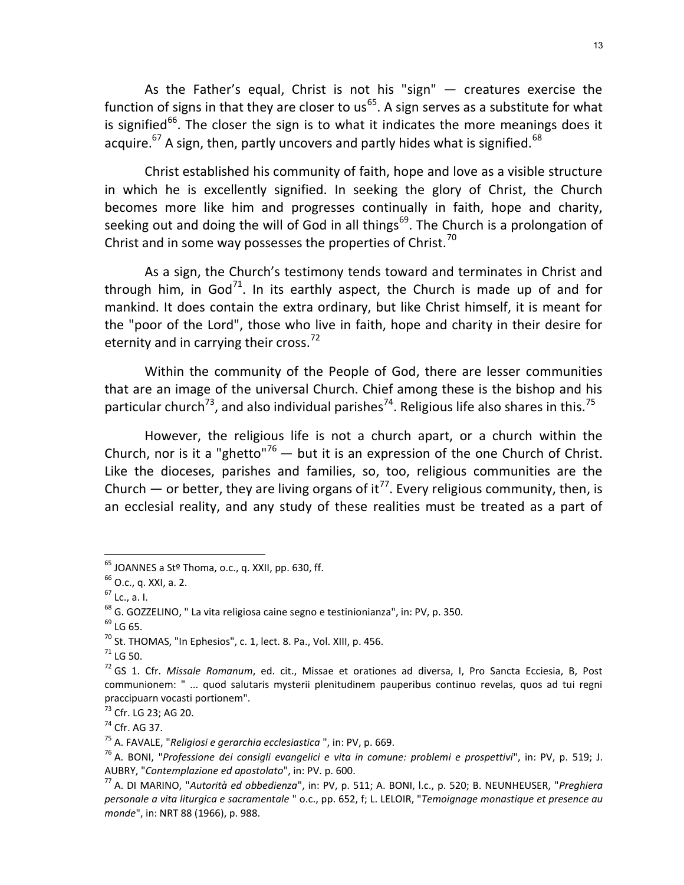As the Father's equal, Christ is not his "sign" — creatures exercise the function of signs in that they are closer to us[65]. A sign serves as a substitute for what is signified[66]. The closer the sign is to what it indicates the more meanings does it acquire.[67] A sign, then, partly uncovers and partly hides what is signified.[68]

Christ established his community of faith, hope and love as a visible structure in which he is excellently signified. In seeking the glory of Christ, the Church becomes more like him and progresses continually in faith, hope and charity, seeking out and doing the will of God in all things[69]. The Church is a prolongation of Christ and in some way possesses the properties of Christ.[70]

As a sign, the Church's testimony tends toward and terminates in Christ and through him, in God[71]. In its earthly aspect, the Church is made up of and for mankind. It does contain the extra ordinary, but like Christ himself, it is meant for the "poor of the Lord", those who live in faith, hope and charity in their desire for eternity and in carrying their cross.[72]

Within the community of the People of God, there are lesser communities that are an image of the universal Church. Chief among these is the bishop and his particular church[73], and also individual parishes[74]. Religious life also shares in this.[75]

However, the religious life is not a church apart, or a church within the Church, nor is it a "ghetto"[76] — but it is an expression of the one Church of Christ. Like the dioceses, parishes and families, so, too, religious communities are the Church — or better, they are living organs of it[77]. Every religious community, then, is an ecclesial reality, and any study of these realities must be treated as a part of

---

[65] JOANNES a Stº Thoma, o.c., q. XXII, pp. 630, ff.

[66] O.c., q. XXI, a. 2.

[67] Lc., a. I.

[68] G. GOZZELINO, " La vita religiosa caine segno e testinionianza", in: PV, p. 350.

[69] LG 65.

[70] St. THOMAS, "In Ephesios", c. 1, lect. 8. Pa., Vol. XIII, p. 456.

[71] LG 50.

[72] GS 1. Cfr. *Missale Romanum*, ed. cit., Missae et orationes ad diversa, I, Pro Sancta Ecciesia, B, Post communionem: " ... quod salutaris mysterii plenitudinem pauperibus continuo revelas, quos ad tui regni praccipuarn vocasti portionem".

[73] Cfr. LG 23; AG 20.

[74] Cfr. AG 37.

[75] A. FAVALE, "*Religiosi e gerarchia ecclesiastica* ", in: PV, p. 669.

[76] A. BONI, "*Professione dei consigli evangelici e vita in comune: problemi e prospettivi*", in: PV, p. 519; J. AUBRY, "*Contemplazione ed apostolato*", in: PV. p. 600.

[77] A. DI MARINO, "*Autorità ed obbedienza*", in: PV, p. 511; A. BONI, l.c., p. 520; B. NEUNHEUSER, "*Preghiera personale a vita liturgica e sacramentale* " o.c., pp. 652, f; L. LELOIR, "*Temoignage monastique et presence au monde*", in: NRT 88 (1966), p. 988.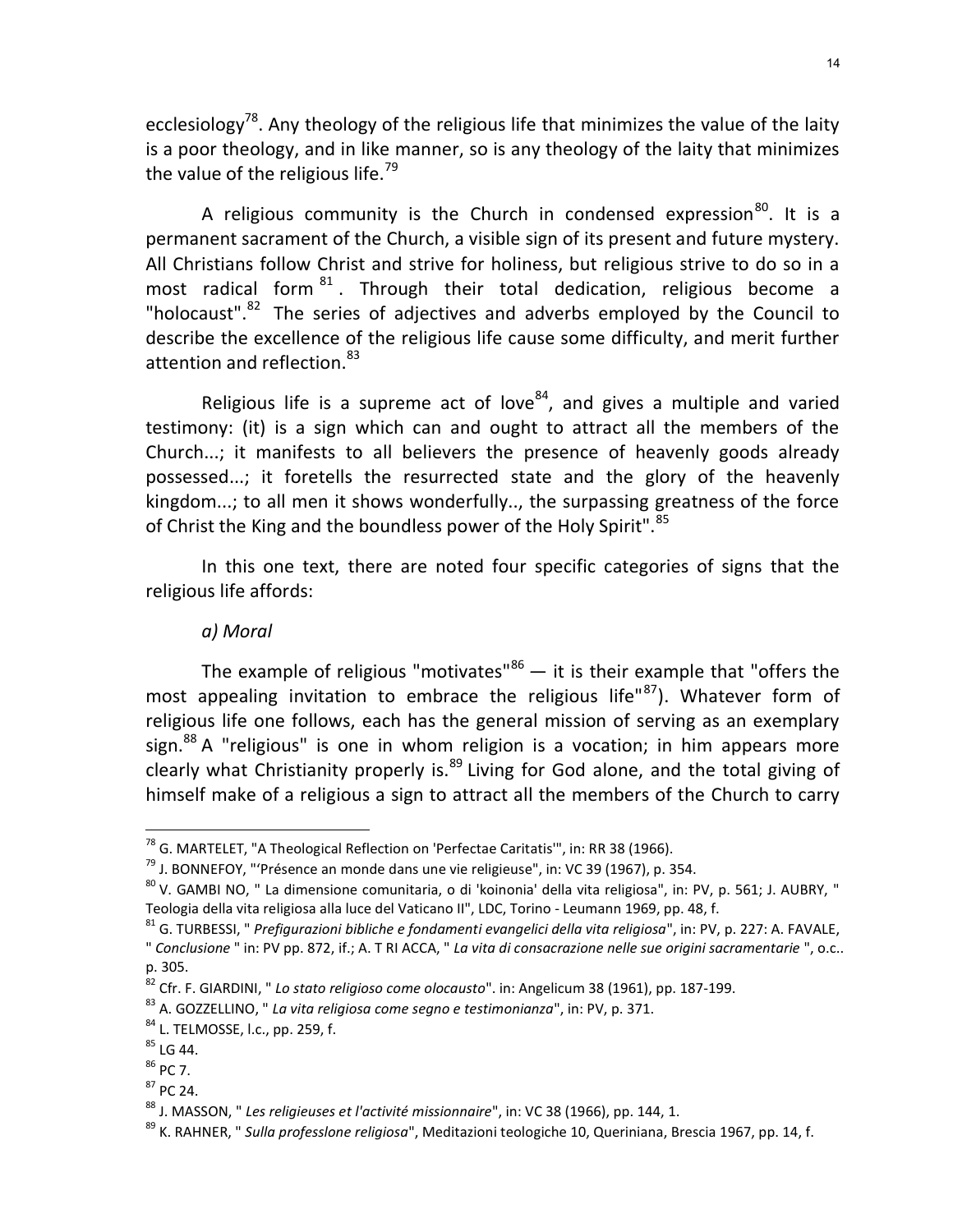ecclesiology[78]. Any theology of the religious life that minimizes the value of the laity is a poor theology, and in like manner, so is any theology of the laity that minimizes the value of the religious life.[79]

A religious community is the Church in condensed expression[80]. It is a permanent sacrament of the Church, a visible sign of its present and future mystery. All Christians follow Christ and strive for holiness, but religious strive to do so in a most radical form[81]. Through their total dedication, religious become a "holocaust".[82] The series of adjectives and adverbs employed by the Council to describe the excellence of the religious life cause some difficulty, and merit further attention and reflection.[83]

Religious life is a supreme act of love[84], and gives a multiple and varied testimony: (it) is a sign which can and ought to attract all the members of the Church...; it manifests to all believers the presence of heavenly goods already possessed...; it foretells the resurrected state and the glory of the heavenly kingdom...; to all men it shows wonderfully.., the surpassing greatness of the force of Christ the King and the boundless power of the Holy Spirit".[85]

In this one text, there are noted four specific categories of signs that the religious life affords:

*a) Moral*

The example of religious "motivates"[86] — it is their example that "offers the most appealing invitation to embrace the religious life"[87]). Whatever form of religious life one follows, each has the general mission of serving as an exemplary sign.[88] A "religious" is one in whom religion is a vocation; in him appears more clearly what Christianity properly is.[89] Living for God alone, and the total giving of himself make of a religious a sign to attract all the members of the Church to carry

---

[78] G. MARTELET, "A Theological Reflection on 'Perfectae Caritatis'", in: RR 38 (1966).

[79] J. BONNEFOY, "'Présence an monde dans une vie religieuse", in: VC 39 (1967), p. 354.

[80] V. GAMBI NO, " La dimensione comunitaria, o di 'koinonia' della vita religiosa", in: PV, p. 561; J. AUBRY, " Teologia della vita religiosa alla luce del Vaticano II", LDC, Torino - Leumann 1969, pp. 48, f.

[81] G. TURBESSI, " *Prefigurazioni bibliche e fondamenti evangelici della vita religiosa*", in: PV, p. 227: A. FAVALE, " *Conclusione* " in: PV pp. 872, if.; A. T RI ACCA, " *La vita di consacrazione nelle sue origini sacramentarie* ", o.c.. p. 305.

[82] Cfr. F. GIARDINI, " *Lo stato religioso come olocausto*". in: Angelicum 38 (1961), pp. 187-199.

[83] A. GOZZELLINO, " *La vita religiosa come segno e testimonianza*", in: PV, p. 371.

[84] L. TELMOSSE, l.c., pp. 259, f.

[85] LG 44.

[86] PC 7.

[87] PC 24.

[88] J. MASSON, " *Les religieuses et l'activité missionnaire*", in: VC 38 (1966), pp. 144, 1.

[89] K. RAHNER, " *Sulla professlone religiosa*", Meditazioni teologiche 10, Queriniana, Brescia 1967, pp. 14, f.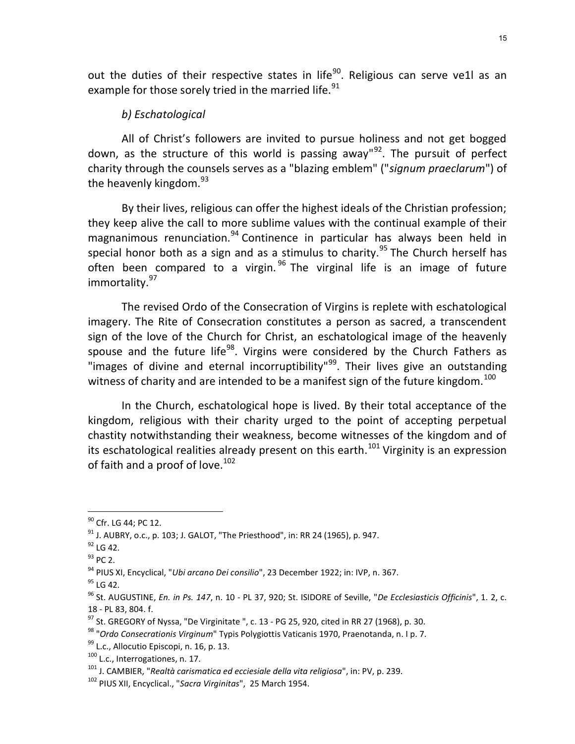out the duties of their respective states in life[90]. Religious can serve ve1l as an example for those sorely tried in the married life.[91]

*b) Eschatological*

All of Christ's followers are invited to pursue holiness and not get bogged down, as the structure of this world is passing away"[92]. The pursuit of perfect charity through the counsels serves as a "blazing emblem" ("*signum praeclarum*") of the heavenly kingdom.[93]

By their lives, religious can offer the highest ideals of the Christian profession; they keep alive the call to more sublime values with the continual example of their magnanimous renunciation.[94] Continence in particular has always been held in special honor both as a sign and as a stimulus to charity.[95] The Church herself has often been compared to a virgin.[96] The virginal life is an image of future immortality.[97]

The revised Ordo of the Consecration of Virgins is replete with eschatological imagery. The Rite of Consecration constitutes a person as sacred, a transcendent sign of the love of the Church for Christ, an eschatological image of the heavenly spouse and the future life[98]. Virgins were considered by the Church Fathers as "images of divine and eternal incorruptibility"[99]. Their lives give an outstanding witness of charity and are intended to be a manifest sign of the future kingdom.[100]

In the Church, eschatological hope is lived. By their total acceptance of the kingdom, religious with their charity urged to the point of accepting perpetual chastity notwithstanding their weakness, become witnesses of the kingdom and of its eschatological realities already present on this earth.[101] Virginity is an expression of faith and a proof of love.[102]

---

[90] Cfr. LG 44; PC 12.

[91] J. AUBRY, o.c., p. 103; J. GALOT, "The Priesthood", in: RR 24 (1965), p. 947.

[92] LG 42.

[93] PC 2.

[94] PIUS XI, Encyclical, "*Ubi arcano Dei consilio*", 23 December 1922; in: IVP, n. 367.

[95] LG 42.

[96] St. AUGUSTINE, *En. in Ps. 147*, n. 10 - PL 37, 920; St. ISIDORE of Seville, "*De Ecclesiasticis Officinis*", 1. 2, c. 18 - PL 83, 804. f.

[97] St. GREGORY of Nyssa, "De Virginitate ", c. 13 - PG 25, 920, cited in RR 27 (1968), p. 30.

[98] "*Ordo Consecrationis Virginum*" Typis Polygiottis Vaticanis 1970, Praenotanda, n. I p. 7.

[99] L.c., Allocutio Episcopi, n. 16, p. 13.

[100] L.c., Interrogationes, n. 17.

[101] J. CAMBIER, "*Realtà carismatica ed ecciesiale della vita religiosa*", in: PV, p. 239.

[102] PIUS XII, Encyclical., "*Sacra Virginitas*", 25 March 1954.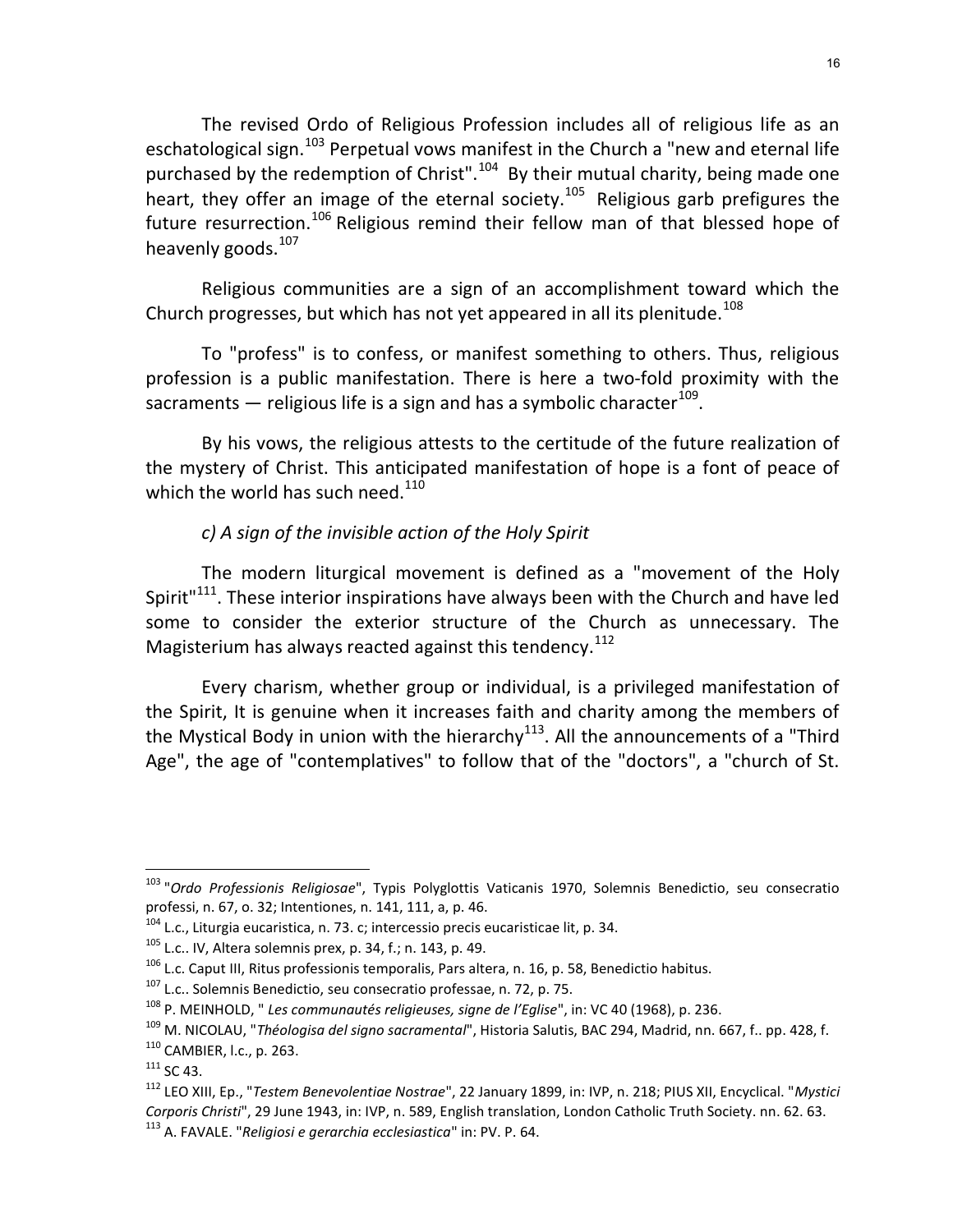The revised Ordo of Religious Profession includes all of religious life as an eschatological sign.[103] Perpetual vows manifest in the Church a "new and eternal life purchased by the redemption of Christ".[104] By their mutual charity, being made one heart, they offer an image of the eternal society.[105] Religious garb prefigures the future resurrection.[106] Religious remind their fellow man of that blessed hope of heavenly goods.[107]

Religious communities are a sign of an accomplishment toward which the Church progresses, but which has not yet appeared in all its plenitude.[108]

To "profess" is to confess, or manifest something to others. Thus, religious profession is a public manifestation. There is here a two-fold proximity with the sacraments — religious life is a sign and has a symbolic character[109].

By his vows, the religious attests to the certitude of the future realization of the mystery of Christ. This anticipated manifestation of hope is a font of peace of which the world has such need.[110]

*c) A sign of the invisible action of the Holy Spirit*

The modern liturgical movement is defined as a "movement of the Holy Spirit"[111]. These interior inspirations have always been with the Church and have led some to consider the exterior structure of the Church as unnecessary. The Magisterium has always reacted against this tendency.[112]

Every charism, whether group or individual, is a privileged manifestation of the Spirit, It is genuine when it increases faith and charity among the members of the Mystical Body in union with the hierarchy[113]. All the announcements of a "Third Age", the age of "contemplatives" to follow that of the "doctors", a "church of St.

---

[103] "*Ordo Professionis Religiosae*", Typis Polyglottis Vaticanis 1970, Solemnis Benedictio, seu consecratio professi, n. 67, o. 32; Intentiones, n. 141, 111, a, p. 46.

[104] L.c., Liturgia eucaristica, n. 73. c; intercessio precis eucaristicae lit, p. 34.

[105] L.c.. IV, Altera solemnis prex, p. 34, f.; n. 143, p. 49.

[106] L.c. Caput III, Ritus professionis temporalis, Pars altera, n. 16, p. 58, Benedictio habitus.

[107] L.c.. Solemnis Benedictio, seu consecratio professae, n. 72, p. 75.

[108] P. MEINHOLD, " *Les communautés religieuses, signe de l'Eglise*", in: VC 40 (1968), p. 236.

[109] M. NICOLAU, "*Théologisa del signo sacramental*", Historia Salutis, BAC 294, Madrid, nn. 667, f.. pp. 428, f.

[110] CAMBIER, l.c., p. 263.

[111] SC 43.

[112] LEO XIII, Ep., "*Testem Benevolentiae Nostrae*", 22 January 1899, in: IVP, n. 218; PIUS XII, Encyclical. "*Mystici Corporis Christi*", 29 June 1943, in: IVP, n. 589, English translation, London Catholic Truth Society. nn. 62. 63.

[113] A. FAVALE. "*Religiosi e gerarchia ecclesiastica*" in: PV. P. 64.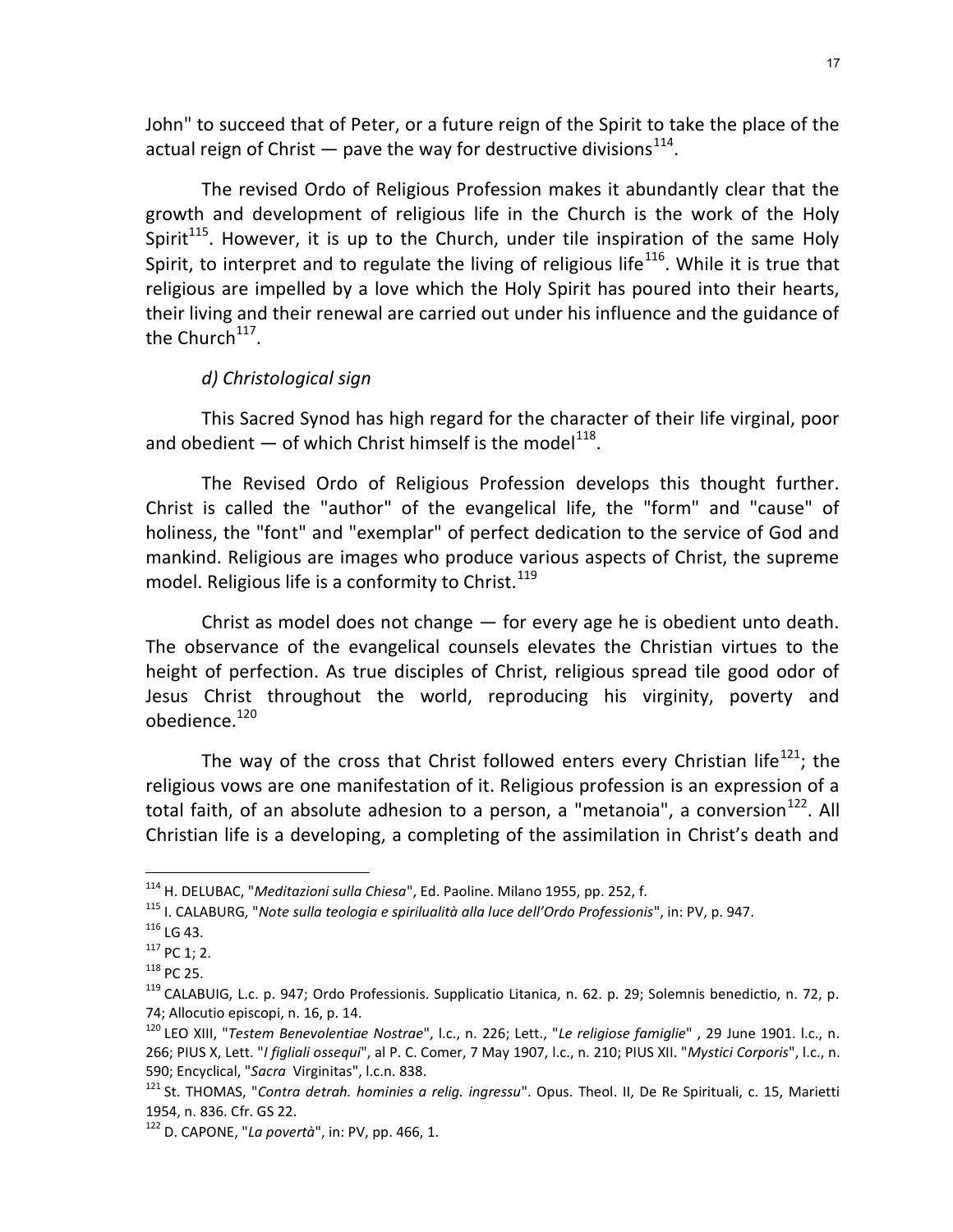John" to succeed that of Peter, or a future reign of the Spirit to take the place of the actual reign of Christ — pave the way for destructive divisions[114].

The revised Ordo of Religious Profession makes it abundantly clear that the growth and development of religious life in the Church is the work of the Holy Spirit[115]. However, it is up to the Church, under tile inspiration of the same Holy Spirit, to interpret and to regulate the living of religious life[116]. While it is true that religious are impelled by a love which the Holy Spirit has poured into their hearts, their living and their renewal are carried out under his influence and the guidance of the Church[117].

*d) Christological sign*

This Sacred Synod has high regard for the character of their life virginal, poor and obedient — of which Christ himself is the model[118].

The Revised Ordo of Religious Profession develops this thought further. Christ is called the "author" of the evangelical life, the "form" and "cause" of holiness, the "font" and "exemplar" of perfect dedication to the service of God and mankind. Religious are images who produce various aspects of Christ, the supreme model. Religious life is a conformity to Christ.[119]

Christ as model does not change — for every age he is obedient unto death. The observance of the evangelical counsels elevates the Christian virtues to the height of perfection. As true disciples of Christ, religious spread tile good odor of Jesus Christ throughout the world, reproducing his virginity, poverty and obedience.[120]

The way of the cross that Christ followed enters every Christian life[121]; the religious vows are one manifestation of it. Religious profession is an expression of a total faith, of an absolute adhesion to a person, a "metanoia", a conversion[122]. All Christian life is a developing, a completing of the assimilation in Christ's death and

---

[114] H. DELUBAC, "*Meditazioni sulla Chiesa*", Ed. Paoline. Milano 1955, pp. 252, f.

[115] I. CALABURG, "*Note sulla teologia e spirilualità alla luce dell'Ordo Professionis*", in: PV, p. 947.

[116] LG 43.

[117] PC 1; 2.

[118] PC 25.

[119] CALABUIG, L.c. p. 947; Ordo Professionis. Supplicatio Litanica, n. 62. p. 29; Solemnis benedictio, n. 72, p. 74; Allocutio episcopi, n. 16, p. 14.

[120] LEO XIII, "*Testem Benevolentiae Nostrae*", l.c., n. 226; Lett., "*Le religiose famiglie*" , 29 June 1901. l.c., n. 266; PIUS X, Lett. "*I figliali ossequi*", al P. C. Comer, 7 May 1907, l.c., n. 210; PIUS XII. "*Mystici Corporis*", l.c., n. 590; Encyclical, "*Sacra* Virginitas", l.c.n. 838.

[121] St. THOMAS, "*Contra detrah. hominies a relig. ingressu*". Opus. Theol. II, De Re Spirituali, c. 15, Marietti 1954, n. 836. Cfr. GS 22.

[122] D. CAPONE, "*La povertà*", in: PV, pp. 466, 1.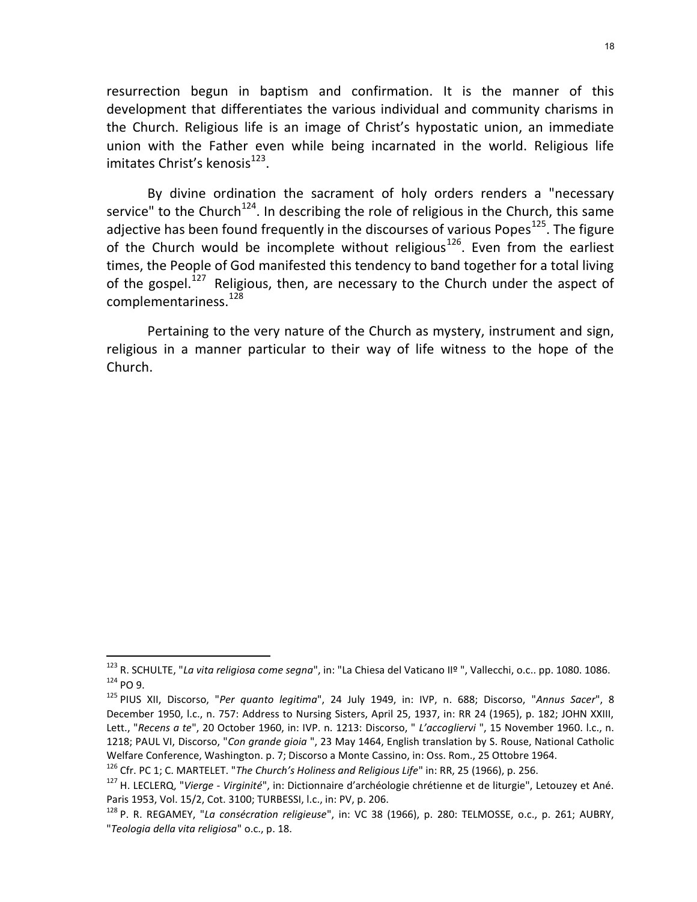resurrection begun in baptism and confirmation. It is the manner of this development that differentiates the various individual and community charisms in the Church. Religious life is an image of Christ's hypostatic union, an immediate union with the Father even while being incarnated in the world. Religious life imitates Christ's kenosis[123].

By divine ordination the sacrament of holy orders renders a "necessary service" to the Church[124]. In describing the role of religious in the Church, this same adjective has been found frequently in the discourses of various Popes[125]. The figure of the Church would be incomplete without religious[126]. Even from the earliest times, the People of God manifested this tendency to band together for a total living of the gospel.[127] Religious, then, are necessary to the Church under the aspect of complementariness.[128]

Pertaining to the very nature of the Church as mystery, instrument and sign, religious in a manner particular to their way of life witness to the hope of the Church.

---

[123] R. SCHULTE, "*La vita religiosa come segna*", in: "La Chiesa del Vaticano IIº ", Vallecchi, o.c.. pp. 1080. 1086.

[124] PO 9.

[125] PIUS XII, Discorso, "*Per quanto legitima*", 24 July 1949, in: IVP, n. 688; Discorso, "*Annus Sacer*", 8 December 1950, l.c., n. 757: Address to Nursing Sisters, April 25, 1937, in: RR 24 (1965), p. 182; JOHN XXIII, Lett., "*Recens a te*", 20 October 1960, in: IVP. n. 1213: Discorso, " *L'accogliervi* ", 15 November 1960. l.c., n. 1218; PAUL VI, Discorso, "*Con grande gioia* ", 23 May 1464, English translation by S. Rouse, National Catholic Welfare Conference, Washington. p. 7; Discorso a Monte Cassino, in: Oss. Rom., 25 Ottobre 1964.

[126] Cfr. PC 1; C. MARTELET. "*The Church's Holiness and Religious Life*" in: RR, 25 (1966), p. 256.

[127] H. LECLERQ, "*Vierge - Virginité*", in: Dictionnaire d'archéologie chrétienne et de liturgie", Letouzey et Ané. Paris 1953, Vol. 15/2, Cot. 3100; TURBESSI, l.c., in: PV, p. 206.

[128] P. R. REGAMEY, "*La consécration religieuse*", in: VC 38 (1966), p. 280: TELMOSSE, o.c., p. 261; AUBRY, "*Teologia della vita religiosa*" o.c., p. 18.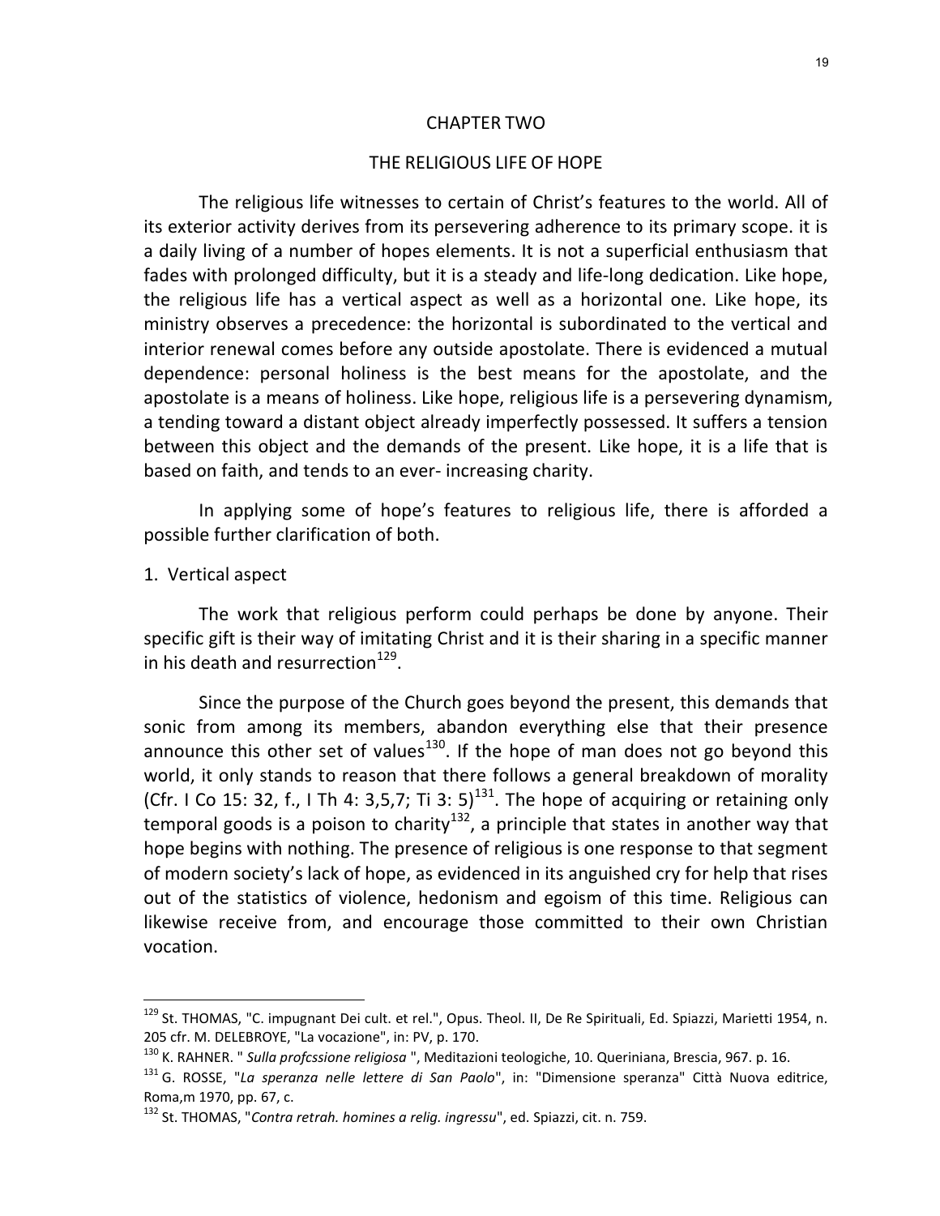# CHAPTER TWO

## THE RELIGIOUS LIFE OF HOPE

The religious life witnesses to certain of Christ's features to the world. All of its exterior activity derives from its persevering adherence to its primary scope. it is a daily living of a number of hopes elements. It is not a superficial enthusiasm that fades with prolonged difficulty, but it is a steady and life-long dedication. Like hope, the religious life has a vertical aspect as well as a horizontal one. Like hope, its ministry observes a precedence: the horizontal is subordinated to the vertical and interior renewal comes before any outside apostolate. There is evidenced a mutual dependence: personal holiness is the best means for the apostolate, and the apostolate is a means of holiness. Like hope, religious life is a persevering dynamism, a tending toward a distant object already imperfectly possessed. It suffers a tension between this object and the demands of the present. Like hope, it is a life that is based on faith, and tends to an ever- increasing charity.

In applying some of hope's features to religious life, there is afforded a possible further clarification of both.

### 1. Vertical aspect

The work that religious perform could perhaps be done by anyone. Their specific gift is their way of imitating Christ and it is their sharing in a specific manner in his death and resurrection[129].

Since the purpose of the Church goes beyond the present, this demands that sonic from among its members, abandon everything else that their presence announce this other set of values[130]. If the hope of man does not go beyond this world, it only stands to reason that there follows a general breakdown of morality (Cfr. I Co 15: 32, f., I Th 4: 3,5,7; Ti 3: 5)[131]. The hope of acquiring or retaining only temporal goods is a poison to charity[132], a principle that states in another way that hope begins with nothing. The presence of religious is one response to that segment of modern society's lack of hope, as evidenced in its anguished cry for help that rises out of the statistics of violence, hedonism and egoism of this time. Religious can likewise receive from, and encourage those committed to their own Christian vocation.

---

[129] St. THOMAS, "C. impugnant Dei cult. et rel.", Opus. Theol. II, De Re Spirituali, Ed. Spiazzi, Marietti 1954, n. 205 cfr. M. DELEBROYE, "La vocazione", in: PV, p. 170.

[130] K. RAHNER. " *Sulla profcssione religiosa* ", Meditazioni teologiche, 10. Queriniana, Brescia, 967. p. 16.

[131] G. ROSSE, "*La speranza nelle lettere di San Paolo*", in: "Dimensione speranza" Città Nuova editrice, Roma,m 1970, pp. 67, c.

[132] St. THOMAS, "*Contra retrah. homines a relig. ingressu*", ed. Spiazzi, cit. n. 759.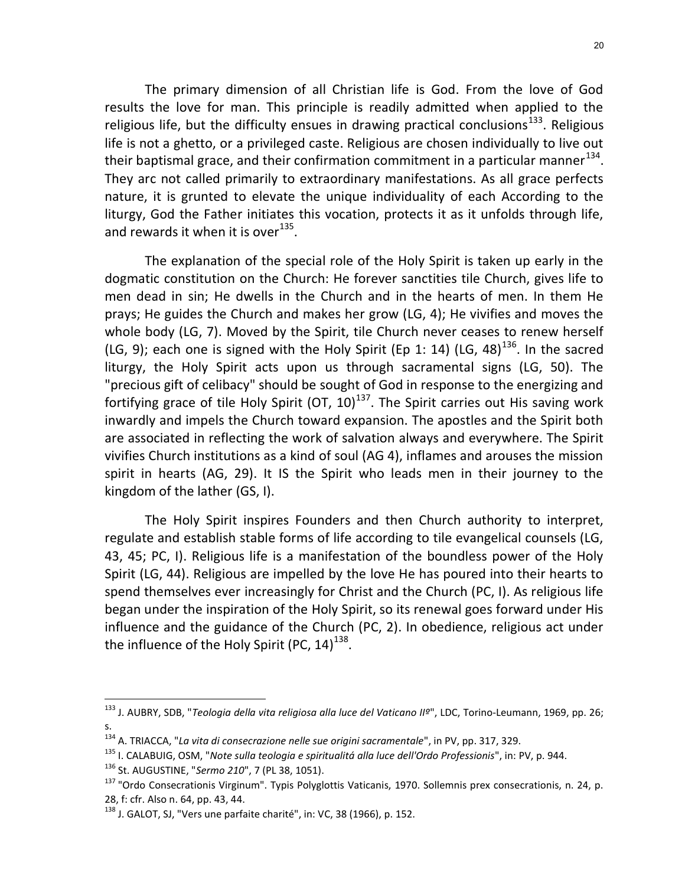The primary dimension of all Christian life is God. From the love of God results the love for man. This principle is readily admitted when applied to the religious life, but the difficulty ensues in drawing practical conclusions[133]. Religious life is not a ghetto, or a privileged caste. Religious are chosen individually to live out their baptismal grace, and their confirmation commitment in a particular manner[134]. They arc not called primarily to extraordinary manifestations. As all grace perfects nature, it is grunted to elevate the unique individuality of each According to the liturgy, God the Father initiates this vocation, protects it as it unfolds through life, and rewards it when it is over[135].

The explanation of the special role of the Holy Spirit is taken up early in the dogmatic constitution on the Church: He forever sanctities tile Church, gives life to men dead in sin; He dwells in the Church and in the hearts of men. In them He prays; He guides the Church and makes her grow (LG, 4); He vivifies and moves the whole body (LG, 7). Moved by the Spirit, tile Church never ceases to renew herself (LG, 9); each one is signed with the Holy Spirit (Ep 1: 14) (LG, 48)[136]. In the sacred liturgy, the Holy Spirit acts upon us through sacramental signs (LG, 50). The "precious gift of celibacy" should be sought of God in response to the energizing and fortifying grace of tile Holy Spirit (OT, 10)[137]. The Spirit carries out His saving work inwardly and impels the Church toward expansion. The apostles and the Spirit both are associated in reflecting the work of salvation always and everywhere. The Spirit vivifies Church institutions as a kind of soul (AG 4), inflames and arouses the mission spirit in hearts (AG, 29). It IS the Spirit who leads men in their journey to the kingdom of the lather (GS, I).

The Holy Spirit inspires Founders and then Church authority to interpret, regulate and establish stable forms of life according to tile evangelical counsels (LG, 43, 45; PC, I). Religious life is a manifestation of the boundless power of the Holy Spirit (LG, 44). Religious are impelled by the love He has poured into their hearts to spend themselves ever increasingly for Christ and the Church (PC, I). As religious life began under the inspiration of the Holy Spirit, so its renewal goes forward under His influence and the guidance of the Church (PC, 2). In obedience, religious act under the influence of the Holy Spirit (PC, 14)[138].

---

[133] J. AUBRY, SDB, "*Teologia della vita religiosa alla luce del Vaticano IIº*", LDC, Torino-Leumann, 1969, pp. 26; s.

[134] A. TRIACCA, "*La vita di consecrazione nelle sue origini sacramentale*", in PV, pp. 317, 329.

[135] I. CALABUIG, OSM, "*Note sulla teologia e spiritualitá alla luce dell'Ordo Professionis*", in: PV, p. 944.

[136] St. AUGUSTINE, "*Sermo 210*", 7 (PL 38, 1051).

[137] "Ordo Consecrationis Virginum". Typis Polyglottis Vaticanis, 1970. Sollemnis prex consecrationis, n. 24, p. 28, f: cfr. Also n. 64, pp. 43, 44.

[138] J. GALOT, SJ, "Vers une parfaite charité", in: VC, 38 (1966), p. 152.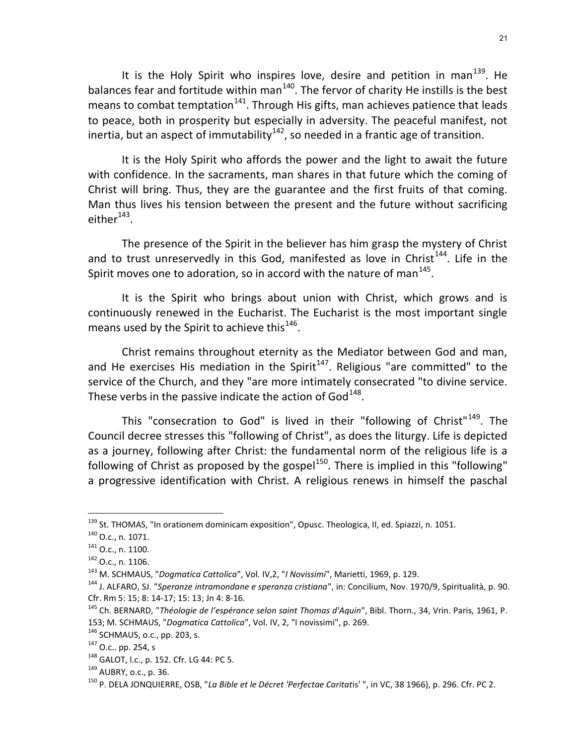It is the Holy Spirit who inspires love, desire and petition in man[139]. He balances fear and fortitude within man[140]. The fervor of charity He instills is the best means to combat temptation[141]. Through His gifts, man achieves patience that leads to peace, both in prosperity but especially in adversity. The peaceful manifest, not inertia, but an aspect of immutability[142], so needed in a frantic age of transition.

It is the Holy Spirit who affords the power and the light to await the future with confidence. In the sacraments, man shares in that future which the coming of Christ will bring. Thus, they are the guarantee and the first fruits of that coming. Man thus lives his tension between the present and the future without sacrificing either[143].

The presence of the Spirit in the believer has him grasp the mystery of Christ and to trust unreservedly in this God, manifested as love in Christ[144]. Life in the Spirit moves one to adoration, so in accord with the nature of man[145].

It is the Spirit who brings about union with Christ, which grows and is continuously renewed in the Eucharist. The Eucharist is the most important single means used by the Spirit to achieve this[146].

Christ remains throughout eternity as the Mediator between God and man, and He exercises His mediation in the Spirit[147]. Religious "are committed" to the service of the Church, and they "are more intimately consecrated "to divine service. These verbs in the passive indicate the action of God[148].

This "consecration to God" is lived in their "following of Christ"[149]. The Council decree stresses this "following of Christ", as does the liturgy. Life is depicted as a journey, following after Christ: the fundamental norm of the religious life is a following of Christ as proposed by the gospel[150]. There is implied in this "following" a progressive identification with Christ. A religious renews in himself the paschal

---

[139] St. THOMAS, "In orationem dominicam exposition", Opusc. Theologica, II, ed. Spiazzi, n. 1051.

[140] O.c., n. 1071.

[141] O.c., n. 1100.

[142] O.c., n. 1106.

[143] M. SCHMAUS, "*Dogmatica Cattolica*", Vol. IV,2, "*I Novissimi*", Marietti, 1969, p. 129.

[144] J. ALFARO, SJ. "*Speranze intramondane e speranza cristiana*", in: Concilium, Nov. 1970/9, Spiritualità, p. 90. Cfr. Rm 5: 15; 8: 14-17; 15: 13; Jn 4: 8-16.

[145] Ch. BERNARD, "*Théologie de l'espérance selon saint Thomas d'Aquin*", Bibl. Thorn., 34, Vrin. Paris, 1961, P. 153; M. SCHMAUS, "*Dogmatica Cattolica*", Vol. IV, 2, "I novissimi", p. 269.

[146] SCHMAUS, o.c., pp. 203, s.

[147] O.c.. pp. 254, s

[148] GALOT, l.c., p. 152. Cfr. LG 44: PC 5.

[149] AUBRY, o.c., p. 36.

[150] P. DELA JONQUIERRE, OSB, "*La Bible et le Décret 'Perfectae Caritat*is' ", in VC, 38 1966), p. 296. Cfr. PC 2.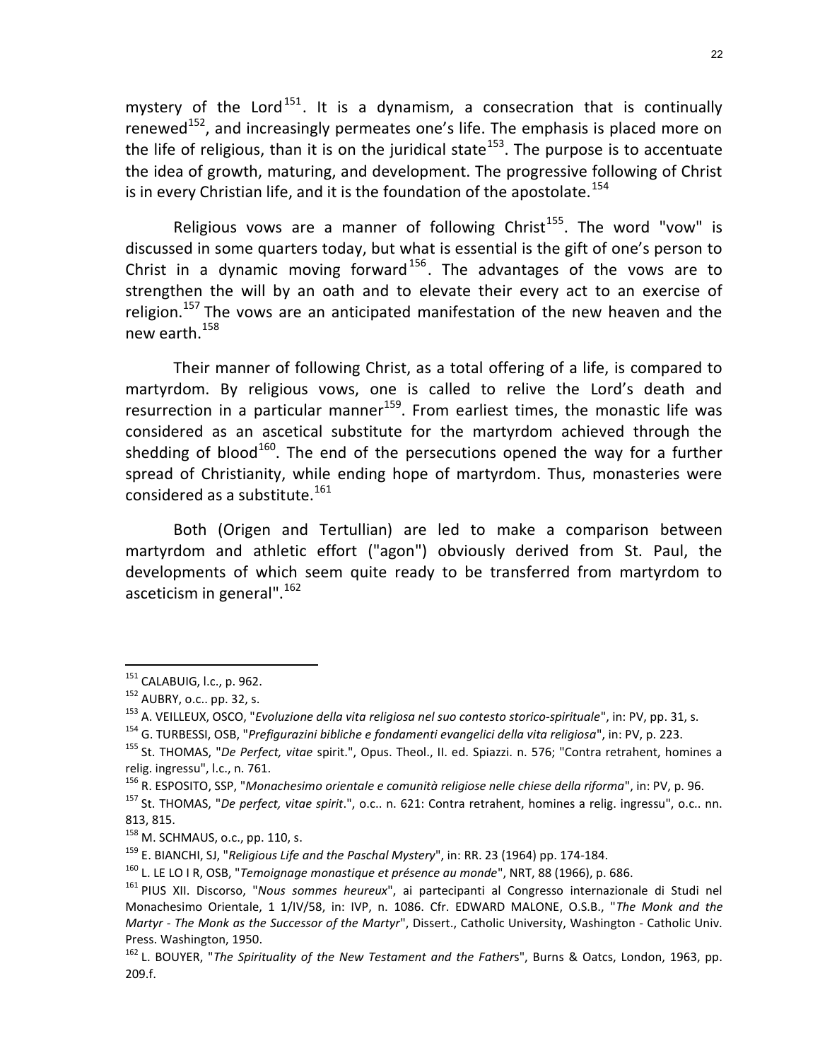mystery of the Lord[151]. It is a dynamism, a consecration that is continually renewed[152], and increasingly permeates one's life. The emphasis is placed more on the life of religious, than it is on the juridical state[153]. The purpose is to accentuate the idea of growth, maturing, and development. The progressive following of Christ is in every Christian life, and it is the foundation of the apostolate.[154]

Religious vows are a manner of following Christ[155]. The word "vow" is discussed in some quarters today, but what is essential is the gift of one's person to Christ in a dynamic moving forward[156]. The advantages of the vows are to strengthen the will by an oath and to elevate their every act to an exercise of religion.[157] The vows are an anticipated manifestation of the new heaven and the new earth.[158]

Their manner of following Christ, as a total offering of a life, is compared to martyrdom. By religious vows, one is called to relive the Lord's death and resurrection in a particular manner[159]. From earliest times, the monastic life was considered as an ascetical substitute for the martyrdom achieved through the shedding of blood[160]. The end of the persecutions opened the way for a further spread of Christianity, while ending hope of martyrdom. Thus, monasteries were considered as a substitute.[161]

Both (Origen and Tertullian) are led to make a comparison between martyrdom and athletic effort ("agon") obviously derived from St. Paul, the developments of which seem quite ready to be transferred from martyrdom to asceticism in general".[162]

---

[151] CALABUIG, l.c., p. 962.

[152] AUBRY, o.c.. pp. 32, s.

[153] A. VEILLEUX, OSCO, "*Evoluzione della vita religiosa nel suo contesto storico-spirituale*", in: PV, pp. 31, s.

[154] G. TURBESSI, OSB, "*Prefigurazini bibliche e fondamenti evangelici della vita religiosa*", in: PV, p. 223.

[155] St. THOMAS, "*De Perfect, vitae* spirit.", Opus. Theol., II. ed. Spiazzi. n. 576; "Contra retrahent, homines a relig. ingressu", l.c., n. 761.

[156] R. ESPOSITO, SSP, "*Monachesimo orientale e comunità religiose nelle chiese della riforma*", in: PV, p. 96.

[157] St. THOMAS, "*De perfect, vitae spirit*.", o.c.. n. 621: Contra retrahent, homines a relig. ingressu", o.c.. nn. 813, 815.

[158] M. SCHMAUS, o.c., pp. 110, s.

[159] E. BIANCHI, SJ, "*Religious Life and the Paschal Mystery*", in: RR. 23 (1964) pp. 174-184.

[160] L. LE LO I R, OSB, "*Temoignage monastique et présence au monde*", NRT, 88 (1966), p. 686.

[161] PIUS XII. Discorso, "*Nous sommes heureux*", ai partecipanti al Congresso internazionale di Studi nel Monachesimo Orientale, 1 1/IV/58, in: IVP, n. 1086. Cfr. EDWARD MALONE, O.S.B., "*The Monk and the Martyr - The Monk as the Successor of the Martyr*", Dissert., Catholic University, Washington - Catholic Univ. Press. Washington, 1950.

[162] L. BOUYER, "*The Spirituality of the New Testament and the Fathers*", Burns & Oatcs, London, 1963, pp. 209.f.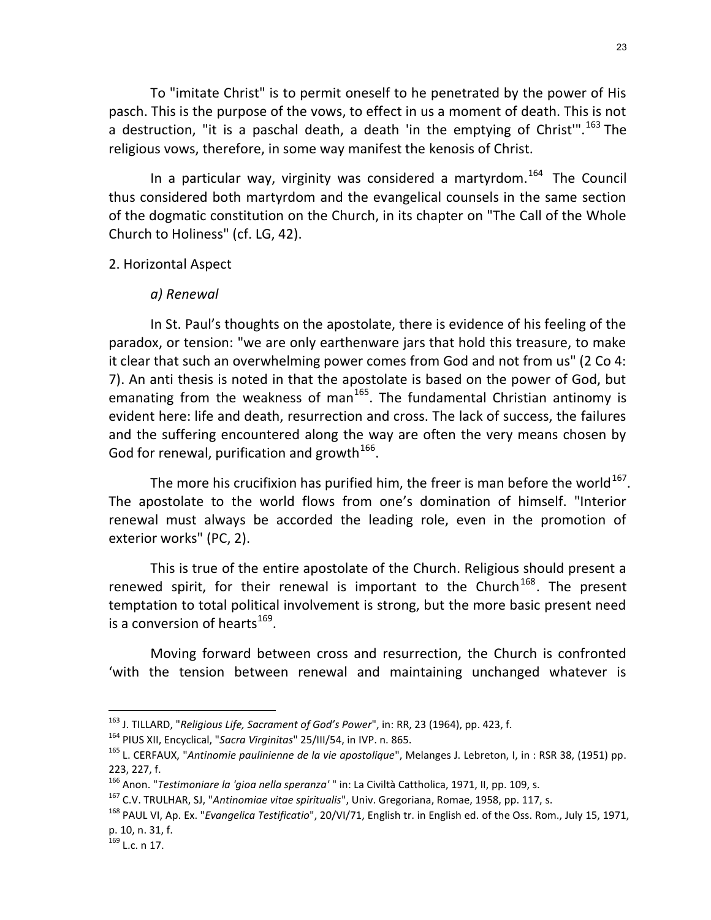To "imitate Christ" is to permit oneself to he penetrated by the power of His pasch. This is the purpose of the vows, to effect in us a moment of death. This is not a destruction, "it is a paschal death, a death 'in the emptying of Christ'".[163] The religious vows, therefore, in some way manifest the kenosis of Christ.

In a particular way, virginity was considered a martyrdom.[164] The Council thus considered both martyrdom and the evangelical counsels in the same section of the dogmatic constitution on the Church, in its chapter on "The Call of the Whole Church to Holiness" (cf. LG, 42).

2. Horizontal Aspect

*a) Renewal*

In St. Paul's thoughts on the apostolate, there is evidence of his feeling of the paradox, or tension: "we are only earthenware jars that hold this treasure, to make it clear that such an overwhelming power comes from God and not from us" (2 Co 4: 7). An anti thesis is noted in that the apostolate is based on the power of God, but emanating from the weakness of man[165]. The fundamental Christian antinomy is evident here: life and death, resurrection and cross. The lack of success, the failures and the suffering encountered along the way are often the very means chosen by God for renewal, purification and growth[166].

The more his crucifixion has purified him, the freer is man before the world[167]. The apostolate to the world flows from one's domination of himself. "Interior renewal must always be accorded the leading role, even in the promotion of exterior works" (PC, 2).

This is true of the entire apostolate of the Church. Religious should present a renewed spirit, for their renewal is important to the Church[168]. The present temptation to total political involvement is strong, but the more basic present need is a conversion of hearts[169].

Moving forward between cross and resurrection, the Church is confronted 'with the tension between renewal and maintaining unchanged whatever is

---

[163] J. TILLARD, "*Religious Life, Sacrament of God's Power*", in: RR, 23 (1964), pp. 423, f.

[164] PIUS XII, Encyclical, "*Sacra Virginitas*" 25/III/54, in IVP. n. 865.

[165] L. CERFAUX, "*Antinomie paulinienne de la vie apostolique*", Melanges J. Lebreton, I, in : RSR 38, (1951) pp. 223, 227, f.

[166] Anon. "*Testimoniare la 'gioa nella speranza'* " in: La Civiltà Cattholica, 1971, II, pp. 109, s.

[167] C.V. TRULHAR, SJ, "*Antinomiae vitae spiritualis*", Univ. Gregoriana, Romae, 1958, pp. 117, s.

[168] PAUL VI, Ap. Ex. "*Evangelica Testificatio*", 20/VI/71, English tr. in English ed. of the Oss. Rom., July 15, 1971, p. 10, n. 31, f.

[169] L.c. n 17.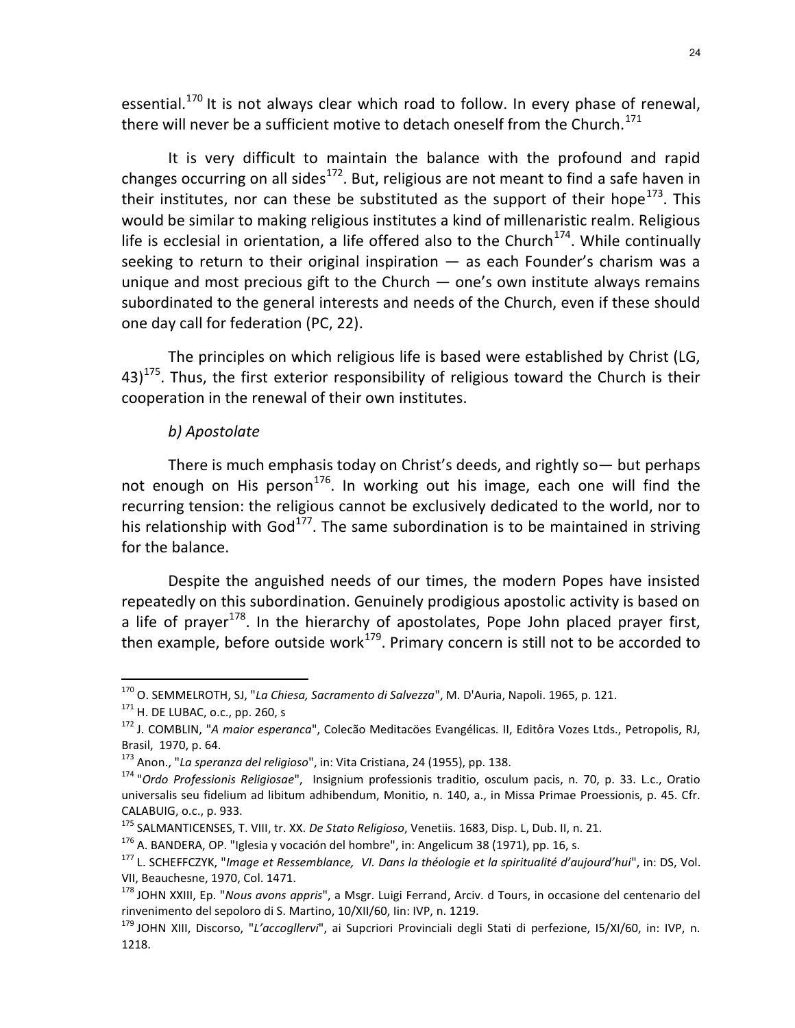essential.[170] It is not always clear which road to follow. In every phase of renewal, there will never be a sufficient motive to detach oneself from the Church.[171]

It is very difficult to maintain the balance with the profound and rapid changes occurring on all sides[172]. But, religious are not meant to find a safe haven in their institutes, nor can these be substituted as the support of their hope[173]. This would be similar to making religious institutes a kind of millenaristic realm. Religious life is ecclesial in orientation, a life offered also to the Church[174]. While continually seeking to return to their original inspiration — as each Founder's charism was a unique and most precious gift to the Church — one's own institute always remains subordinated to the general interests and needs of the Church, even if these should one day call for federation (PC, 22).

The principles on which religious life is based were established by Christ (LG, 43)[175]. Thus, the first exterior responsibility of religious toward the Church is their cooperation in the renewal of their own institutes.

*b) Apostolate*

There is much emphasis today on Christ's deeds, and rightly so— but perhaps not enough on His person[176]. In working out his image, each one will find the recurring tension: the religious cannot be exclusively dedicated to the world, nor to his relationship with God[177]. The same subordination is to be maintained in striving for the balance.

Despite the anguished needs of our times, the modern Popes have insisted repeatedly on this subordination. Genuinely prodigious apostolic activity is based on a life of prayer[178]. In the hierarchy of apostolates, Pope John placed prayer first, then example, before outside work[179]. Primary concern is still not to be accorded to

---

[170] O. SEMMELROTH, SJ, "*La Chiesa, Sacramento di Salvezza*", M. D'Auria, Napoli. 1965, p. 121.

[171] H. DE LUBAC, o.c., pp. 260, s

[172] J. COMBLIN, "*A maior esperanca*", Colecão Meditacöes Evangélicas. II, Editôra Vozes Ltds., Petropolis, RJ, Brasil, 1970, p. 64.

[173] Anon., "*La speranza del religioso*", in: Vita Cristiana, 24 (1955), pp. 138.

[174] "*Ordo Professionis Religiosae*", Insignium professionis traditio, osculum pacis, n. 70, p. 33. L.c., Oratio universalis seu fidelium ad libitum adhibendum, Monitio, n. 140, a., in Missa Primae Proessionis, p. 45. Cfr. CALABUIG, o.c., p. 933.

[175] SALMANTICENSES, T. VIII, tr. XX. *De Stato Religioso*, Venetiis. 1683, Disp. L, Dub. II, n. 21.

[176] A. BANDERA, OP. "Iglesia y vocación del hombre", in: Angelicum 38 (1971), pp. 16, s.

[177] L. SCHEFFCZYK, "*Image et Ressemblance, VI. Dans la théologie et la spiritualité d'aujourd'hui*", in: DS, Vol. VII, Beauchesne, 1970, Col. 1471.

[178] JOHN XXIII, Ep. "*Nous avons appris*", a Msgr. Luigi Ferrand, Arciv. d Tours, in occasione del centenario del rinvenimento del sepoloro di S. Martino, 10/XII/60, Iin: IVP, n. 1219.

[179] JOHN XIII, Discorso, "*L'accogllervi*", ai Supcriori Provinciali degli Stati di perfezione, I5/XI/60, in: IVP, n. 1218.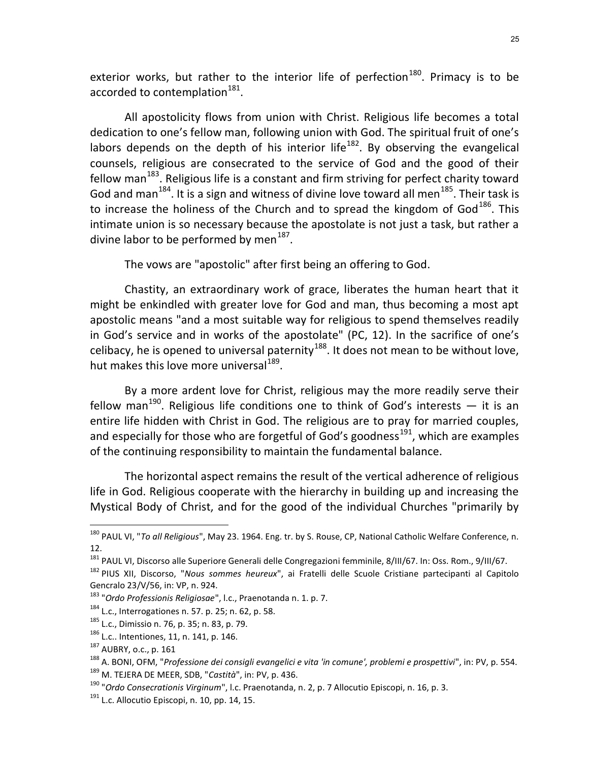exterior works, but rather to the interior life of perfection[180]. Primacy is to be accorded to contemplation[181].

All apostolicity flows from union with Christ. Religious life becomes a total dedication to one's fellow man, following union with God. The spiritual fruit of one's labors depends on the depth of his interior life[182]. By observing the evangelical counsels, religious are consecrated to the service of God and the good of their fellow man[183]. Religious life is a constant and firm striving for perfect charity toward God and man[184]. It is a sign and witness of divine love toward all men[185]. Their task is to increase the holiness of the Church and to spread the kingdom of God[186]. This intimate union is so necessary because the apostolate is not just a task, but rather a divine labor to be performed by men[187].

The vows are "apostolic" after first being an offering to God.

Chastity, an extraordinary work of grace, liberates the human heart that it might be enkindled with greater love for God and man, thus becoming a most apt apostolic means "and a most suitable way for religious to spend themselves readily in God's service and in works of the apostolate" (PC, 12). In the sacrifice of one's celibacy, he is opened to universal paternity[188]. It does not mean to be without love, hut makes this love more universal[189].

By a more ardent love for Christ, religious may the more readily serve their fellow man[190]. Religious life conditions one to think of God's interests — it is an entire life hidden with Christ in God. The religious are to pray for married couples, and especially for those who are forgetful of God's goodness[191], which are examples of the continuing responsibility to maintain the fundamental balance.

The horizontal aspect remains the result of the vertical adherence of religious life in God. Religious cooperate with the hierarchy in building up and increasing the Mystical Body of Christ, and for the good of the individual Churches "primarily by

---

[180] PAUL VI, "*To all Religious*", May 23. 1964. Eng. tr. by S. Rouse, CP, National Catholic Welfare Conference, n. 12.

[181] PAUL VI, Discorso alle Superiore Generali delle Congregazioni femminile, 8/III/67. In: Oss. Rom., 9/III/67.

[182] PIUS XII, Discorso, "*Nous sommes heureux*", ai Fratelli delle Scuole Cristiane partecipanti al Capitolo Gencralo 23/V/56, in: VP, n. 924.

[183] "*Ordo Professionis Religiosae*", l.c., Praenotanda n. 1. p. 7.

[184] L.c., Interrogationes n. 57. p. 25; n. 62, p. 58.

[185] L.c., Dimissio n. 76, p. 35; n. 83, p. 79.

[186] L.c.. Intentiones, 11, n. 141, p. 146.

[187] AUBRY, o.c., p. 161

[188] A. BONI, OFM, "*Professione dei consigli evangelici e vita 'in comune', problemi e prospettivi*", in: PV, p. 554.

[189] M. TEJERA DE MEER, SDB, "*Castità*", in: PV, p. 436.

[190] "*Ordo Consecrationis Virginum*", l.c. Praenotanda, n. 2, p. 7 Allocutio Episcopi, n. 16, p. 3.

[191] L.c. Allocutio Episcopi, n. 10, pp. 14, 15.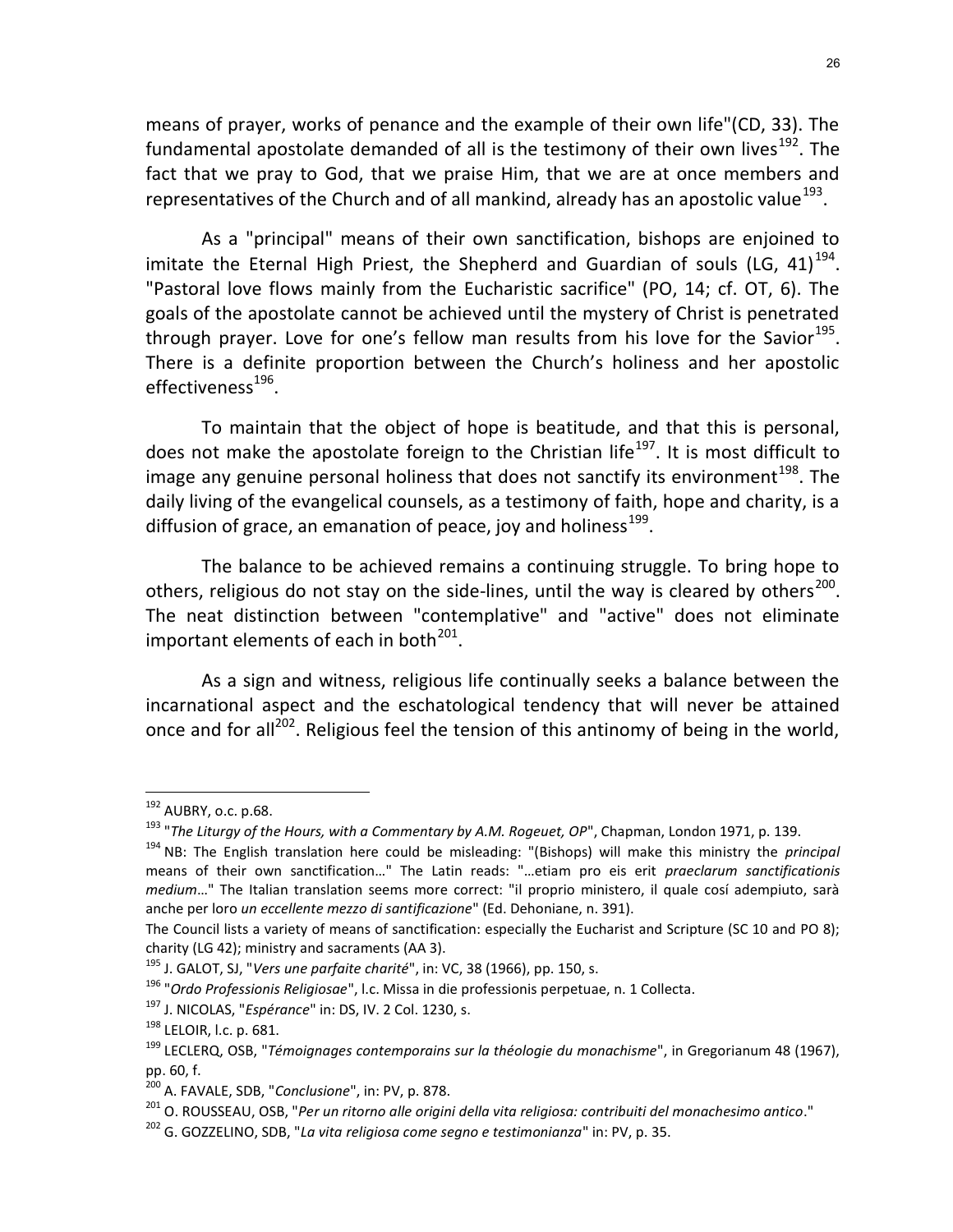means of prayer, works of penance and the example of their own life"(CD, 33). The fundamental apostolate demanded of all is the testimony of their own lives[192]. The fact that we pray to God, that we praise Him, that we are at once members and representatives of the Church and of all mankind, already has an apostolic value[193].

As a "principal" means of their own sanctification, bishops are enjoined to imitate the Eternal High Priest, the Shepherd and Guardian of souls (LG, 41)[194]. "Pastoral love flows mainly from the Eucharistic sacrifice" (PO, 14; cf. OT, 6). The goals of the apostolate cannot be achieved until the mystery of Christ is penetrated through prayer. Love for one's fellow man results from his love for the Savior[195]. There is a definite proportion between the Church's holiness and her apostolic effectiveness[196].

To maintain that the object of hope is beatitude, and that this is personal, does not make the apostolate foreign to the Christian life[197]. It is most difficult to image any genuine personal holiness that does not sanctify its environment[198]. The daily living of the evangelical counsels, as a testimony of faith, hope and charity, is a diffusion of grace, an emanation of peace, joy and holiness[199].

The balance to be achieved remains a continuing struggle. To bring hope to others, religious do not stay on the side-lines, until the way is cleared by others[200]. The neat distinction between "contemplative" and "active" does not eliminate important elements of each in both[201].

As a sign and witness, religious life continually seeks a balance between the incarnational aspect and the eschatological tendency that will never be attained once and for all[202]. Religious feel the tension of this antinomy of being in the world,

---

[192] AUBRY, o.c. p.68.

[193] "*The Liturgy of the Hours, with a Commentary by A.M. Rogeuet, OP*", Chapman, London 1971, p. 139.

[194] NB: The English translation here could be misleading: "(Bishops) will make this ministry the *principal* means of their own sanctification…" The Latin reads: "…etiam pro eis erit *praeclarum sanctificationis medium*…" The Italian translation seems more correct: "il proprio ministero, il quale cosí adempiuto, sarà anche per loro *un eccellente mezzo di santificazione*" (Ed. Dehoniane, n. 391).

The Council lists a variety of means of sanctification: especially the Eucharist and Scripture (SC 10 and PO 8); charity (LG 42); ministry and sacraments (AA 3).

[195] J. GALOT, SJ, "*Vers une parfaite charité*", in: VC, 38 (1966), pp. 150, s.

[196] "*Ordo Professionis Religiosae*", l.c. Missa in die professionis perpetuae, n. 1 Collecta.

[197] J. NICOLAS, "*Espérance*" in: DS, IV. 2 Col. 1230, s.

[198] LELOIR, l.c. p. 681.

[199] LECLERQ, OSB, "*Témoignages contemporains sur la théologie du monachisme*", in Gregorianum 48 (1967), pp. 60, f.

[200] A. FAVALE, SDB, "*Conclusione*", in: PV, p. 878.

[201] O. ROUSSEAU, OSB, "*Per un ritorno alle origini della vita religiosa: contributi del monachesimo antico*."

[202] G. GOZZELINO, SDB, "*La vita religiosa come segno e testimonianza*" in: PV, p. 35.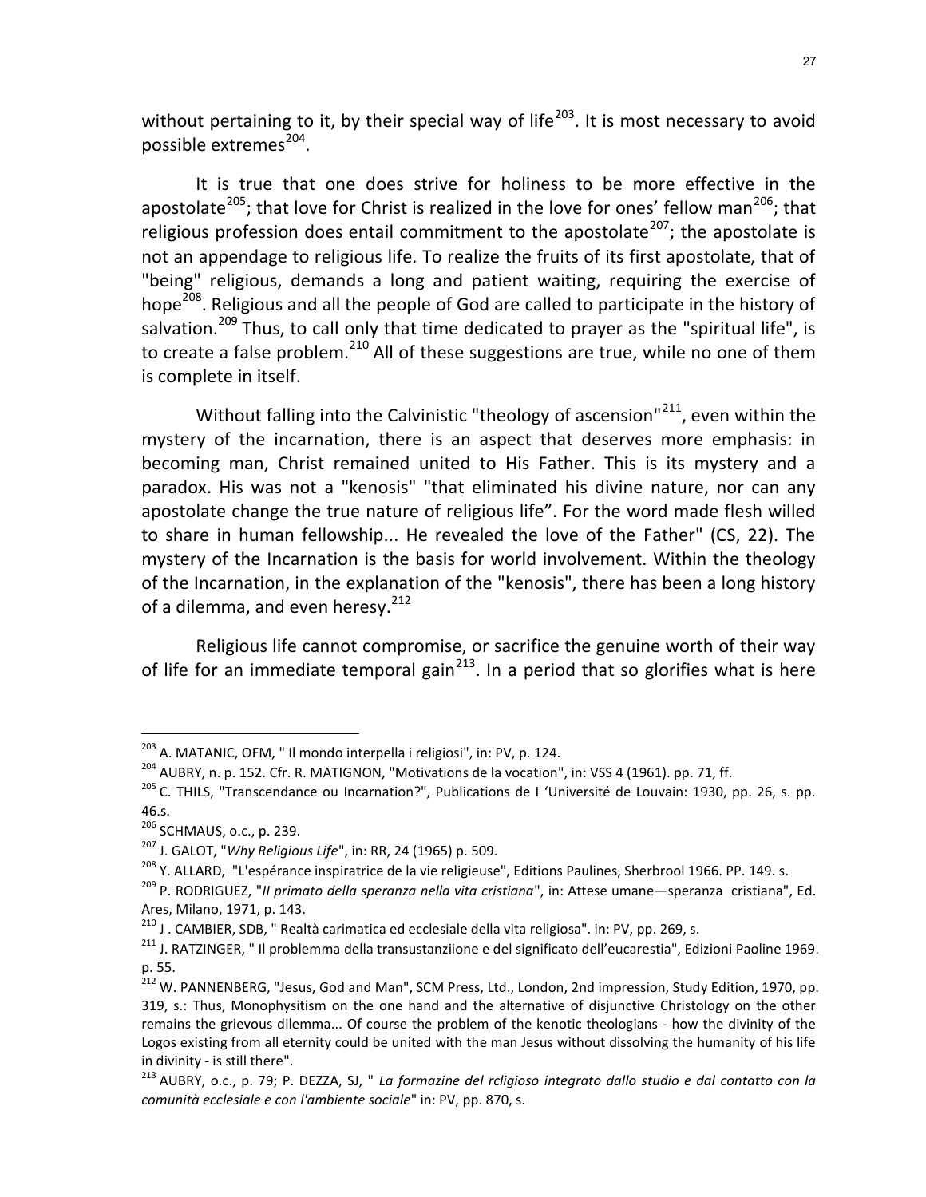without pertaining to it, by their special way of life[203]. It is most necessary to avoid possible extremes[204].

It is true that one does strive for holiness to be more effective in the apostolate[205]; that love for Christ is realized in the love for ones' fellow man[206]; that religious profession does entail commitment to the apostolate[207]; the apostolate is not an appendage to religious life. To realize the fruits of its first apostolate, that of "being" religious, demands a long and patient waiting, requiring the exercise of hope[208]. Religious and all the people of God are called to participate in the history of salvation.[209] Thus, to call only that time dedicated to prayer as the "spiritual life", is to create a false problem.[210] All of these suggestions are true, while no one of them is complete in itself.

Without falling into the Calvinistic "theology of ascension"[211], even within the mystery of the incarnation, there is an aspect that deserves more emphasis: in becoming man, Christ remained united to His Father. This is its mystery and a paradox. His was not a "kenosis" "that eliminated his divine nature, nor can any apostolate change the true nature of religious life". For the word made flesh willed to share in human fellowship... He revealed the love of the Father" (CS, 22). The mystery of the Incarnation is the basis for world involvement. Within the theology of the Incarnation, in the explanation of the "kenosis", there has been a long history of a dilemma, and even heresy.[212]

Religious life cannot compromise, or sacrifice the genuine worth of their way of life for an immediate temporal gain[213]. In a period that so glorifies what is here

---

[203] A. MATANIC, OFM, " Il mondo interpella i religiosi", in: PV, p. 124.

[204] AUBRY, n. p. 152. Cfr. R. MATIGNON, "Motivations de la vocation", in: VSS 4 (1961). pp. 71, ff.

[205] C. THILS, "Transcendance ou Incarnation?", Publications de I 'Université de Louvain: 1930, pp. 26, s. pp. 46.s.

[206] SCHMAUS, o.c., p. 239.

[207] J. GALOT, "*Why Religious Life*", in: RR, 24 (1965) p. 509.

[208] Y. ALLARD, "L'espérance inspiratrice de la vie religieuse", Editions Paulines, Sherbrool 1966. PP. 149. s.

[209] P. RODRIGUEZ, "*II primato della speranza nella vita cristiana*", in: Attese umane—speranza cristiana", Ed. Ares, Milano, 1971, p. 143.

[210] J . CAMBIER, SDB, " Realtà carimatica ed ecclesiale della vita religiosa". in: PV, pp. 269, s.

[211] J. RATZINGER, " Il problemma della transustanziione e del significato dell'eucarestia", Edizioni Paoline 1969. p. 55.

[212] W. PANNENBERG, "Jesus, God and Man", SCM Press, Ltd., London, 2nd impression, Study Edition, 1970, pp. 319, s.: Thus, Monophysitism on the one hand and the alternative of disjunctive Christology on the other remains the grievous dilemma... Of course the problem of the kenotic theologians - how the divinity of the Logos existing from all eternity could be united with the man Jesus without dissolving the humanity of his life in divinity - is still there".

[213] AUBRY, o.c., p. 79; P. DEZZA, SJ, " *La formazine del rcligioso integrato dallo studio e dal contatto con la comunità ecclesiale e con l'ambiente sociale*" in: PV, pp. 870, s.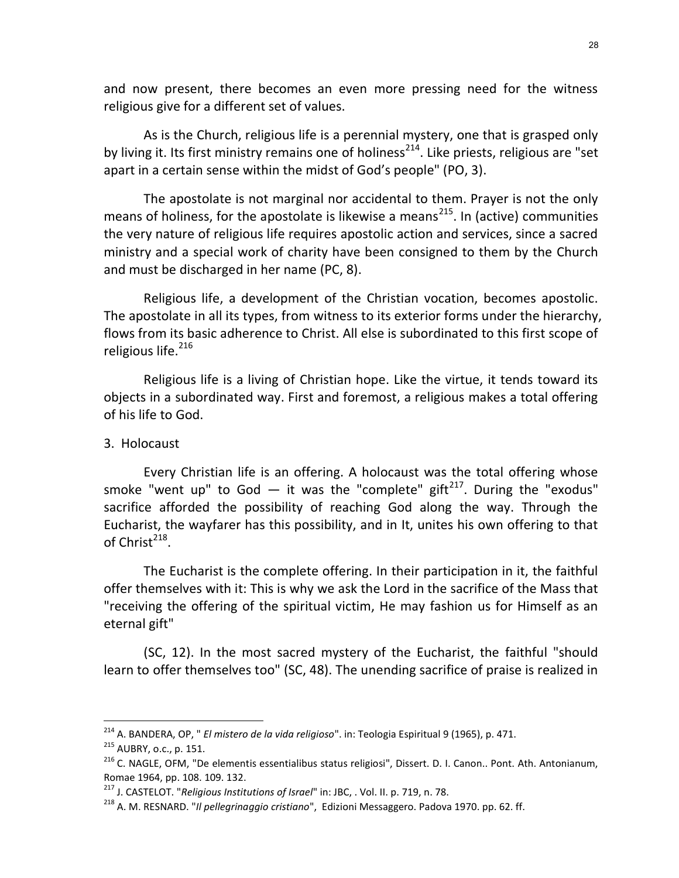and now present, there becomes an even more pressing need for the witness religious give for a different set of values.

As is the Church, religious life is a perennial mystery, one that is grasped only by living it. Its first ministry remains one of holiness[214]. Like priests, religious are "set apart in a certain sense within the midst of God's people" (PO, 3).

The apostolate is not marginal nor accidental to them. Prayer is not the only means of holiness, for the apostolate is likewise a means[215]. In (active) communities the very nature of religious life requires apostolic action and services, since a sacred ministry and a special work of charity have been consigned to them by the Church and must be discharged in her name (PC, 8).

Religious life, a development of the Christian vocation, becomes apostolic. The apostolate in all its types, from witness to its exterior forms under the hierarchy, flows from its basic adherence to Christ. All else is subordinated to this first scope of religious life.[216]

Religious life is a living of Christian hope. Like the virtue, it tends toward its objects in a subordinated way. First and foremost, a religious makes a total offering of his life to God.

## 3. Holocaust

Every Christian life is an offering. A holocaust was the total offering whose smoke "went up" to God — it was the "complete" gift[217]. During the "exodus" sacrifice afforded the possibility of reaching God along the way. Through the Eucharist, the wayfarer has this possibility, and in It, unites his own offering to that of Christ[218].

The Eucharist is the complete offering. In their participation in it, the faithful offer themselves with it: This is why we ask the Lord in the sacrifice of the Mass that "receiving the offering of the spiritual victim, He may fashion us for Himself as an eternal gift"

(SC, 12). In the most sacred mystery of the Eucharist, the faithful "should learn to offer themselves too" (SC, 48). The unending sacrifice of praise is realized in

---

[214] A. BANDERA, OP, " *El mistero de la vida religioso*". in: Teologia Espiritual 9 (1965), p. 471.

[215] AUBRY, o.c., p. 151.

[216] C. NAGLE, OFM, "De elementis essentialibus status religiosi", Dissert. D. I. Canon.. Pont. Ath. Antonianum, Romae 1964, pp. 108. 109. 132.

[217] J. CASTELOT. "*Religious Institutions of Israel*" in: JBC, . Vol. II. p. 719, n. 78.

[218] A. M. RESNARD. "*Il pellegrinaggio cristiano*", Edizioni Messaggero. Padova 1970. pp. 62. ff.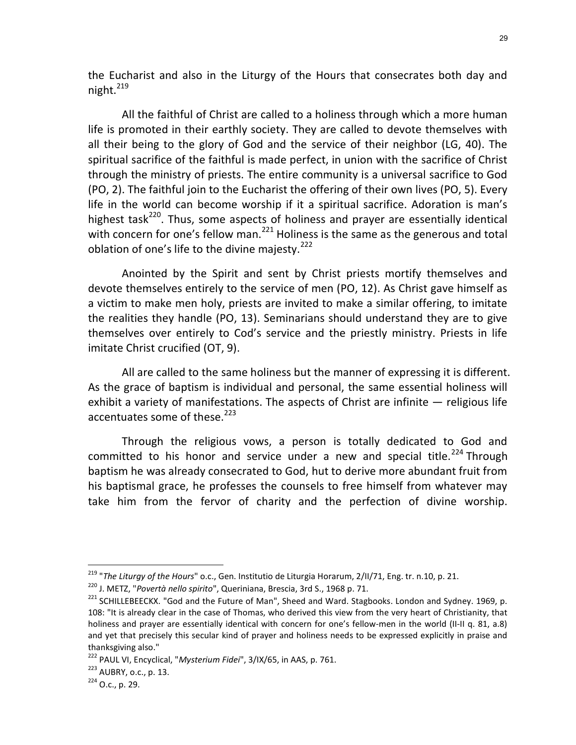the Eucharist and also in the Liturgy of the Hours that consecrates both day and night.[219]

All the faithful of Christ are called to a holiness through which a more human life is promoted in their earthly society. They are called to devote themselves with all their being to the glory of God and the service of their neighbor (LG, 40). The spiritual sacrifice of the faithful is made perfect, in union with the sacrifice of Christ through the ministry of priests. The entire community is a universal sacrifice to God (PO, 2). The faithful join to the Eucharist the offering of their own lives (PO, 5). Every life in the world can become worship if it a spiritual sacrifice. Adoration is man's highest task[220]. Thus, some aspects of holiness and prayer are essentially identical with concern for one's fellow man.[221] Holiness is the same as the generous and total oblation of one's life to the divine majesty.[222]

Anointed by the Spirit and sent by Christ priests mortify themselves and devote themselves entirely to the service of men (PO, 12). As Christ gave himself as a victim to make men holy, priests are invited to make a similar offering, to imitate the realities they handle (PO, 13). Seminarians should understand they are to give themselves over entirely to Cod's service and the priestly ministry. Priests in life imitate Christ crucified (OT, 9).

All are called to the same holiness but the manner of expressing it is different. As the grace of baptism is individual and personal, the same essential holiness will exhibit a variety of manifestations. The aspects of Christ are infinite — religious life accentuates some of these.[223]

Through the religious vows, a person is totally dedicated to God and committed to his honor and service under a new and special title.[224] Through baptism he was already consecrated to God, hut to derive more abundant fruit from his baptismal grace, he professes the counsels to free himself from whatever may take him from the fervor of charity and the perfection of divine worship.

---

[219] "*The Liturgy of the Hours*" o.c., Gen. Institutio de Liturgia Horarum, 2/II/71, Eng. tr. n.10, p. 21.

[220] J. METZ, "*Povertà nello spirito*", Queriniana, Brescia, 3rd S., 1968 p. 71.

[221] SCHILLEBEECKX. "God and the Future of Man", Sheed and Ward. Stagbooks. London and Sydney. 1969, p. 108: "It is already clear in the case of Thomas, who derived this view from the very heart of Christianity, that holiness and prayer are essentially identical with concern for one's fellow-men in the world (II-II q. 81, a.8) and yet that precisely this secular kind of prayer and holiness needs to be expressed explicitly in praise and thanksgiving also."

[222] PAUL VI, Encyclical, "*Mysterium Fidei*", 3/IX/65, in AAS, p. 761.

[223] AUBRY, o.c., p. 13.

[224] O.c., p. 29.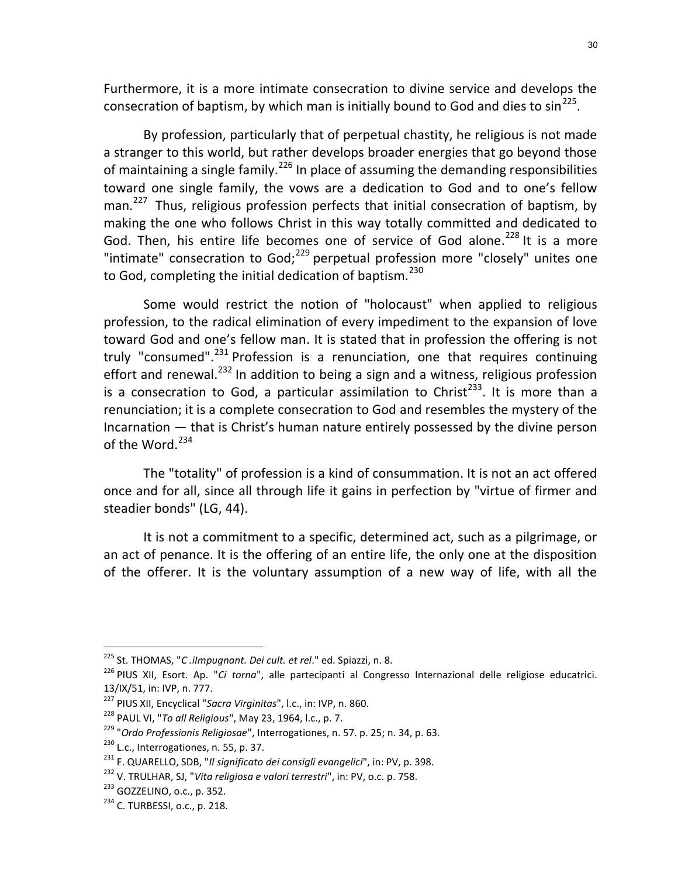Furthermore, it is a more intimate consecration to divine service and develops the consecration of baptism, by which man is initially bound to God and dies to sin[225].

By profession, particularly that of perpetual chastity, he religious is not made a stranger to this world, but rather develops broader energies that go beyond those of maintaining a single family.[226] In place of assuming the demanding responsibilities toward one single family, the vows are a dedication to God and to one's fellow man.[227] Thus, religious profession perfects that initial consecration of baptism, by making the one who follows Christ in this way totally committed and dedicated to God. Then, his entire life becomes one of service of God alone.[228] It is a more "intimate" consecration to God;[229] perpetual profession more "closely" unites one to God, completing the initial dedication of baptism.[230]

Some would restrict the notion of "holocaust" when applied to religious profession, to the radical elimination of every impediment to the expansion of love toward God and one's fellow man. It is stated that in profession the offering is not truly "consumed".[231] Profession is a renunciation, one that requires continuing effort and renewal.[232] In addition to being a sign and a witness, religious profession is a consecration to God, a particular assimilation to Christ[233]. It is more than a renunciation; it is a complete consecration to God and resembles the mystery of the Incarnation — that is Christ's human nature entirely possessed by the divine person of the Word.[234]

The "totality" of profession is a kind of consummation. It is not an act offered once and for all, since all through life it gains in perfection by "virtue of firmer and steadier bonds" (LG, 44).

It is not a commitment to a specific, determined act, such as a pilgrimage, or an act of penance. It is the offering of an entire life, the only one at the disposition of the offerer. It is the voluntary assumption of a new way of life, with all the

---

[225] St. THOMAS, "*C .iImpugnant. Dei cult. et rel*." ed. Spiazzi, n. 8.

[226] PIUS XII, Esort. Ap. "*Ci torna*", alle partecipanti al Congresso Internazional delle religiose educatrici. 13/IX/51, in: IVP, n. 777.

[227] PIUS XII, Encyclical "*Sacra Virginitas*", l.c., in: IVP, n. 860.

[228] PAUL VI, "*To all Religious*", May 23, 1964, l.c., p. 7.

[229] "*Ordo Professionis Religiosae*", Interrogationes, n. 57. p. 25; n. 34, p. 63.

[230] L.c., Interrogationes, n. 55, p. 37.

[231] F. QUARELLO, SDB, "*Il significato dei consigli evangelici*", in: PV, p. 398.

[232] V. TRULHAR, SJ, "*Vita religiosa e valori terrestri*", in: PV, o.c. p. 758.

[233] GOZZELINO, o.c., p. 352.

[234] C. TURBESSI, o.c., p. 218.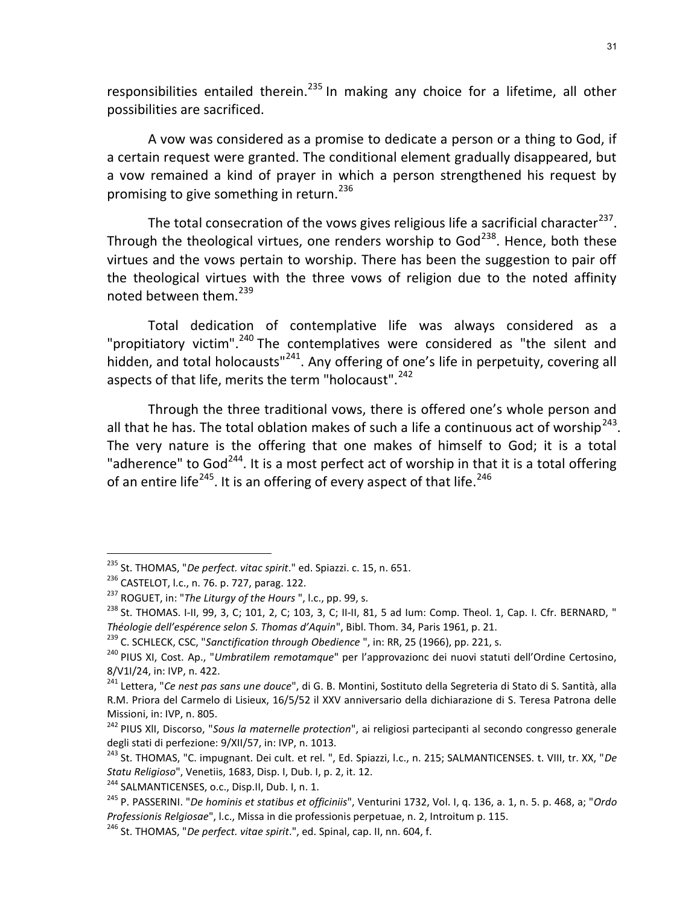responsibilities entailed therein.[235] In making any choice for a lifetime, all other possibilities are sacrificed.

A vow was considered as a promise to dedicate a person or a thing to God, if a certain request were granted. The conditional element gradually disappeared, but a vow remained a kind of prayer in which a person strengthened his request by promising to give something in return.[236]

The total consecration of the vows gives religious life a sacrificial character[237]. Through the theological virtues, one renders worship to God[238]. Hence, both these virtues and the vows pertain to worship. There has been the suggestion to pair off the theological virtues with the three vows of religion due to the noted affinity noted between them.[239]

Total dedication of contemplative life was always considered as a "propitiatory victim".[240] The contemplatives were considered as "the silent and hidden, and total holocausts"[241]. Any offering of one's life in perpetuity, covering all aspects of that life, merits the term "holocaust".[242]

Through the three traditional vows, there is offered one's whole person and all that he has. The total oblation makes of such a life a continuous act of worship[243]. The very nature is the offering that one makes of himself to God; it is a total "adherence" to God[244]. It is a most perfect act of worship in that it is a total offering of an entire life[245]. It is an offering of every aspect of that life.[246]

---

[235] St. THOMAS, "*De perfect. vitac spirit*." ed. Spiazzi. c. 15, n. 651.

[236] CASTELOT, l.c., n. 76. p. 727, parag. 122.

[237] ROGUET, in: "*The Liturgy of the Hours* ", l.c., pp. 99, s.

[238] St. THOMAS. I-II, 99, 3, C; 101, 2, C; 103, 3, C; II-II, 81, 5 ad Ium: Comp. Theol. 1, Cap. I. Cfr. BERNARD, " *Théologie dell'espérence selon S. Thomas d'Aquin*", Bibl. Thom. 34, Paris 1961, p. 21.

[239] C. SCHLECK, CSC, "*Sanctification through Obedience* ", in: RR, 25 (1966), pp. 221, s.

[240] PIUS XI, Cost. Ap., "*Umbratilem remotamque*" per l'approvazionc dei nuovi statuti dell'Ordine Certosino, 8/V1I/24, in: IVP, n. 422.

[241] Lettera, "*Ce nest pas sans une douce*", di G. B. Montini, Sostituto della Segreteria di Stato di S. Santità, alla R.M. Priora del Carmelo di Lisieux, 16/5/52 il XXV anniversario della dichiarazione di S. Teresa Patrona delle Missioni, in: IVP, n. 805.

[242] PIUS XII, Discorso, "*Sous la maternelle protection*", ai religiosi partecipanti al secondo congresso generale degli stati di perfezione: 9/XII/57, in: IVP, n. 1013.

[243] St. THOMAS, "C. impugnant. Dei cult. et rel. ", Ed. Spiazzi, l.c., n. 215; SALMANTICENSES. t. VIII, tr. XX, "*De Statu Religioso*", Venetiis, 1683, Disp. I, Dub. I, p. 2, it. 12.

[244] SALMANTICENSES, o.c., Disp.II, Dub. I, n. 1.

[245] P. PASSERINI. "*De hominis et statibus et officiniis*", Venturini 1732, Vol. I, q. 136, a. 1, n. 5. p. 468, a; "*Ordo Professionis Relgiosae*", l.c., Missa in die professionis perpetuae, n. 2, Introitum p. 115.

[246] St. THOMAS, "*De perfect. vitae spirit*.", ed. Spinal, cap. II, nn. 604, f.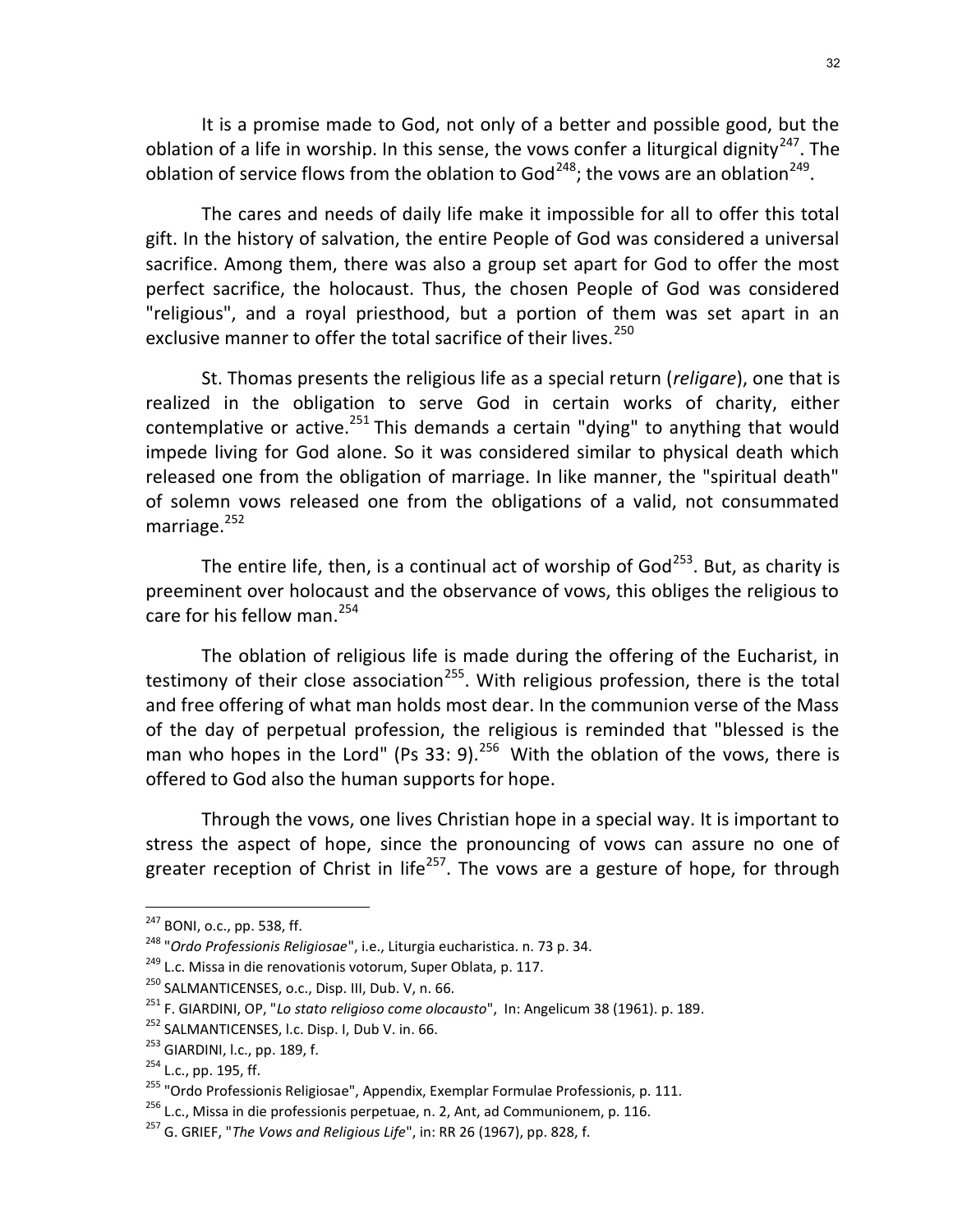It is a promise made to God, not only of a better and possible good, but the oblation of a life in worship. In this sense, the vows confer a liturgical dignity[247]. The oblation of service flows from the oblation to God[248]; the vows are an oblation[249].

The cares and needs of daily life make it impossible for all to offer this total gift. In the history of salvation, the entire People of God was considered a universal sacrifice. Among them, there was also a group set apart for God to offer the most perfect sacrifice, the holocaust. Thus, the chosen People of God was considered "religious", and a royal priesthood, but a portion of them was set apart in an exclusive manner to offer the total sacrifice of their lives.[250]

St. Thomas presents the religious life as a special return (*religare*), one that is realized in the obligation to serve God in certain works of charity, either contemplative or active.[251] This demands a certain "dying" to anything that would impede living for God alone. So it was considered similar to physical death which released one from the obligation of marriage. In like manner, the "spiritual death" of solemn vows released one from the obligations of a valid, not consummated marriage.[252]

The entire life, then, is a continual act of worship of God[253]. But, as charity is preeminent over holocaust and the observance of vows, this obliges the religious to care for his fellow man.[254]

The oblation of religious life is made during the offering of the Eucharist, in testimony of their close association[255]. With religious profession, there is the total and free offering of what man holds most dear. In the communion verse of the Mass of the day of perpetual profession, the religious is reminded that "blessed is the man who hopes in the Lord" (Ps 33: 9).[256] With the oblation of the vows, there is offered to God also the human supports for hope.

Through the vows, one lives Christian hope in a special way. It is important to stress the aspect of hope, since the pronouncing of vows can assure no one of greater reception of Christ in life[257]. The vows are a gesture of hope, for through

---

[247] BONI, o.c., pp. 538, ff.

[248] "*Ordo Professionis Religiosae*", i.e., Liturgia eucharistica. n. 73 p. 34.

[249] L.c. Missa in die renovationis votorum, Super Oblata, p. 117.

[250] SALMANTICENSES, o.c., Disp. III, Dub. V, n. 66.

[251] F. GIARDINI, OP, "*Lo stato religioso come olocausto*", In: Angelicum 38 (1961). p. 189.

[252] SALMANTICENSES, l.c. Disp. I, Dub V. in. 66.

[253] GIARDINI, l.c., pp. 189, f.

[254] L.c., pp. 195, ff.

[255] "Ordo Professionis Religiosae", Appendix, Exemplar Formulae Professionis, p. 111.

[256] L.c., Missa in die professionis perpetuae, n. 2, Ant, ad Communionem, p. 116.

[257] G. GRIEF, "*The Vows and Religious Life*", in: RR 26 (1967), pp. 828, f.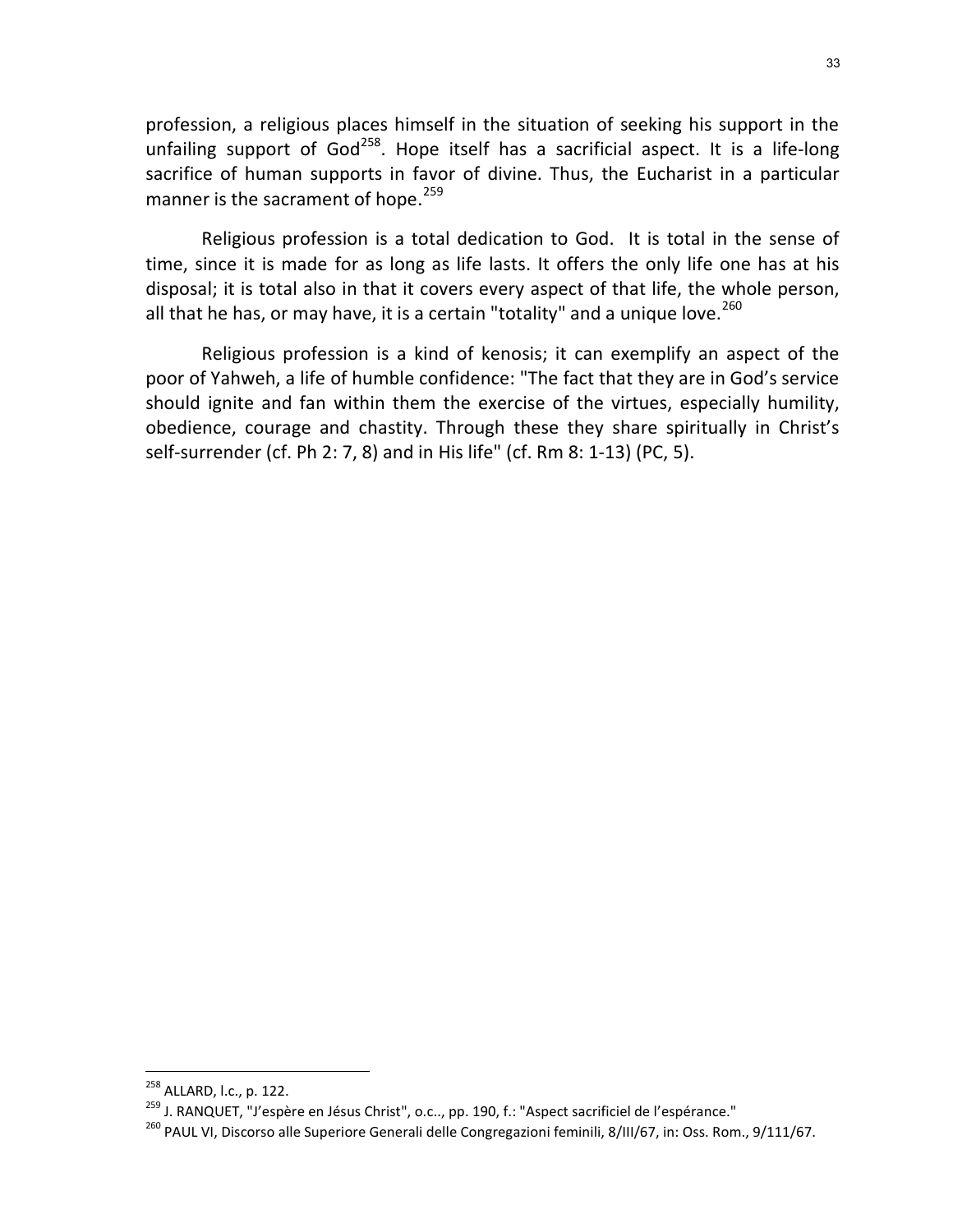profession, a religious places himself in the situation of seeking his support in the unfailing support of God[258]. Hope itself has a sacrificial aspect. It is a life-long sacrifice of human supports in favor of divine. Thus, the Eucharist in a particular manner is the sacrament of hope.[259]

Religious profession is a total dedication to God. It is total in the sense of time, since it is made for as long as life lasts. It offers the only life one has at his disposal; it is total also in that it covers every aspect of that life, the whole person, all that he has, or may have, it is a certain "totality" and a unique love.[260]

Religious profession is a kind of kenosis; it can exemplify an aspect of the poor of Yahweh, a life of humble confidence: "The fact that they are in God's service should ignite and fan within them the exercise of the virtues, especially humility, obedience, courage and chastity. Through these they share spiritually in Christ's self-surrender (cf. Ph 2: 7, 8) and in His life" (cf. Rm 8: 1-13) (PC, 5).

---

[258] ALLARD, l.c., p. 122.

[259] J. RANQUET, "J'espère en Jésus Christ", o.c.., pp. 190, f.: "Aspect sacrificiel de l'espérance."

[260] PAUL VI, Discorso alle Superiore Generali delle Congregazioni feminili, 8/III/67, in: Oss. Rom., 9/111/67.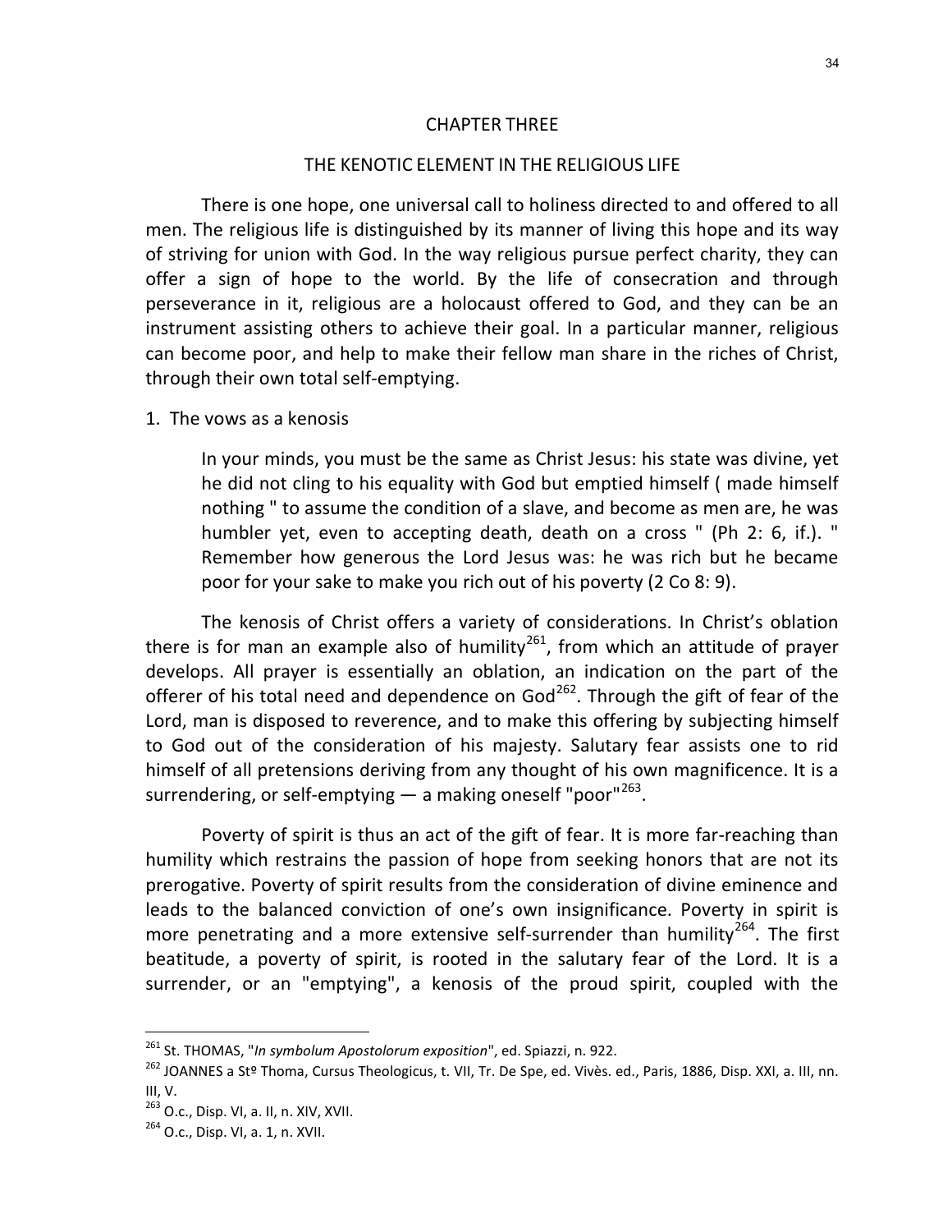# CHAPTER THREE

## THE KENOTIC ELEMENT IN THE RELIGIOUS LIFE

There is one hope, one universal call to holiness directed to and offered to all men. The religious life is distinguished by its manner of living this hope and its way of striving for union with God. In the way religious pursue perfect charity, they can offer a sign of hope to the world. By the life of consecration and through perseverance in it, religious are a holocaust offered to God, and they can be an instrument assisting others to achieve their goal. In a particular manner, religious can become poor, and help to make their fellow man share in the riches of Christ, through their own total self-emptying.

### 1. The vows as a kenosis

> In your minds, you must be the same as Christ Jesus: his state was divine, yet he did not cling to his equality with God but emptied himself ( made himself nothing " to assume the condition of a slave, and become as men are, he was humbler yet, even to accepting death, death on a cross " (Ph 2: 6, if.). " Remember how generous the Lord Jesus was: he was rich but he became poor for your sake to make you rich out of his poverty (2 Co 8: 9).

The kenosis of Christ offers a variety of considerations. In Christ's oblation there is for man an example also of humility[261], from which an attitude of prayer develops. All prayer is essentially an oblation, an indication on the part of the offerer of his total need and dependence on God[262]. Through the gift of fear of the Lord, man is disposed to reverence, and to make this offering by subjecting himself to God out of the consideration of his majesty. Salutary fear assists one to rid himself of all pretensions deriving from any thought of his own magnificence. It is a surrendering, or self-emptying — a making oneself "poor"[263].

Poverty of spirit is thus an act of the gift of fear. It is more far-reaching than humility which restrains the passion of hope from seeking honors that are not its prerogative. Poverty of spirit results from the consideration of divine eminence and leads to the balanced conviction of one's own insignificance. Poverty in spirit is more penetrating and a more extensive self-surrender than humility[264]. The first beatitude, a poverty of spirit, is rooted in the salutary fear of the Lord. It is a surrender, or an "emptying", a kenosis of the proud spirit, coupled with the

---

[261] St. THOMAS, "*In symbolum Apostolorum expositio*", ed. Spiazzi, n. 922.

[262] JOANNES a Stº Thoma, Cursus Theologicus, t. VII, Tr. De Spe, ed. Vivès. ed., Paris, 1886, Disp. XXI, a. III, nn. III, V.

[263] O.c., Disp. VI, a. II, n. XIV, XVII.

[264] O.c., Disp. VI, a. 1, n. XVII.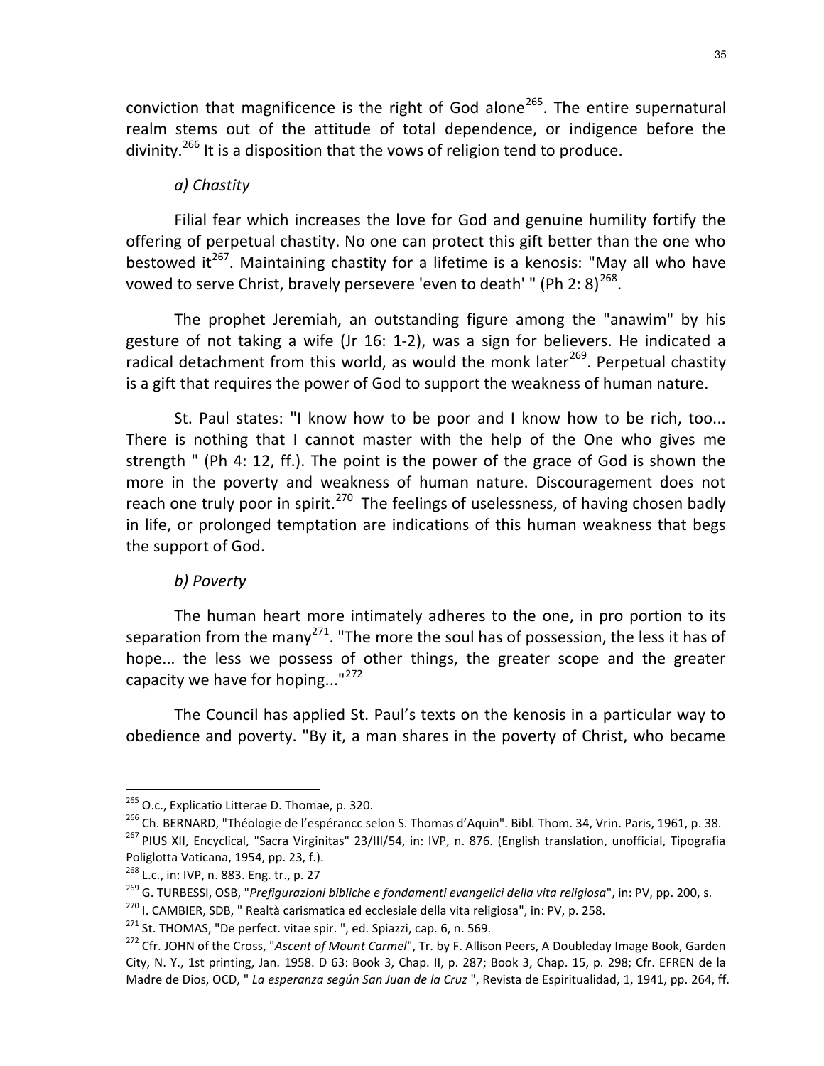conviction that magnificence is the right of God alone[265]. The entire supernatural realm stems out of the attitude of total dependence, or indigence before the divinity.[266] It is a disposition that the vows of religion tend to produce.

*a) Chastity*

Filial fear which increases the love for God and genuine humility fortify the offering of perpetual chastity. No one can protect this gift better than the one who bestowed it[267]. Maintaining chastity for a lifetime is a kenosis: "May all who have vowed to serve Christ, bravely persevere 'even to death' " (Ph 2: 8)[268].

The prophet Jeremiah, an outstanding figure among the "anawim" by his gesture of not taking a wife (Jr 16: 1-2), was a sign for believers. He indicated a radical detachment from this world, as would the monk later[269]. Perpetual chastity is a gift that requires the power of God to support the weakness of human nature.

St. Paul states: "I know how to be poor and I know how to be rich, too... There is nothing that I cannot master with the help of the One who gives me strength " (Ph 4: 12, ff.). The point is the power of the grace of God is shown the more in the poverty and weakness of human nature. Discouragement does not reach one truly poor in spirit.[270] The feelings of uselessness, of having chosen badly in life, or prolonged temptation are indications of this human weakness that begs the support of God.

*b) Poverty*

The human heart more intimately adheres to the one, in pro portion to its separation from the many[271]. "The more the soul has of possession, the less it has of hope... the less we possess of other things, the greater scope and the greater capacity we have for hoping..."[272]

The Council has applied St. Paul's texts on the kenosis in a particular way to obedience and poverty. "By it, a man shares in the poverty of Christ, who became

---

[265] O.c., Explicatio Litterae D. Thomae, p. 320.

[266] Ch. BERNARD, "Théologie de l'espérancc selon S. Thomas d'Aquin". Bibl. Thom. 34, Vrin. Paris, 1961, p. 38.

[267] PIUS XII, Encyclical, "Sacra Virginitas" 23/III/54, in: IVP, n. 876. (English translation, unofficial, Tipografia Poliglotta Vaticana, 1954, pp. 23, f.).

[268] L.c., in: IVP, n. 883. Eng. tr., p. 27

[269] G. TURBESSI, OSB, "*Prefigurazioni bibliche e fondamenti evangelici della vita religiosa*", in: PV, pp. 200, s.

[270] I. CAMBIER, SDB, " Realtà carismatica ed ecclesiale della vita religiosa", in: PV, p. 258.

[271] St. THOMAS, "De perfect. vitae spir. ", ed. Spiazzi, cap. 6, n. 569.

[272] Cfr. JOHN of the Cross, "*Ascent of Mount Carmel*", Tr. by F. Allison Peers, A Doubleday Image Book, Garden City, N. Y., 1st printing, Jan. 1958. D 63: Book 3, Chap. II, p. 287; Book 3, Chap. 15, p. 298; Cfr. EFREN de la Madre de Dios, OCD, " *La esperanza según San Juan de la Cruz* ", Revista de Espiritualidad, 1, 1941, pp. 264, ff.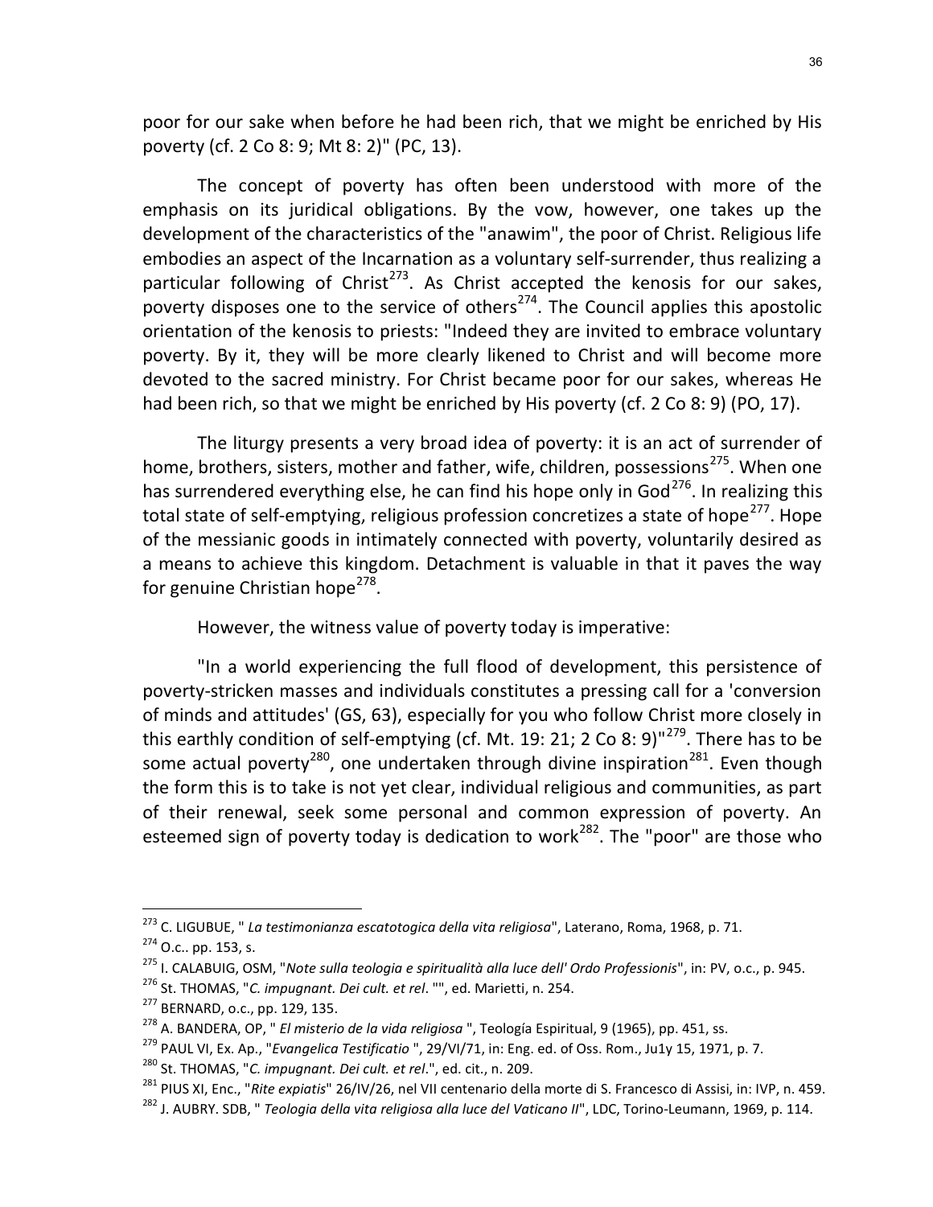poor for our sake when before he had been rich, that we might be enriched by His poverty (cf. 2 Co 8: 9; Mt 8: 2)" (PC, 13).

The concept of poverty has often been understood with more of the emphasis on its juridical obligations. By the vow, however, one takes up the development of the characteristics of the "anawim", the poor of Christ. Religious life embodies an aspect of the Incarnation as a voluntary self-surrender, thus realizing a particular following of Christ[273]. As Christ accepted the kenosis for our sakes, poverty disposes one to the service of others[274]. The Council applies this apostolic orientation of the kenosis to priests: "Indeed they are invited to embrace voluntary poverty. By it, they will be more clearly likened to Christ and will become more devoted to the sacred ministry. For Christ became poor for our sakes, whereas He had been rich, so that we might be enriched by His poverty (cf. 2 Co 8: 9) (PO, 17).

The liturgy presents a very broad idea of poverty: it is an act of surrender of home, brothers, sisters, mother and father, wife, children, possessions[275]. When one has surrendered everything else, he can find his hope only in God[276]. In realizing this total state of self-emptying, religious profession concretizes a state of hope[277]. Hope of the messianic goods in intimately connected with poverty, voluntarily desired as a means to achieve this kingdom. Detachment is valuable in that it paves the way for genuine Christian hope[278].

However, the witness value of poverty today is imperative:

"In a world experiencing the full flood of development, this persistence of poverty-stricken masses and individuals constitutes a pressing call for a 'conversion of minds and attitudes' (GS, 63), especially for you who follow Christ more closely in this earthly condition of self-emptying (cf. Mt. 19: 21; 2 Co 8: 9)"[279]. There has to be some actual poverty[280], one undertaken through divine inspiration[281]. Even though the form this is to take is not yet clear, individual religious and communities, as part of their renewal, seek some personal and common expression of poverty. An esteemed sign of poverty today is dedication to work[282]. The "poor" are those who

---

[273] C. LIGUBUE, " *La testimonianza escatotogica della vita religiosa*", Laterano, Roma, 1968, p. 71.

[274] O.c.. pp. 153, s.

[275] I. CALABUIG, OSM, "*Note sulla teologia e spiritualità alla luce dell' Ordo Professionis*", in: PV, o.c., p. 945.

[276] St. THOMAS, "*C. impugnant. Dei cult. et rel*. "", ed. Marietti, n. 254.

[277] BERNARD, o.c., pp. 129, 135.

[278] A. BANDERA, OP, " *El misterio de la vida religiosa* ", Teología Espiritual, 9 (1965), pp. 451, ss.

[279] PAUL VI, Ex. Ap., "*Evangelica Testificatio* ", 29/VI/71, in: Eng. ed. of Oss. Rom., Ju1y 15, 1971, p. 7.

[280] St. THOMAS, "*C. impugnant. Dei cult. et rel*.", ed. cit., n. 209.

[281] PIUS XI, Enc., "*Rite expiatis*" 26/IV/26, nel VII centenario della morte di S. Francesco di Assisi, in: IVP, n. 459.

[282] J. AUBRY. SDB, " *Teologia della vita religiosa alla luce del Vaticano II*", LDC, Torino-Leumann, 1969, p. 114.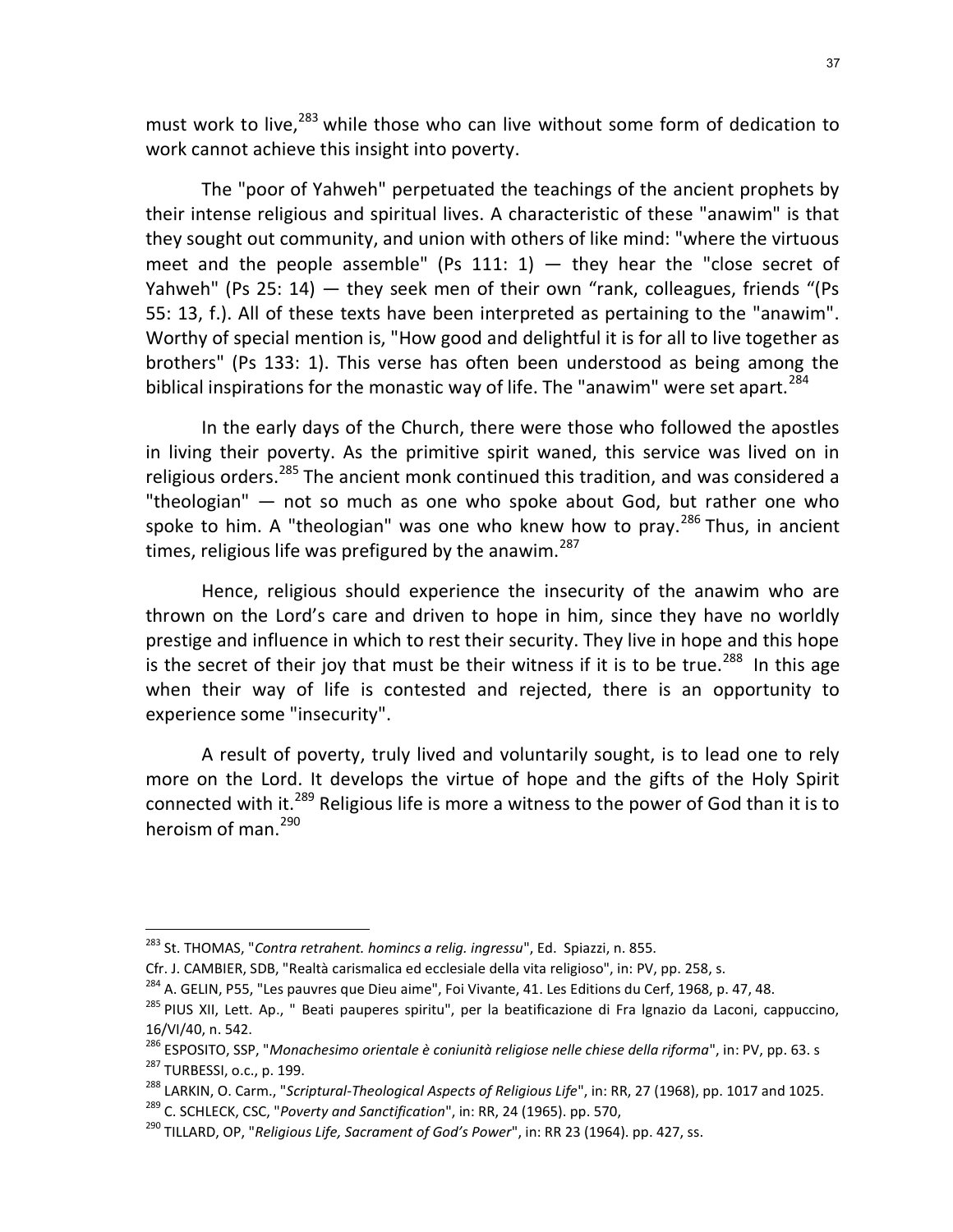must work to live,[283] while those who can live without some form of dedication to work cannot achieve this insight into poverty.

The "poor of Yahweh" perpetuated the teachings of the ancient prophets by their intense religious and spiritual lives. A characteristic of these "anawim" is that they sought out community, and union with others of like mind: "where the virtuous meet and the people assemble" (Ps 111: 1) — they hear the "close secret of Yahweh" (Ps 25: 14) — they seek men of their own "rank, colleagues, friends "(Ps 55: 13, f.). All of these texts have been interpreted as pertaining to the "anawim". Worthy of special mention is, "How good and delightful it is for all to live together as brothers" (Ps 133: 1). This verse has often been understood as being among the biblical inspirations for the monastic way of life. The "anawim" were set apart.[284]

In the early days of the Church, there were those who followed the apostles in living their poverty. As the primitive spirit waned, this service was lived on in religious orders.[285] The ancient monk continued this tradition, and was considered a "theologian" — not so much as one who spoke about God, but rather one who spoke to him. A "theologian" was one who knew how to pray.[286] Thus, in ancient times, religious life was prefigured by the anawim.[287]

Hence, religious should experience the insecurity of the anawim who are thrown on the Lord's care and driven to hope in him, since they have no worldly prestige and influence in which to rest their security. They live in hope and this hope is the secret of their joy that must be their witness if it is to be true.[288] In this age when their way of life is contested and rejected, there is an opportunity to experience some "insecurity".

A result of poverty, truly lived and voluntarily sought, is to lead one to rely more on the Lord. It develops the virtue of hope and the gifts of the Holy Spirit connected with it.[289] Religious life is more a witness to the power of God than it is to heroism of man.[290]

---

[283] St. THOMAS, "*Contra retrahent. homincs a relig. ingressu*", Ed. Spiazzi, n. 855.
Cfr. J. CAMBIER, SDB, "Realtà carismalica ed ecclesiale della vita religioso", in: PV, pp. 258, s.
[284] A. GELIN, P55, "Les pauvres que Dieu aime", Foi Vivante, 41. Les Editions du Cerf, 1968, p. 47, 48.
[285] PIUS XII, Lett. Ap., " Beati pauperes spiritu", per la beatificazione di Fra lgnazio da Laconi, cappuccino, 16/VI/40, n. 542.
[286] ESPOSITO, SSP, "*Monachesimo orientale è coniunità religiose nelle chiese della riforma*", in: PV, pp. 63. s
[287] TURBESSI, o.c., p. 199.
[288] LARKIN, O. Carm., "*Scriptural-Theological Aspects of Religious Life*", in: RR, 27 (1968), pp. 1017 and 1025.
[289] C. SCHLECK, CSC, "*Poverty and Sanctification*", in: RR, 24 (1965). pp. 570,
[290] TILLARD, OP, "*Religious Life, Sacrament of God's Power*", in: RR 23 (1964). pp. 427, ss.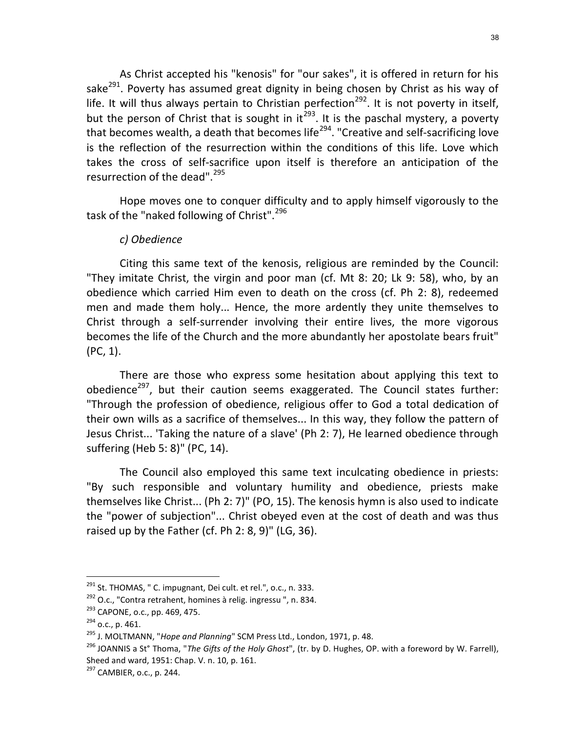As Christ accepted his "kenosis" for "our sakes", it is offered in return for his sake[291]. Poverty has assumed great dignity in being chosen by Christ as his way of life. It will thus always pertain to Christian perfection[292]. It is not poverty in itself, but the person of Christ that is sought in it[293]. It is the paschal mystery, a poverty that becomes wealth, a death that becomes life[294]. "Creative and self-sacrificing love is the reflection of the resurrection within the conditions of this life. Love which takes the cross of self-sacrifice upon itself is therefore an anticipation of the resurrection of the dead".[295]

Hope moves one to conquer difficulty and to apply himself vigorously to the task of the "naked following of Christ".[296]

*c) Obedience*

Citing this same text of the kenosis, religious are reminded by the Council: "They imitate Christ, the virgin and poor man (cf. Mt 8: 20; Lk 9: 58), who, by an obedience which carried Him even to death on the cross (cf. Ph 2: 8), redeemed men and made them holy... Hence, the more ardently they unite themselves to Christ through a self-surrender involving their entire lives, the more vigorous becomes the life of the Church and the more abundantly her apostolate bears fruit" (PC, 1).

There are those who express some hesitation about applying this text to obedience[297], but their caution seems exaggerated. The Council states further: "Through the profession of obedience, religious offer to God a total dedication of their own wills as a sacrifice of themselves... In this way, they follow the pattern of Jesus Christ... 'Taking the nature of a slave' (Ph 2: 7), He learned obedience through suffering (Heb 5: 8)" (PC, 14).

The Council also employed this same text inculcating obedience in priests: "By such responsible and voluntary humility and obedience, priests make themselves like Christ... (Ph 2: 7)" (PO, 15). The kenosis hymn is also used to indicate the "power of subjection"... Christ obeyed even at the cost of death and was thus raised up by the Father (cf. Ph 2: 8, 9)" (LG, 36).

---

[291] St. THOMAS, " C. impugnant, Dei cult. et rel.", o.c., n. 333.

[292] O.c., "Contra retrahent, homines à relig. ingressu ", n. 834.

[293] CAPONE, o.c., pp. 469, 475.

[294] o.c., p. 461.

[295] J. MOLTMANN, "*Hope and Planning*" SCM Press Ltd., London, 1971, p. 48.

[296] JOANNIS a St° Thoma, "*The Gifts of the Holy Ghost*", (tr. by D. Hughes, OP. with a foreword by W. Farrell), Sheed and ward, 1951: Chap. V. n. 10, p. 161.

[297] CAMBIER, o.c., p. 244.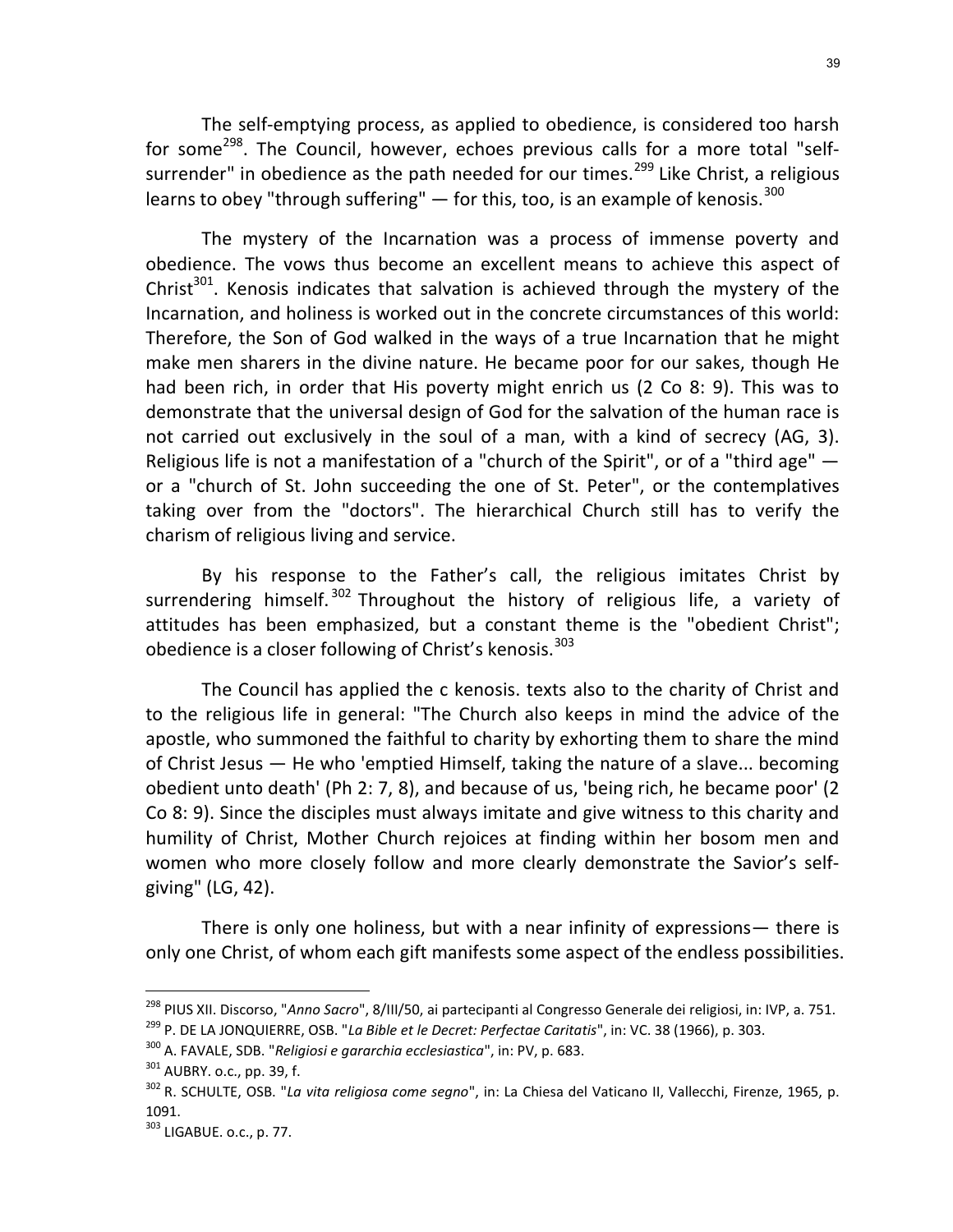The self-emptying process, as applied to obedience, is considered too harsh for some[298]. The Council, however, echoes previous calls for a more total "self-surrender" in obedience as the path needed for our times.[299] Like Christ, a religious learns to obey "through suffering" — for this, too, is an example of kenosis.[300]

The mystery of the Incarnation was a process of immense poverty and obedience. The vows thus become an excellent means to achieve this aspect of Christ[301]. Kenosis indicates that salvation is achieved through the mystery of the Incarnation, and holiness is worked out in the concrete circumstances of this world: Therefore, the Son of God walked in the ways of a true Incarnation that he might make men sharers in the divine nature. He became poor for our sakes, though He had been rich, in order that His poverty might enrich us (2 Co 8: 9). This was to demonstrate that the universal design of God for the salvation of the human race is not carried out exclusively in the soul of a man, with a kind of secrecy (AG, 3). Religious life is not a manifestation of a "church of the Spirit", or of a "third age" — or a "church of St. John succeeding the one of St. Peter", or the contemplatives taking over from the "doctors". The hierarchical Church still has to verify the charism of religious living and service.

By his response to the Father's call, the religious imitates Christ by surrendering himself.[302] Throughout the history of religious life, a variety of attitudes has been emphasized, but a constant theme is the "obedient Christ"; obedience is a closer following of Christ's kenosis.[303]

The Council has applied the c kenosis. texts also to the charity of Christ and to the religious life in general: "The Church also keeps in mind the advice of the apostle, who summoned the faithful to charity by exhorting them to share the mind of Christ Jesus — He who 'emptied Himself, taking the nature of a slave... becoming obedient unto death' (Ph 2: 7, 8), and because of us, 'being rich, he became poor' (2 Co 8: 9). Since the disciples must always imitate and give witness to this charity and humility of Christ, Mother Church rejoices at finding within her bosom men and women who more closely follow and more clearly demonstrate the Savior's self-giving" (LG, 42).

There is only one holiness, but with a near infinity of expressions— there is only one Christ, of whom each gift manifests some aspect of the endless possibilities.

---

[298] PIUS XII. Discorso, "*Anno Sacro*", 8/III/50, ai partecipanti al Congresso Generale dei religiosi, in: IVP, a. 751.

[299] P. DE LA JONQUIERRE, OSB. "*La Bible et le Decret: Perfectae Caritatis*", in: VC. 38 (1966), p. 303.

[300] A. FAVALE, SDB. "*Religiosi e gararchia ecclesiastica*", in: PV, p. 683.

[301] AUBRY. o.c., pp. 39, f.

[302] R. SCHULTE, OSB. "*La vita religiosa come segno*", in: La Chiesa del Vaticano II, Vallecchi, Firenze, 1965, p. 1091.

[303] LIGABUE. o.c., p. 77.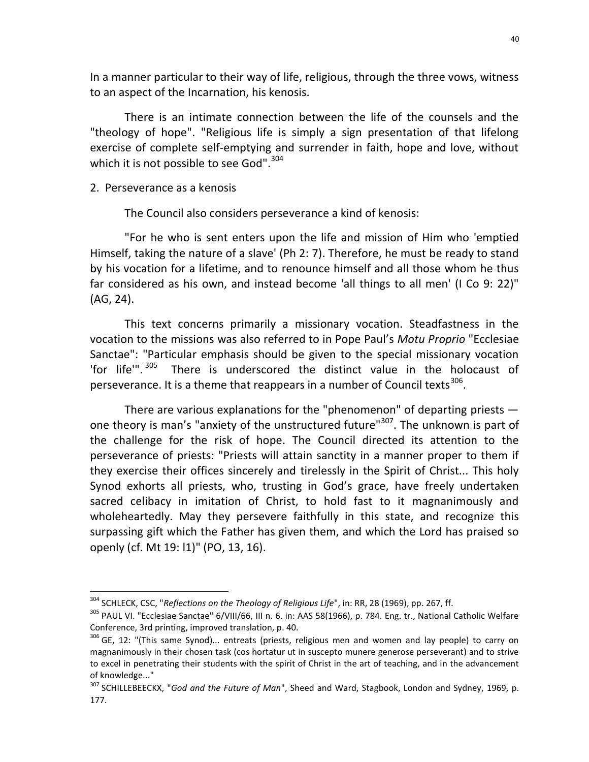In a manner particular to their way of life, religious, through the three vows, witness to an aspect of the Incarnation, his kenosis.

There is an intimate connection between the life of the counsels and the "theology of hope". "Religious life is simply a sign presentation of that lifelong exercise of complete self-emptying and surrender in faith, hope and love, without which it is not possible to see God".[304]

2. Perseverance as a kenosis

The Council also considers perseverance a kind of kenosis:

"For he who is sent enters upon the life and mission of Him who 'emptied Himself, taking the nature of a slave' (Ph 2: 7). Therefore, he must be ready to stand by his vocation for a lifetime, and to renounce himself and all those whom he thus far considered as his own, and instead become 'all things to all men' (I Co 9: 22)" (AG, 24).

This text concerns primarily a missionary vocation. Steadfastness in the vocation to the missions was also referred to in Pope Paul's *Motu Proprio* "Ecclesiae Sanctae": "Particular emphasis should be given to the special missionary vocation 'for life'".[305] There is underscored the distinct value in the holocaust of perseverance. It is a theme that reappears in a number of Council texts[306].

There are various explanations for the "phenomenon" of departing priests — one theory is man's "anxiety of the unstructured future"[307]. The unknown is part of the challenge for the risk of hope. The Council directed its attention to the perseverance of priests: "Priests will attain sanctity in a manner proper to them if they exercise their offices sincerely and tirelessly in the Spirit of Christ... This holy Synod exhorts all priests, who, trusting in God's grace, have freely undertaken sacred celibacy in imitation of Christ, to hold fast to it magnanimously and wholeheartedly. May they persevere faithfully in this state, and recognize this surpassing gift which the Father has given them, and which the Lord has praised so openly (cf. Mt 19: l1)" (PO, 13, 16).

---

[304] SCHLECK, CSC, "*Reflections on the Theology of Religious Life*", in: RR, 28 (1969), pp. 267, ff.

[305] PAUL VI. "Ecclesiae Sanctae" 6/VIII/66, III n. 6. in: AAS 58(1966), p. 784. Eng. tr., National Catholic Welfare Conference, 3rd printing, improved translation, p. 40.

[306] GE, 12: "(This same Synod)... entreats (priests, religious men and women and lay people) to carry on magnanimously in their chosen task (cos hortatur ut in suscepto munere generose perseverant) and to strive to excel in penetrating their students with the spirit of Christ in the art of teaching, and in the advancement of knowledge..."

[307] SCHILLEBEECKX, "*God and the Future of Man*", Sheed and Ward, Stagbook, London and Sydney, 1969, p. 177.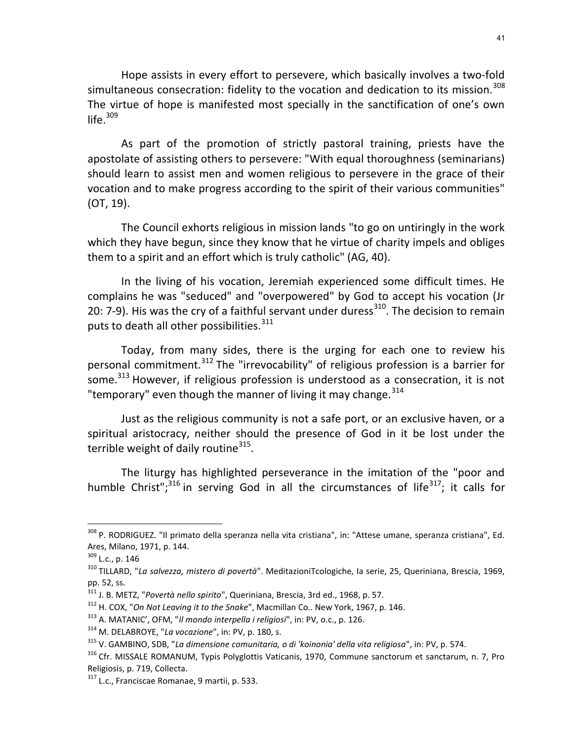Hope assists in every effort to persevere, which basically involves a two-fold simultaneous consecration: fidelity to the vocation and dedication to its mission.[308] The virtue of hope is manifested most specially in the sanctification of one's own life.[309]

As part of the promotion of strictly pastoral training, priests have the apostolate of assisting others to persevere: "With equal thoroughness (seminarians) should learn to assist men and women religious to persevere in the grace of their vocation and to make progress according to the spirit of their various communities" (OT, 19).

The Council exhorts religious in mission lands "to go on untiringly in the work which they have begun, since they know that he virtue of charity impels and obliges them to a spirit and an effort which is truly catholic" (AG, 40).

In the living of his vocation, Jeremiah experienced some difficult times. He complains he was "seduced" and "overpowered" by God to accept his vocation (Jr 20: 7-9). His was the cry of a faithful servant under duress[310]. The decision to remain puts to death all other possibilities.[311]

Today, from many sides, there is the urging for each one to review his personal commitment.[312] The "irrevocability" of religious profession is a barrier for some.[313] However, if religious profession is understood as a consecration, it is not "temporary" even though the manner of living it may change.[314]

Just as the religious community is not a safe port, or an exclusive haven, or a spiritual aristocracy, neither should the presence of God in it be lost under the terrible weight of daily routine[315].

The liturgy has highlighted perseverance in the imitation of the "poor and humble Christ";[316] in serving God in all the circumstances of life[317]; it calls for

---

[308] P. RODRIGUEZ. "Il primato della speranza nella vita cristiana", in: "Attese umane, speranza cristiana", Ed. Ares, Milano, 1971, p. 144.

[309] L.c., p. 146

[310] TILLARD, "*La salvezza, mistero di povertà*". MeditazioniTcologiche, Ia serie, 25, Queriniana, Brescia, 1969, pp. 52, ss.

[311] J. B. METZ, "*Povertà nello spirito*", Queriniana, Brescia, 3rd ed., 1968, p. 57.

[312] H. COX, "*On Not Leaving it to the Snake*", Macmillan Co.. New York, 1967, p. 146.

[313] A. MATANIC', OFM, "*Il mondo interpella i religiosi*", in: PV, o.c., p. 126.

[314] M. DELABROYE, "*La vocazione*", in: PV, p. 180, s.

[315] V. GAMBINO, SDB, "*La dimensione comunitaria, o di 'koinonia' della vita religiosa*", in: PV, p. 574.

[316] Cfr. MISSALE ROMANUM, Typis Polyglottis Vaticanis, 1970, Commune sanctorum et sanctarum, n. 7, Pro Religiosis, p. 719, Collecta.

[317] L.c., Franciscae Romanae, 9 martii, p. 533.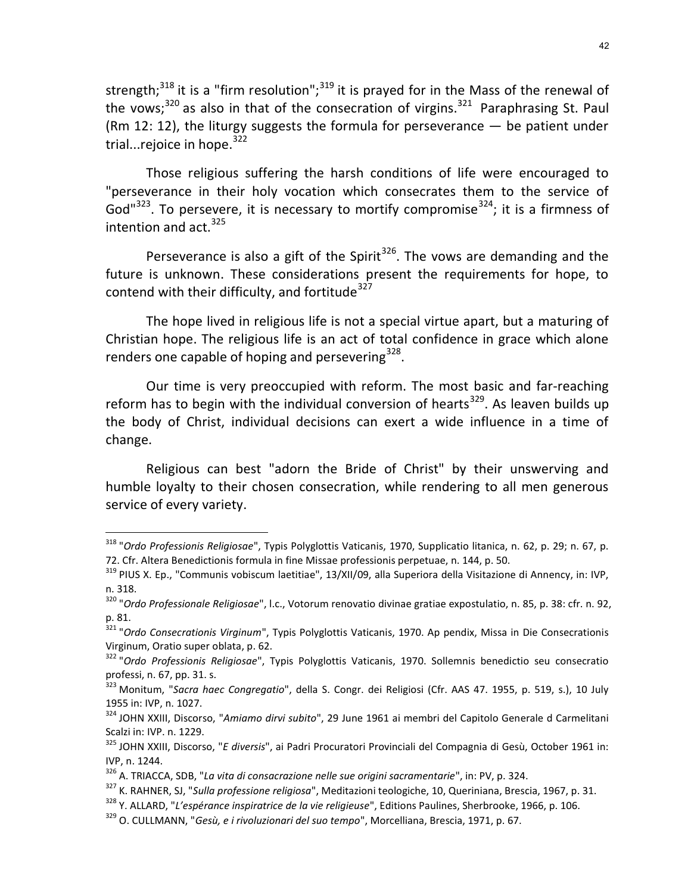strength;[318] it is a "firm resolution";[319] it is prayed for in the Mass of the renewal of the vows;[320] as also in that of the consecration of virgins.[321] Paraphrasing St. Paul (Rm 12: 12), the liturgy suggests the formula for perseverance — be patient under trial...rejoice in hope.[322]

Those religious suffering the harsh conditions of life were encouraged to "perseverance in their holy vocation which consecrates them to the service of God"[323]. To persevere, it is necessary to mortify compromise[324]; it is a firmness of intention and act.[325]

Perseverance is also a gift of the Spirit[326]. The vows are demanding and the future is unknown. These considerations present the requirements for hope, to contend with their difficulty, and fortitude[327]

The hope lived in religious life is not a special virtue apart, but a maturing of Christian hope. The religious life is an act of total confidence in grace which alone renders one capable of hoping and persevering[328].

Our time is very preoccupied with reform. The most basic and far-reaching reform has to begin with the individual conversion of hearts[329]. As leaven builds up the body of Christ, individual decisions can exert a wide influence in a time of change.

Religious can best "adorn the Bride of Christ" by their unswerving and humble loyalty to their chosen consecration, while rendering to all men generous service of every variety.

---

[318] "*Ordo Professionis Religiosae*", Typis Polyglottis Vaticanis, 1970, Supplicatio litanica, n. 62, p. 29; n. 67, p. 72. Cfr. Altera Benedictionis formula in fine Missae professionis perpetuae, n. 144, p. 50.

[319] PIUS X. Ep., "Communis vobiscum laetitiae", 13/XII/09, alla Superiora della Visitazione di Annency, in: IVP, n. 318.

[320] "*Ordo Professionale Religiosae*", l.c., Votorum renovatio divinae gratiae expostulatio, n. 85, p. 38: cfr. n. 92, p. 81.

[321] "*Ordo Consecrationis Virginum*", Typis Polyglottis Vaticanis, 1970. Ap pendix, Missa in Die Consecrationis Virginum, Oratio super oblata, p. 62.

[322] "*Ordo Professionis Religiosae*", Typis Polyglottis Vaticanis, 1970. Sollemnis benedictio seu consecratio professi, n. 67, pp. 31. s.

[323] Monitum, "*Sacra haec Congregatio*", della S. Congr. dei Religiosi (Cfr. AAS 47. 1955, p. 519, s.), 10 July 1955 in: IVP, n. 1027.

[324] JOHN XXIII, Discorso, "*Amiamo dirvi subito*", 29 June 1961 ai membri del Capitolo Generale d Carmelitani Scalzi in: IVP. n. 1229.

[325] JOHN XXIII, Discorso, "*E diversis*", ai Padri Procuratori Provinciali del Compagnia di Gesù, October 1961 in: IVP, n. 1244.

[326] A. TRIACCA, SDB, "*La vita di consacrazione nelle sue origini sacramentarie*", in: PV, p. 324.

[327] K. RAHNER, SJ, "*Sulla professione religiosa*", Meditazioni teologiche, 10, Queriniana, Brescia, 1967, p. 31.

[328] Y. ALLARD, "*L'espérance inspiratrice de la vie religieuse*", Editions Paulines, Sherbrooke, 1966, p. 106.

[329] O. CULLMANN, "*Gesù, e i rivoluzionari del suo tempo*", Morcelliana, Brescia, 1971, p. 67.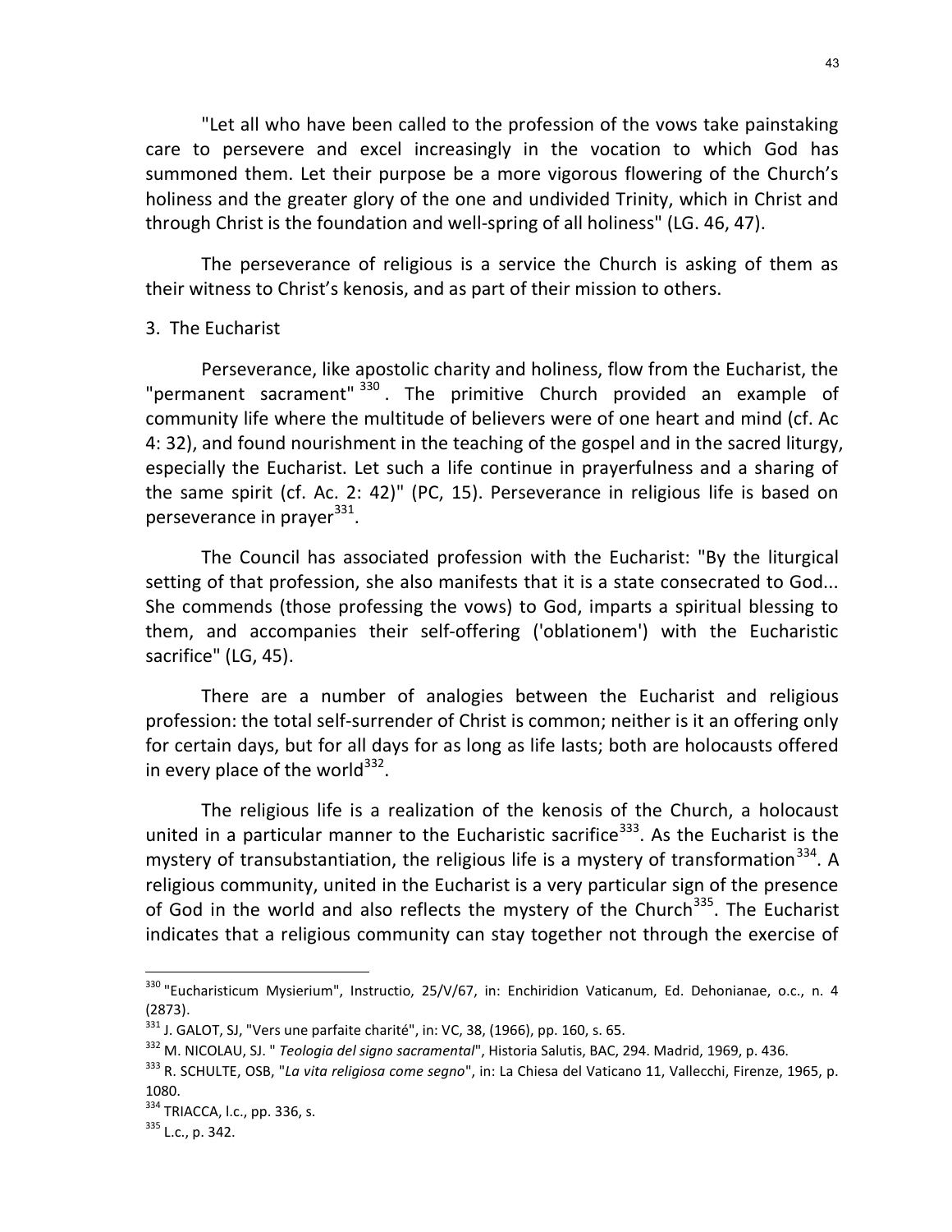"Let all who have been called to the profession of the vows take painstaking care to persevere and excel increasingly in the vocation to which God has summoned them. Let their purpose be a more vigorous flowering of the Church's holiness and the greater glory of the one and undivided Trinity, which in Christ and through Christ is the foundation and well-spring of all holiness" (LG. 46, 47).

The perseverance of religious is a service the Church is asking of them as their witness to Christ's kenosis, and as part of their mission to others.

3. The Eucharist

Perseverance, like apostolic charity and holiness, flow from the Eucharist, the "permanent sacrament" [330]. The primitive Church provided an example of community life where the multitude of believers were of one heart and mind (cf. Ac 4: 32), and found nourishment in the teaching of the gospel and in the sacred liturgy, especially the Eucharist. Let such a life continue in prayerfulness and a sharing of the same spirit (cf. Ac. 2: 42)" (PC, 15). Perseverance in religious life is based on perseverance in prayer[331].

The Council has associated profession with the Eucharist: "By the liturgical setting of that profession, she also manifests that it is a state consecrated to God... She commends (those professing the vows) to God, imparts a spiritual blessing to them, and accompanies their self-offering ('oblationem') with the Eucharistic sacrifice" (LG, 45).

There are a number of analogies between the Eucharist and religious profession: the total self-surrender of Christ is common; neither is it an offering only for certain days, but for all days for as long as life lasts; both are holocausts offered in every place of the world[332].

The religious life is a realization of the kenosis of the Church, a holocaust united in a particular manner to the Eucharistic sacrifice[333]. As the Eucharist is the mystery of transubstantiation, the religious life is a mystery of transformation[334]. A religious community, united in the Eucharist is a very particular sign of the presence of God in the world and also reflects the mystery of the Church[335]. The Eucharist indicates that a religious community can stay together not through the exercise of

---

[330] "Eucharisticum Mysierium", Instructio, 25/V/67, in: Enchiridion Vaticanum, Ed. Dehonianae, o.c., n. 4 (2873).

[331] J. GALOT, SJ, "Vers une parfaite charité", in: VC, 38, (1966), pp. 160, s. 65.

[332] M. NICOLAU, SJ. " *Teologia del signo sacramental*", Historia Salutis, BAC, 294. Madrid, 1969, p. 436.

[333] R. SCHULTE, OSB, "*La vita religiosa come segno*", in: La Chiesa del Vaticano 11, Vallecchi, Firenze, 1965, p. 1080.

[334] TRIACCA, l.c., pp. 336, s.

[335] L.c., p. 342.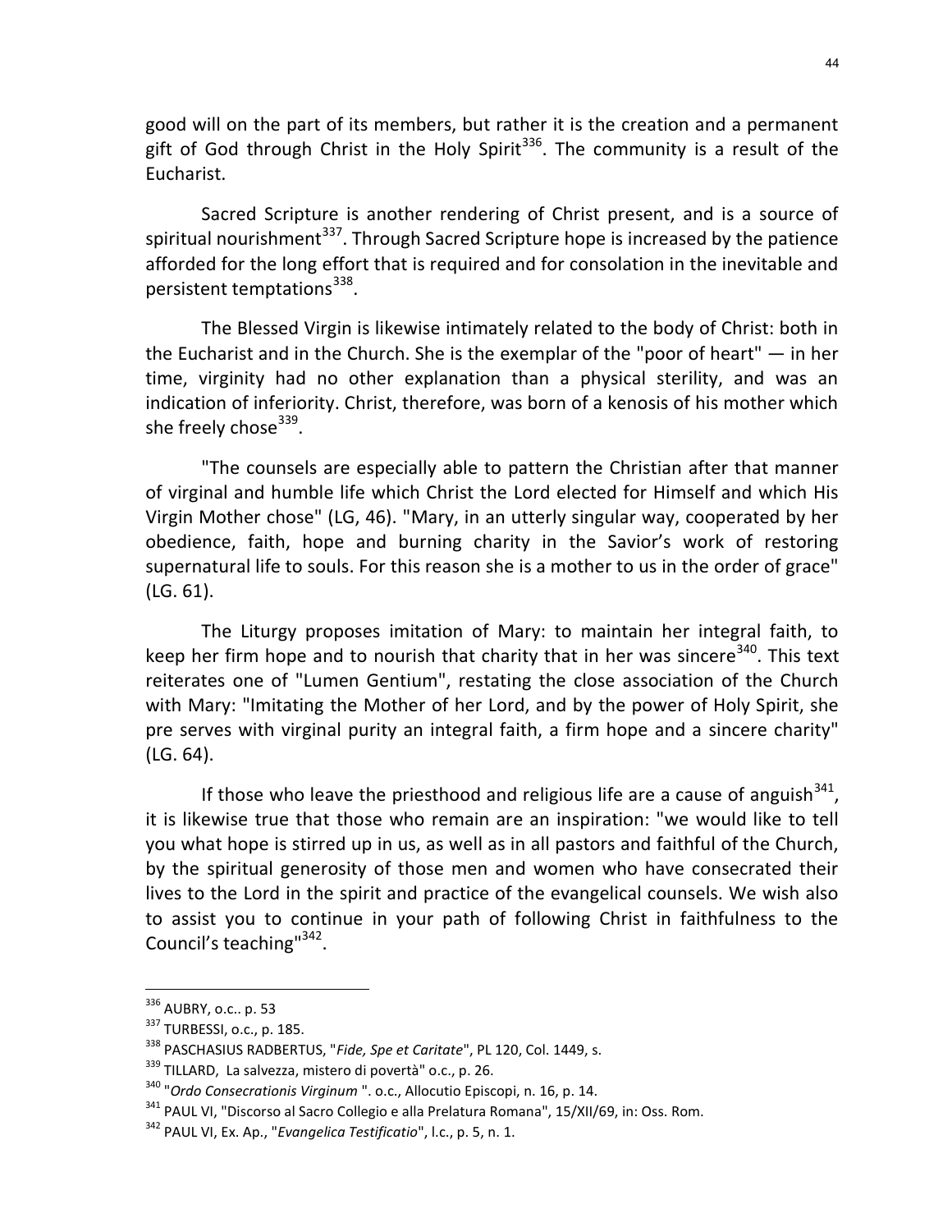good will on the part of its members, but rather it is the creation and a permanent gift of God through Christ in the Holy Spirit[336]. The community is a result of the Eucharist.

Sacred Scripture is another rendering of Christ present, and is a source of spiritual nourishment[337]. Through Sacred Scripture hope is increased by the patience afforded for the long effort that is required and for consolation in the inevitable and persistent temptations[338].

The Blessed Virgin is likewise intimately related to the body of Christ: both in the Eucharist and in the Church. She is the exemplar of the "poor of heart" — in her time, virginity had no other explanation than a physical sterility, and was an indication of inferiority. Christ, therefore, was born of a kenosis of his mother which she freely chose[339].

"The counsels are especially able to pattern the Christian after that manner of virginal and humble life which Christ the Lord elected for Himself and which His Virgin Mother chose" (LG, 46). "Mary, in an utterly singular way, cooperated by her obedience, faith, hope and burning charity in the Savior's work of restoring supernatural life to souls. For this reason she is a mother to us in the order of grace" (LG. 61).

The Liturgy proposes imitation of Mary: to maintain her integral faith, to keep her firm hope and to nourish that charity that in her was sincere[340]. This text reiterates one of "Lumen Gentium", restating the close association of the Church with Mary: "Imitating the Mother of her Lord, and by the power of Holy Spirit, she pre serves with virginal purity an integral faith, a firm hope and a sincere charity" (LG. 64).

If those who leave the priesthood and religious life are a cause of anguish[341], it is likewise true that those who remain are an inspiration: "we would like to tell you what hope is stirred up in us, as well as in all pastors and faithful of the Church, by the spiritual generosity of those men and women who have consecrated their lives to the Lord in the spirit and practice of the evangelical counsels. We wish also to assist you to continue in your path of following Christ in faithfulness to the Council's teaching"[342].

---

[336] AUBRY, o.c.. p. 53

[337] TURBESSI, o.c., p. 185.

[338] PASCHASIUS RADBERTUS, "*Fide, Spe et Caritate*", PL 120, Col. 1449, s.

[339] TILLARD, La salvezza, mistero di povertà" o.c., p. 26.

[340] "*Ordo Consecrationis Virginum* ". o.c., Allocutio Episcopi, n. 16, p. 14.

[341] PAUL VI, "Discorso al Sacro Collegio e alla Prelatura Romana", 15/XII/69, in: Oss. Rom.

[342] PAUL VI, Ex. Ap., "*Evangelica Testificatio*", l.c., p. 5, n. 1.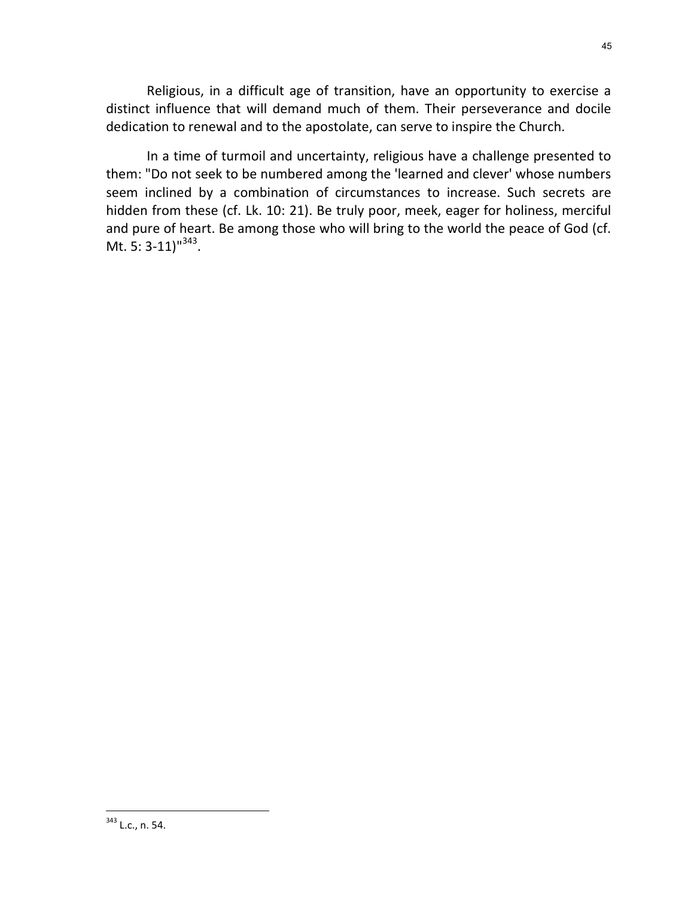Religious, in a difficult age of transition, have an opportunity to exercise a distinct influence that will demand much of them. Their perseverance and docile dedication to renewal and to the apostolate, can serve to inspire the Church.

In a time of turmoil and uncertainty, religious have a challenge presented to them: "Do not seek to be numbered among the 'learned and clever' whose numbers seem inclined by a combination of circumstances to increase. Such secrets are hidden from these (cf. Lk. 10: 21). Be truly poor, meek, eager for holiness, merciful and pure of heart. Be among those who will bring to the world the peace of God (cf. Mt. 5: 3-11)"[343].

---

[343] L.c., n. 54.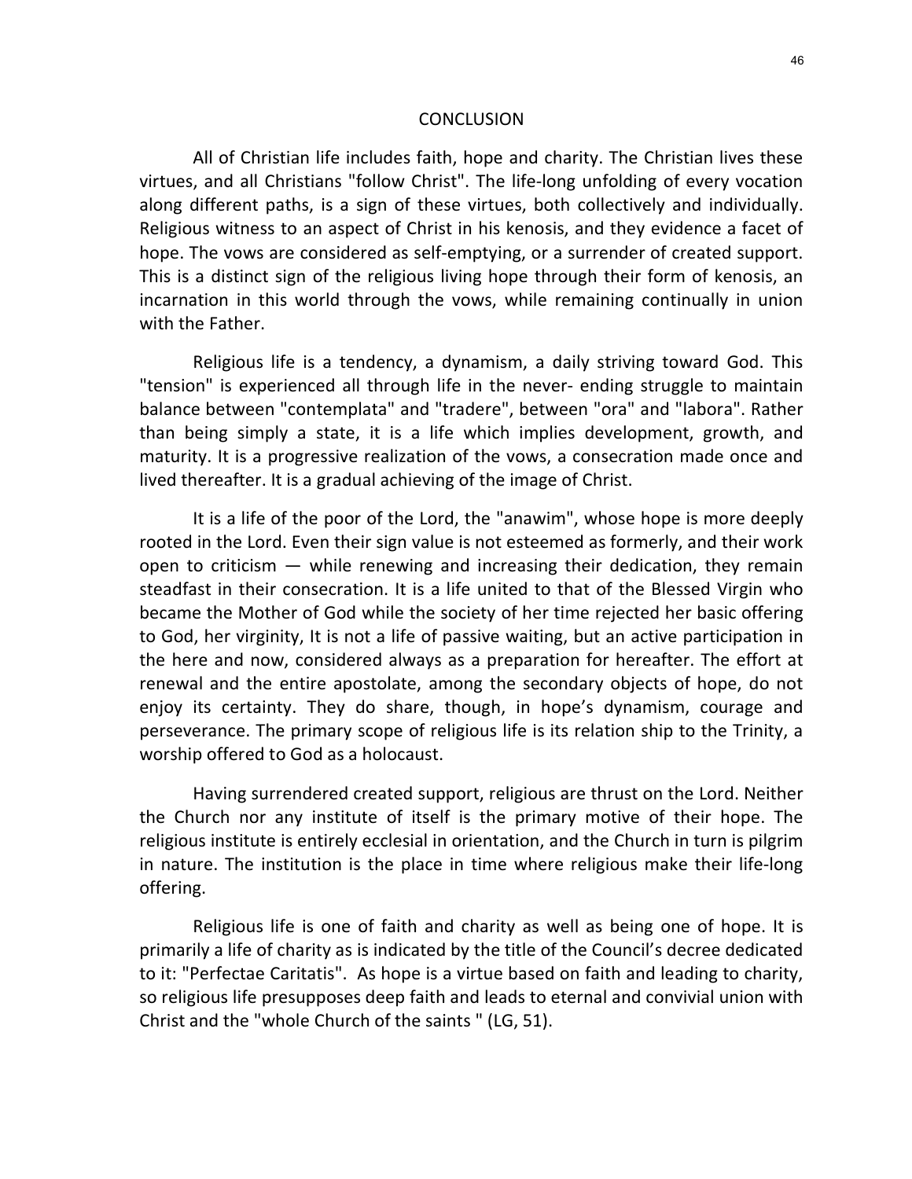# CONCLUSION

All of Christian life includes faith, hope and charity. The Christian lives these virtues, and all Christians "follow Christ". The life-long unfolding of every vocation along different paths, is a sign of these virtues, both collectively and individually. Religious witness to an aspect of Christ in his kenosis, and they evidence a facet of hope. The vows are considered as self-emptying, or a surrender of created support. This is a distinct sign of the religious living hope through their form of kenosis, an incarnation in this world through the vows, while remaining continually in union with the Father.

Religious life is a tendency, a dynamism, a daily striving toward God. This "tension" is experienced all through life in the never- ending struggle to maintain balance between "contemplata" and "tradere", between "ora" and "labora". Rather than being simply a state, it is a life which implies development, growth, and maturity. It is a progressive realization of the vows, a consecration made once and lived thereafter. It is a gradual achieving of the image of Christ.

It is a life of the poor of the Lord, the "anawim", whose hope is more deeply rooted in the Lord. Even their sign value is not esteemed as formerly, and their work open to criticism — while renewing and increasing their dedication, they remain steadfast in their consecration. It is a life united to that of the Blessed Virgin who became the Mother of God while the society of her time rejected her basic offering to God, her virginity, It is not a life of passive waiting, but an active participation in the here and now, considered always as a preparation for hereafter. The effort at renewal and the entire apostolate, among the secondary objects of hope, do not enjoy its certainty. They do share, though, in hope's dynamism, courage and perseverance. The primary scope of religious life is its relation ship to the Trinity, a worship offered to God as a holocaust.

Having surrendered created support, religious are thrust on the Lord. Neither the Church nor any institute of itself is the primary motive of their hope. The religious institute is entirely ecclesial in orientation, and the Church in turn is pilgrim in nature. The institution is the place in time where religious make their life-long offering.

Religious life is one of faith and charity as well as being one of hope. It is primarily a life of charity as is indicated by the title of the Council's decree dedicated to it: "Perfectae Caritatis". As hope is a virtue based on faith and leading to charity, so religious life presupposes deep faith and leads to eternal and convivial union with Christ and the "whole Church of the saints " (LG, 51).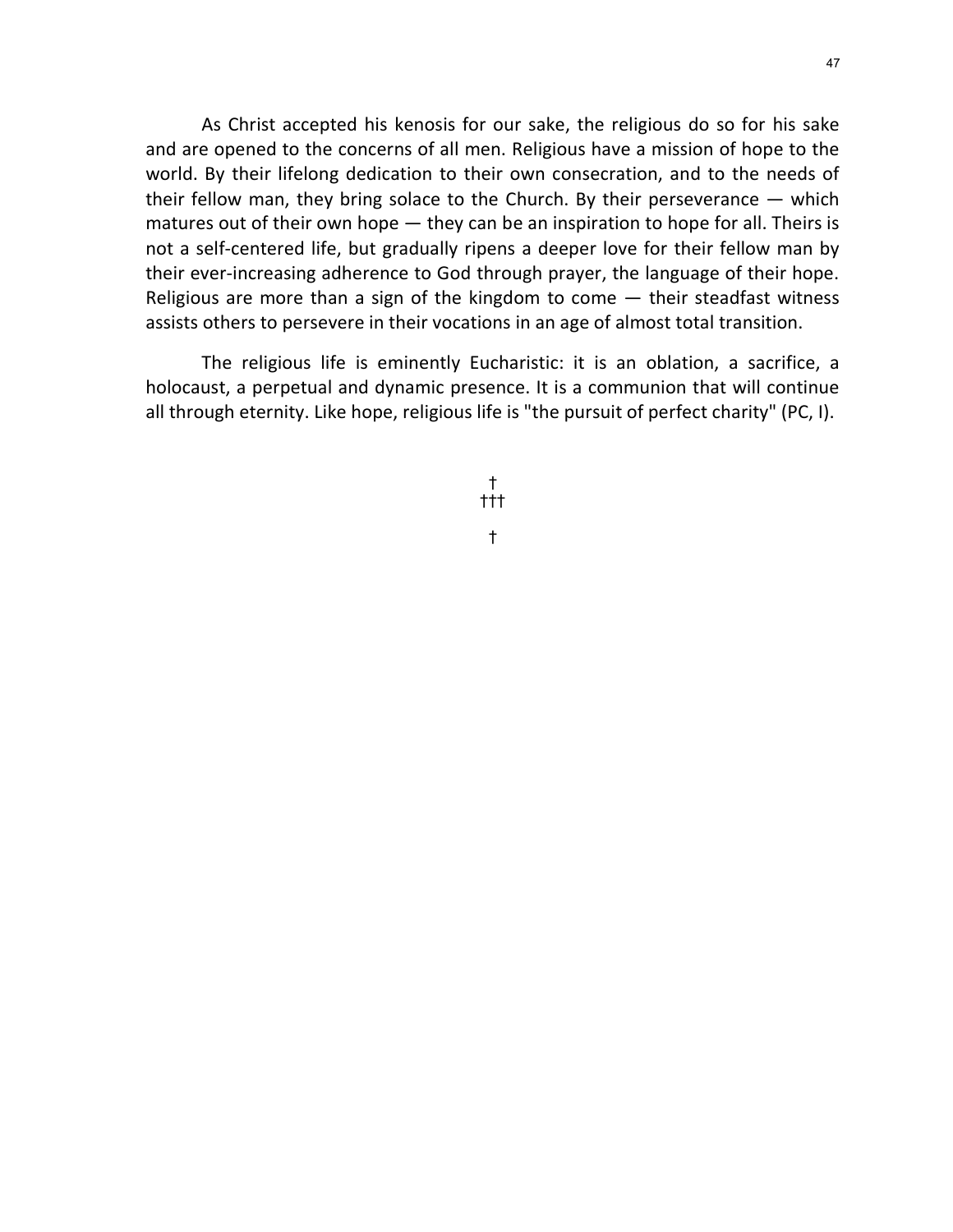As Christ accepted his kenosis for our sake, the religious do so for his sake and are opened to the concerns of all men. Religious have a mission of hope to the world. By their lifelong dedication to their own consecration, and to the needs of their fellow man, they bring solace to the Church. By their perseverance — which matures out of their own hope — they can be an inspiration to hope for all. Theirs is not a self-centered life, but gradually ripens a deeper love for their fellow man by their ever-increasing adherence to God through prayer, the language of their hope. Religious are more than a sign of the kingdom to come — their steadfast witness assists others to persevere in their vocations in an age of almost total transition.

The religious life is eminently Eucharistic: it is an oblation, a sacrifice, a holocaust, a perpetual and dynamic presence. It is a communion that will continue all through eternity. Like hope, religious life is "the pursuit of perfect charity" (PC, I).

†
†††
†